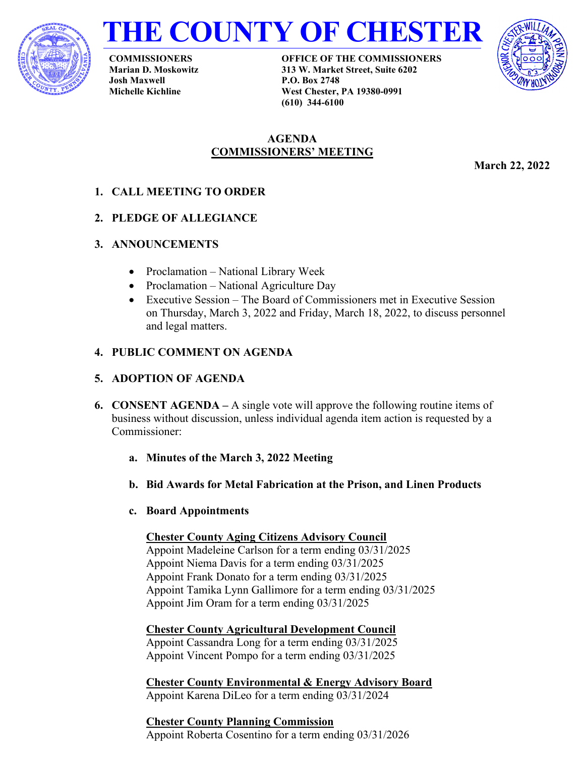# THE COUNTY OF CHESTER

**COMMISSIONERS**
**Marian D. Moskowitz**
**Josh Maxwell**
**Michelle Kichline**

**OFFICE OF THE COMMISSIONERS**
**313 W. Market Street, Suite 6202**
**P.O. Box 2748**
**West Chester, PA 19380-0991**
**(610) 344-6100**

## AGENDA
## COMMISSIONERS' MEETING

**March 22, 2022**

1. **CALL MEETING TO ORDER**

2. **PLEDGE OF ALLEGIANCE**

3. **ANNOUNCEMENTS**

   - Proclamation – National Library Week
   - Proclamation – National Agriculture Day
   - Executive Session – The Board of Commissioners met in Executive Session on Thursday, March 3, 2022 and Friday, March 18, 2022, to discuss personnel and legal matters.

4. **PUBLIC COMMENT ON AGENDA**

5. **ADOPTION OF AGENDA**

6. **CONSENT AGENDA –** A single vote will approve the following routine items of business without discussion, unless individual agenda item action is requested by a Commissioner:

   a. **Minutes of the March 3, 2022 Meeting**

   b. **Bid Awards for Metal Fabrication at the Prison, and Linen Products**

   c. **Board Appointments**

      **Chester County Aging Citizens Advisory Council**
      Appoint Madeleine Carlson for a term ending 03/31/2025
      Appoint Niema Davis for a term ending 03/31/2025
      Appoint Frank Donato for a term ending 03/31/2025
      Appoint Tamika Lynn Gallimore for a term ending 03/31/2025
      Appoint Jim Oram for a term ending 03/31/2025

      **Chester County Agricultural Development Council**
      Appoint Cassandra Long for a term ending 03/31/2025
      Appoint Vincent Pompo for a term ending 03/31/2025

      **Chester County Environmental & Energy Advisory Board**
      Appoint Karena DiLeo for a term ending 03/31/2024

      **Chester County Planning Commission**
      Appoint Roberta Cosentino for a term ending 03/31/2026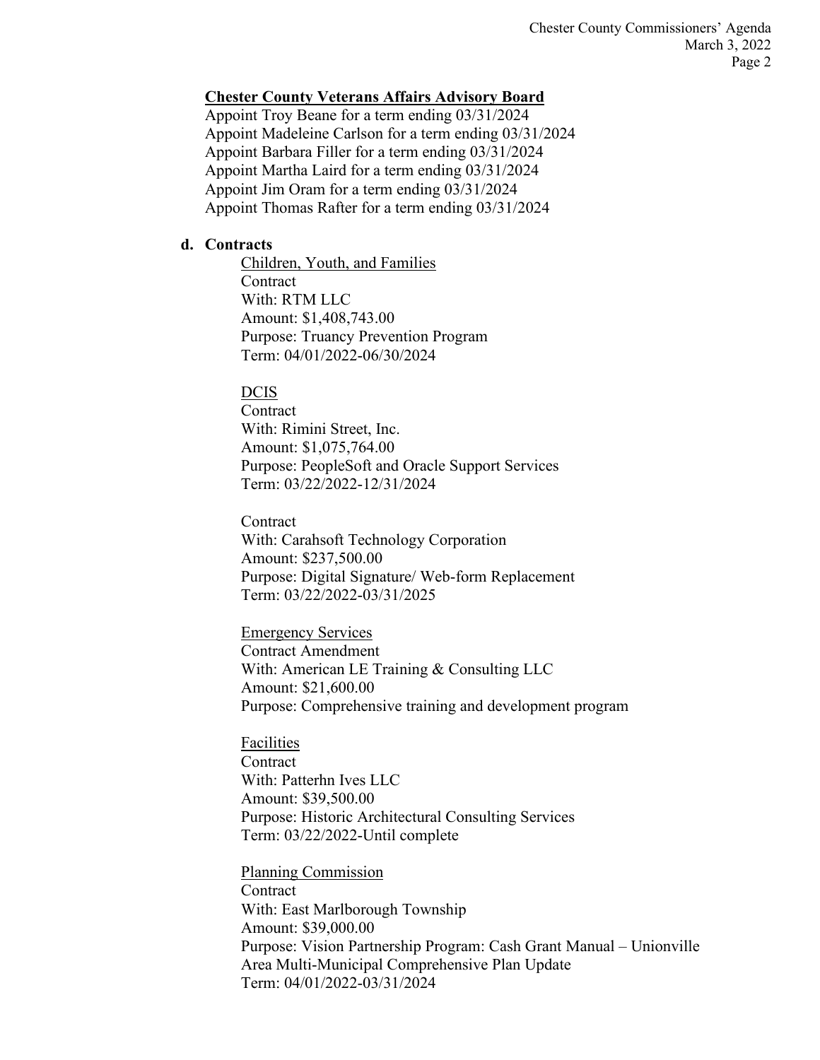**Chester County Veterans Affairs Advisory Board**

Appoint Troy Beane for a term ending 03/31/2024
Appoint Madeleine Carlson for a term ending 03/31/2024
Appoint Barbara Filler for a term ending 03/31/2024
Appoint Martha Laird for a term ending 03/31/2024
Appoint Jim Oram for a term ending 03/31/2024
Appoint Thomas Rafter for a term ending 03/31/2024

**d. Contracts**

Children, Youth, and Families
Contract
With: RTM LLC
Amount: $1,408,743.00
Purpose: Truancy Prevention Program
Term: 04/01/2022-06/30/2024

DCIS
Contract
With: Rimini Street, Inc.
Amount: $1,075,764.00
Purpose: PeopleSoft and Oracle Support Services
Term: 03/22/2022-12/31/2024

Contract
With: Carahsoft Technology Corporation
Amount: $237,500.00
Purpose: Digital Signature/ Web-form Replacement
Term: 03/22/2022-03/31/2025

Emergency Services
Contract Amendment
With: American LE Training & Consulting LLC
Amount: $21,600.00
Purpose: Comprehensive training and development program

Facilities
Contract
With: Patterhn Ives LLC
Amount: $39,500.00
Purpose: Historic Architectural Consulting Services
Term: 03/22/2022-Until complete

Planning Commission
Contract
With: East Marlborough Township
Amount: $39,000.00
Purpose: Vision Partnership Program: Cash Grant Manual – Unionville Area Multi-Municipal Comprehensive Plan Update
Term: 04/01/2022-03/31/2024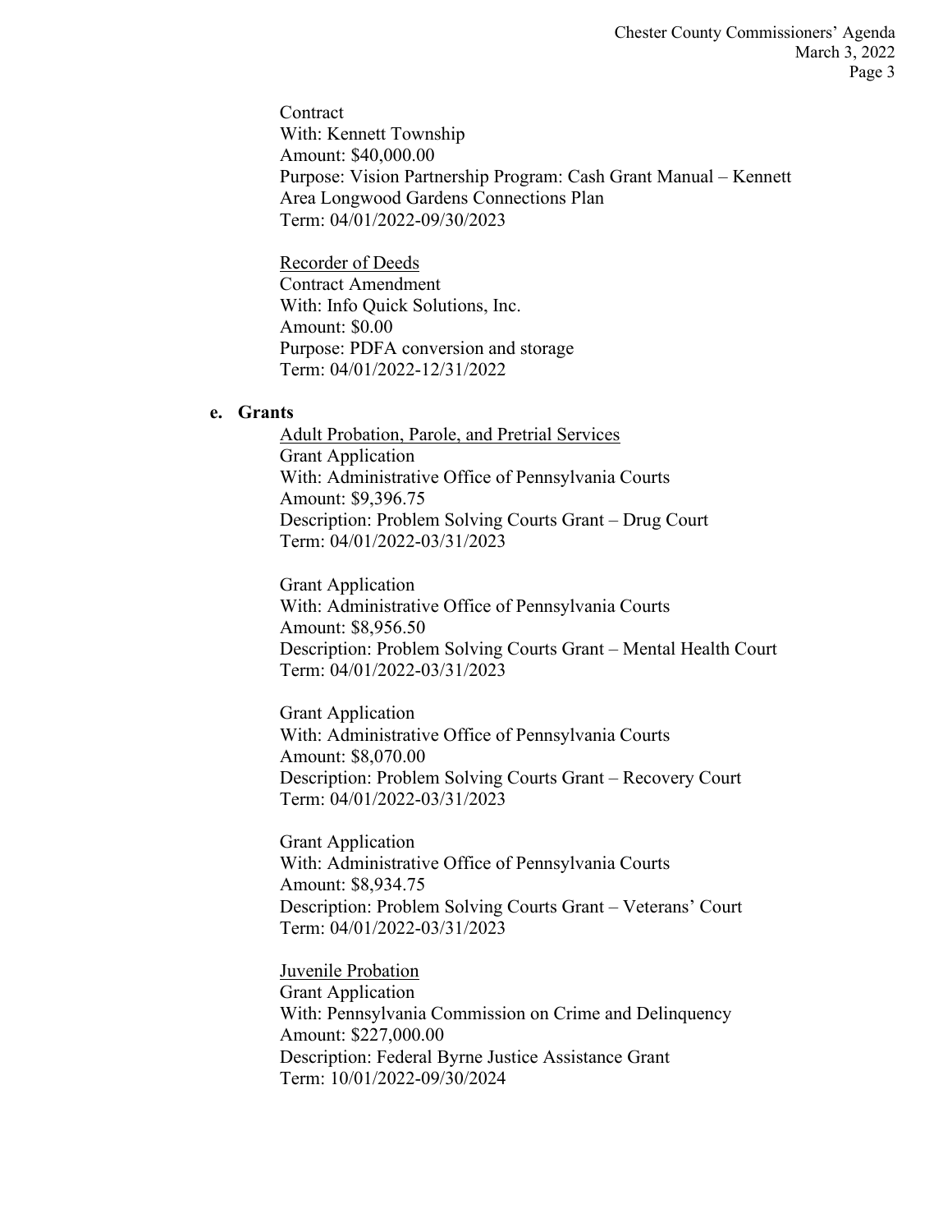Contract
With: Kennett Township
Amount: $40,000.00
Purpose: Vision Partnership Program: Cash Grant Manual – Kennett Area Longwood Gardens Connections Plan
Term: 04/01/2022-09/30/2023

Recorder of Deeds
Contract Amendment
With: Info Quick Solutions, Inc.
Amount: $0.00
Purpose: PDFA conversion and storage
Term: 04/01/2022-12/31/2022

**e. Grants**

Adult Probation, Parole, and Pretrial Services
Grant Application
With: Administrative Office of Pennsylvania Courts
Amount: $9,396.75
Description: Problem Solving Courts Grant – Drug Court
Term: 04/01/2022-03/31/2023

Grant Application
With: Administrative Office of Pennsylvania Courts
Amount: $8,956.50
Description: Problem Solving Courts Grant – Mental Health Court
Term: 04/01/2022-03/31/2023

Grant Application
With: Administrative Office of Pennsylvania Courts
Amount: $8,070.00
Description: Problem Solving Courts Grant – Recovery Court
Term: 04/01/2022-03/31/2023

Grant Application
With: Administrative Office of Pennsylvania Courts
Amount: $8,934.75
Description: Problem Solving Courts Grant – Veterans' Court
Term: 04/01/2022-03/31/2023

Juvenile Probation
Grant Application
With: Pennsylvania Commission on Crime and Delinquency
Amount: $227,000.00
Description: Federal Byrne Justice Assistance Grant
Term: 10/01/2022-09/30/2024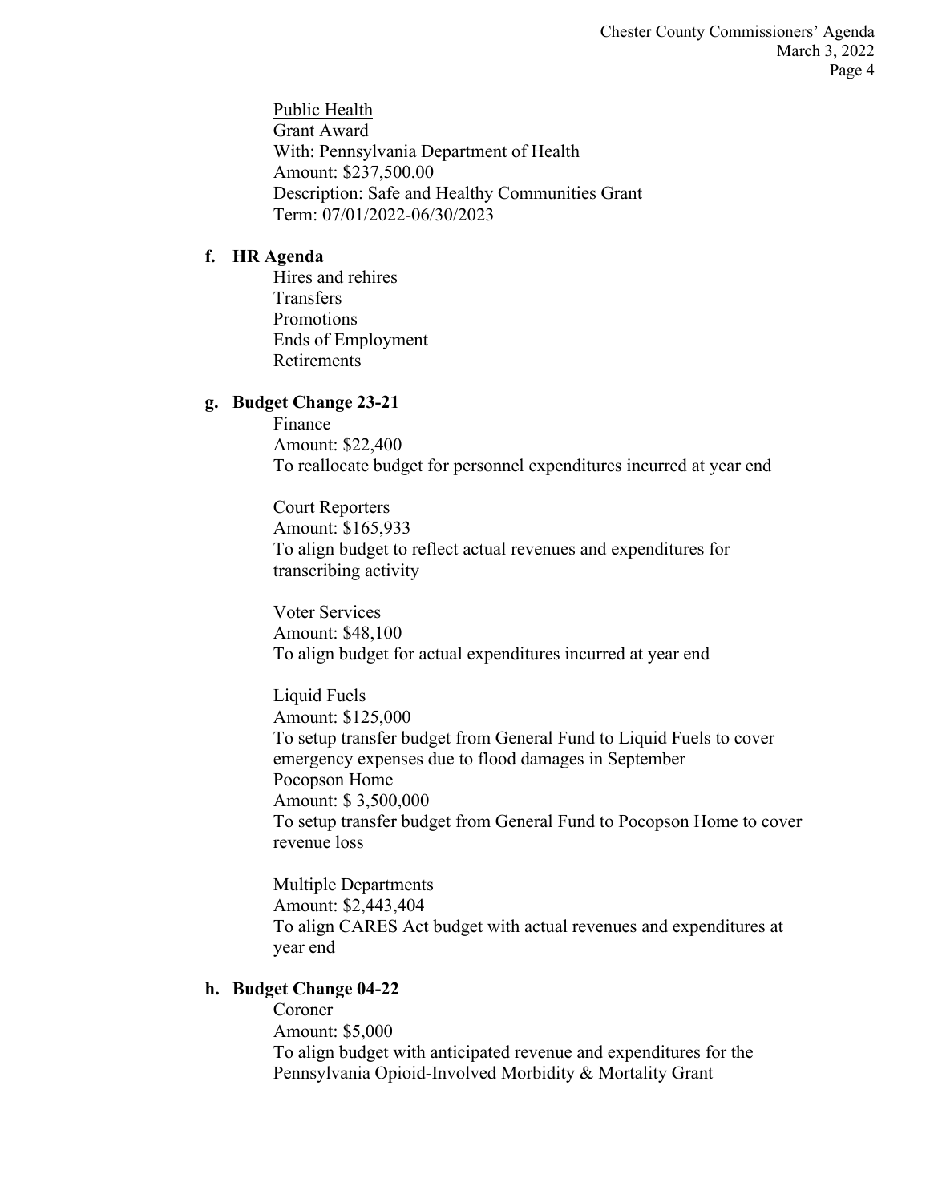Public Health
Grant Award
With: Pennsylvania Department of Health
Amount: $237,500.00
Description: Safe and Healthy Communities Grant
Term: 07/01/2022-06/30/2023

**f. HR Agenda**

Hires and rehires
Transfers
Promotions
Ends of Employment
Retirements

**g. Budget Change 23-21**

Finance
Amount: $22,400
To reallocate budget for personnel expenditures incurred at year end

Court Reporters
Amount: $165,933
To align budget to reflect actual revenues and expenditures for transcribing activity

Voter Services
Amount: $48,100
To align budget for actual expenditures incurred at year end

Liquid Fuels
Amount: $125,000
To setup transfer budget from General Fund to Liquid Fuels to cover emergency expenses due to flood damages in September
Pocopson Home
Amount: $ 3,500,000
To setup transfer budget from General Fund to Pocopson Home to cover revenue loss

Multiple Departments
Amount: $2,443,404
To align CARES Act budget with actual revenues and expenditures at year end

**h. Budget Change 04-22**

Coroner
Amount: $5,000
To align budget with anticipated revenue and expenditures for the Pennsylvania Opioid-Involved Morbidity & Mortality Grant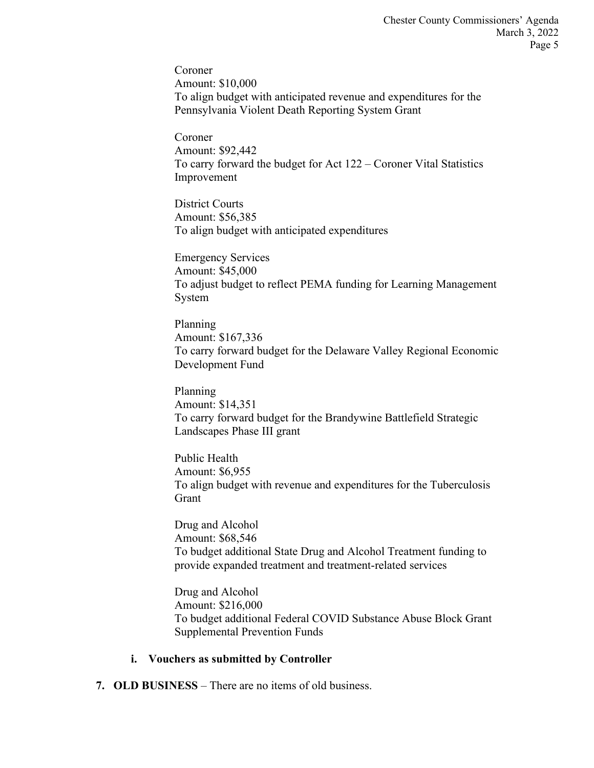Coroner
Amount: $10,000
To align budget with anticipated revenue and expenditures for the Pennsylvania Violent Death Reporting System Grant

Coroner
Amount: $92,442
To carry forward the budget for Act 122 – Coroner Vital Statistics Improvement

District Courts
Amount: $56,385
To align budget with anticipated expenditures

Emergency Services
Amount: $45,000
To adjust budget to reflect PEMA funding for Learning Management System

Planning
Amount: $167,336
To carry forward budget for the Delaware Valley Regional Economic Development Fund

Planning
Amount: $14,351
To carry forward budget for the Brandywine Battlefield Strategic Landscapes Phase III grant

Public Health
Amount: $6,955
To align budget with revenue and expenditures for the Tuberculosis Grant

Drug and Alcohol
Amount: $68,546
To budget additional State Drug and Alcohol Treatment funding to provide expanded treatment and treatment-related services

Drug and Alcohol
Amount: $216,000
To budget additional Federal COVID Substance Abuse Block Grant Supplemental Prevention Funds

**i. Vouchers as submitted by Controller**

**7. OLD BUSINESS** – There are no items of old business.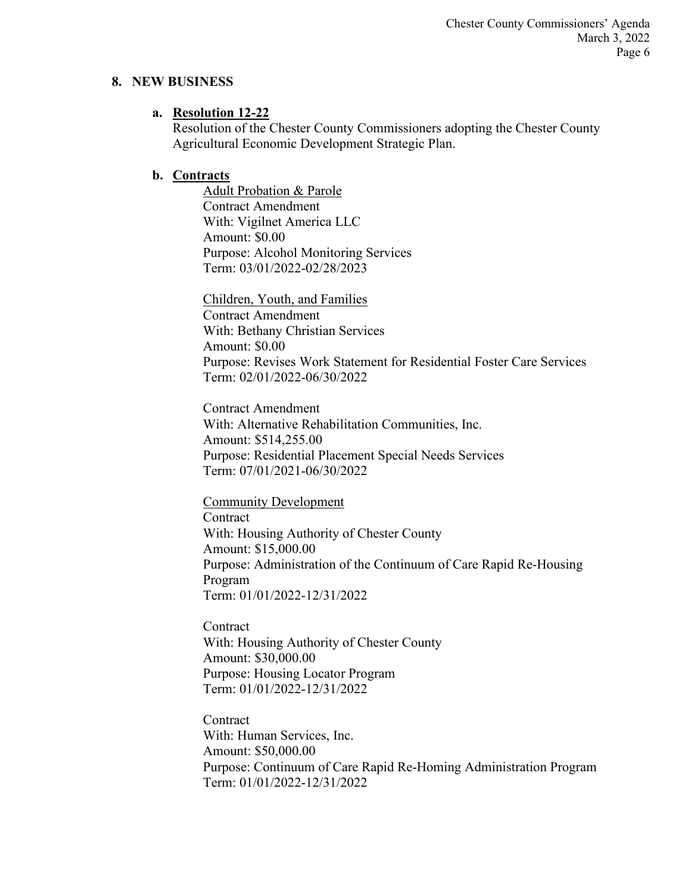## 8. NEW BUSINESS

### a. <u>Resolution 12-22</u>

Resolution of the Chester County Commissioners adopting the Chester County Agricultural Economic Development Strategic Plan.

### b. <u>Contracts</u>

<u>Adult Probation & Parole</u>
Contract Amendment
With: Vigilnet America LLC
Amount: $0.00
Purpose: Alcohol Monitoring Services
Term: 03/01/2022-02/28/2023

<u>Children, Youth, and Families</u>
Contract Amendment
With: Bethany Christian Services
Amount: $0.00
Purpose: Revises Work Statement for Residential Foster Care Services
Term: 02/01/2022-06/30/2022

Contract Amendment
With: Alternative Rehabilitation Communities, Inc.
Amount: $514,255.00
Purpose: Residential Placement Special Needs Services
Term: 07/01/2021-06/30/2022

<u>Community Development</u>
Contract
With: Housing Authority of Chester County
Amount: $15,000.00
Purpose: Administration of the Continuum of Care Rapid Re-Housing Program
Term: 01/01/2022-12/31/2022

Contract
With: Housing Authority of Chester County
Amount: $30,000.00
Purpose: Housing Locator Program
Term: 01/01/2022-12/31/2022

Contract
With: Human Services, Inc.
Amount: $50,000.00
Purpose: Continuum of Care Rapid Re-Homing Administration Program
Term: 01/01/2022-12/31/2022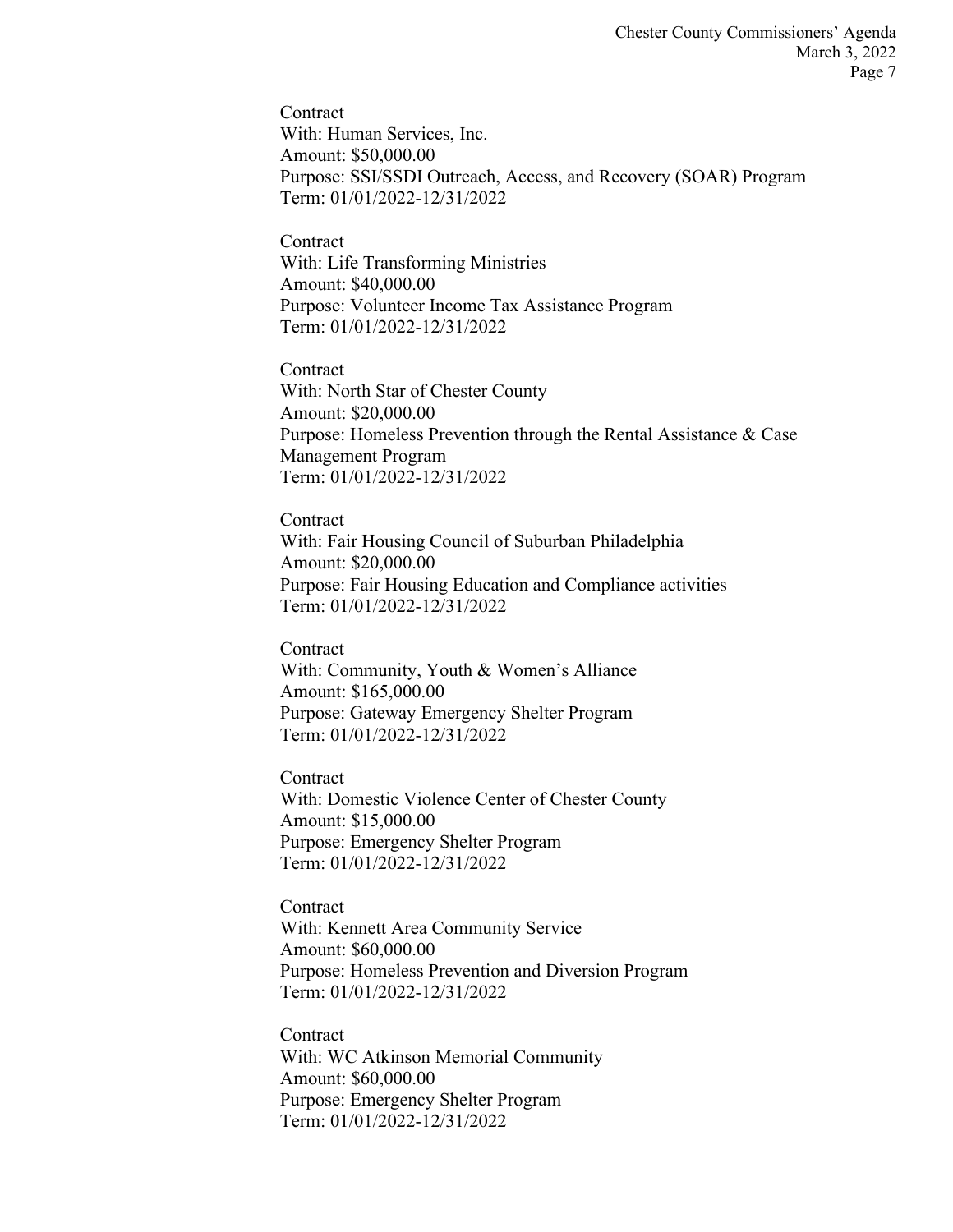Contract
With: Human Services, Inc.
Amount: $50,000.00
Purpose: SSI/SSDI Outreach, Access, and Recovery (SOAR) Program
Term: 01/01/2022-12/31/2022

Contract
With: Life Transforming Ministries
Amount: $40,000.00
Purpose: Volunteer Income Tax Assistance Program
Term: 01/01/2022-12/31/2022

Contract
With: North Star of Chester County
Amount: $20,000.00
Purpose: Homeless Prevention through the Rental Assistance & Case Management Program
Term: 01/01/2022-12/31/2022

Contract
With: Fair Housing Council of Suburban Philadelphia
Amount: $20,000.00
Purpose: Fair Housing Education and Compliance activities
Term: 01/01/2022-12/31/2022

Contract
With: Community, Youth & Women's Alliance
Amount: $165,000.00
Purpose: Gateway Emergency Shelter Program
Term: 01/01/2022-12/31/2022

Contract
With: Domestic Violence Center of Chester County
Amount: $15,000.00
Purpose: Emergency Shelter Program
Term: 01/01/2022-12/31/2022

Contract
With: Kennett Area Community Service
Amount: $60,000.00
Purpose: Homeless Prevention and Diversion Program
Term: 01/01/2022-12/31/2022

Contract
With: WC Atkinson Memorial Community
Amount: $60,000.00
Purpose: Emergency Shelter Program
Term: 01/01/2022-12/31/2022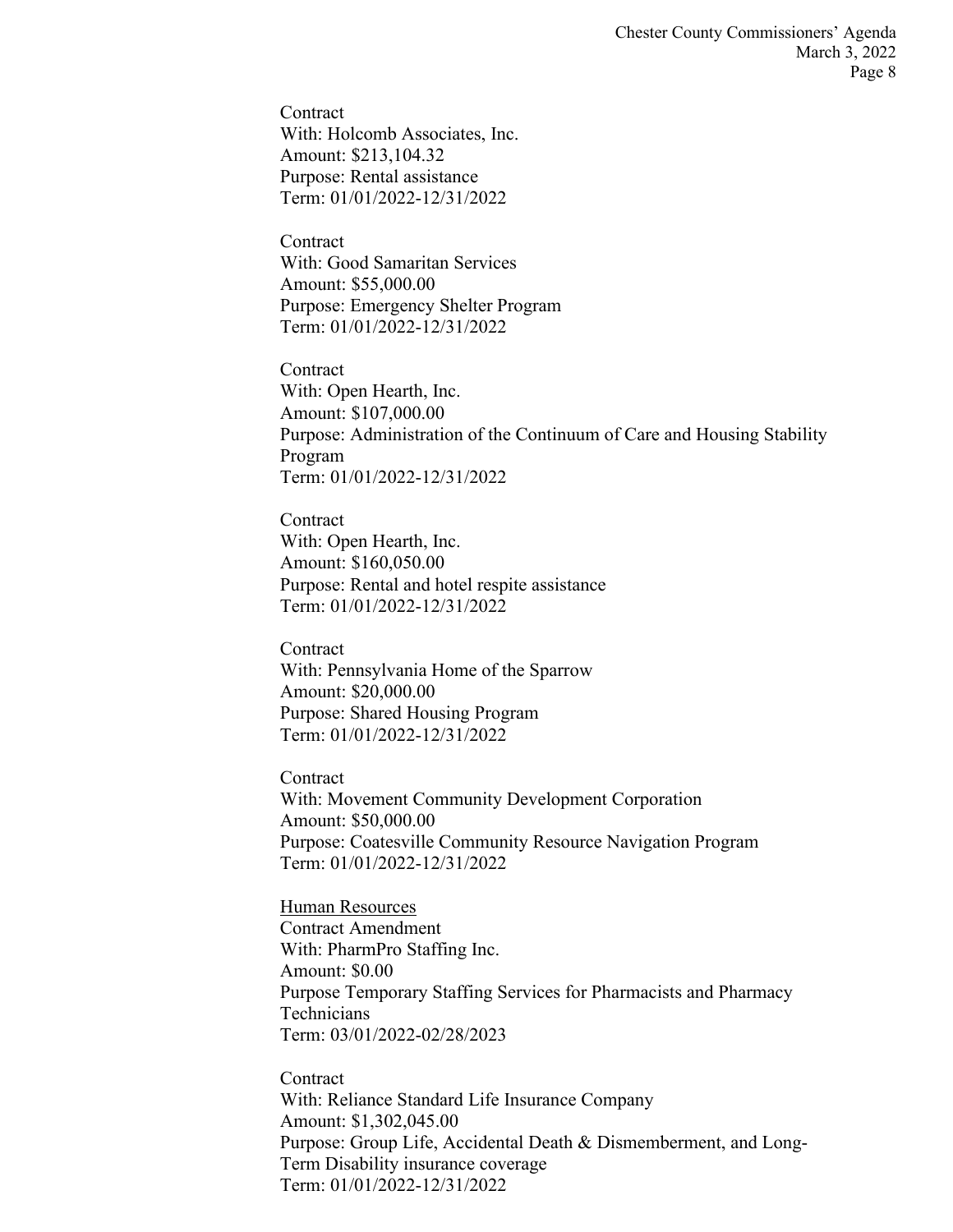Contract
With: Holcomb Associates, Inc.
Amount: $213,104.32
Purpose: Rental assistance
Term: 01/01/2022-12/31/2022

Contract
With: Good Samaritan Services
Amount: $55,000.00
Purpose: Emergency Shelter Program
Term: 01/01/2022-12/31/2022

Contract
With: Open Hearth, Inc.
Amount: $107,000.00
Purpose: Administration of the Continuum of Care and Housing Stability Program
Term: 01/01/2022-12/31/2022

Contract
With: Open Hearth, Inc.
Amount: $160,050.00
Purpose: Rental and hotel respite assistance
Term: 01/01/2022-12/31/2022

Contract
With: Pennsylvania Home of the Sparrow
Amount: $20,000.00
Purpose: Shared Housing Program
Term: 01/01/2022-12/31/2022

Contract
With: Movement Community Development Corporation
Amount: $50,000.00
Purpose: Coatesville Community Resource Navigation Program
Term: 01/01/2022-12/31/2022

<u>Human Resources</u>
Contract Amendment
With: PharmPro Staffing Inc.
Amount: $0.00
Purpose Temporary Staffing Services for Pharmacists and Pharmacy Technicians
Term: 03/01/2022-02/28/2023

Contract
With: Reliance Standard Life Insurance Company
Amount: $1,302,045.00
Purpose: Group Life, Accidental Death & Dismemberment, and Long-Term Disability insurance coverage
Term: 01/01/2022-12/31/2022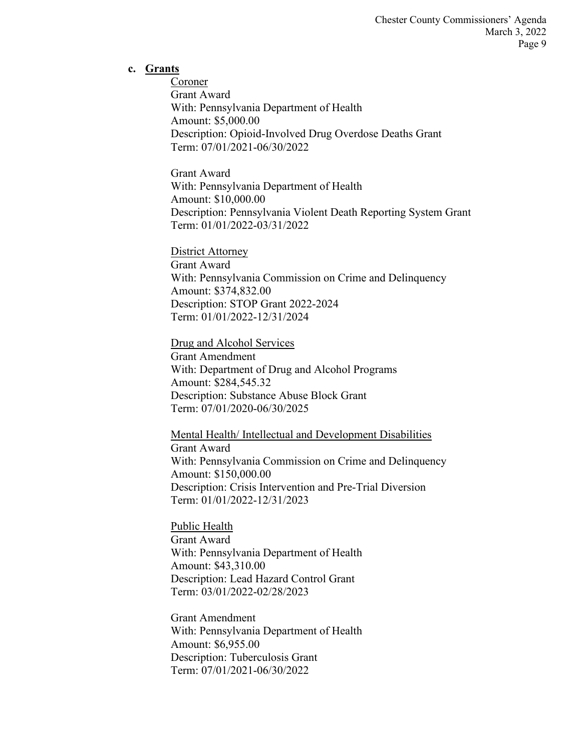**c. <u>Grants</u>**

<u>Coroner</u>
Grant Award
With: Pennsylvania Department of Health
Amount: $5,000.00
Description: Opioid-Involved Drug Overdose Deaths Grant
Term: 07/01/2021-06/30/2022

Grant Award
With: Pennsylvania Department of Health
Amount: $10,000.00
Description: Pennsylvania Violent Death Reporting System Grant
Term: 01/01/2022-03/31/2022

<u>District Attorney</u>
Grant Award
With: Pennsylvania Commission on Crime and Delinquency
Amount: $374,832.00
Description: STOP Grant 2022-2024
Term: 01/01/2022-12/31/2024

<u>Drug and Alcohol Services</u>
Grant Amendment
With: Department of Drug and Alcohol Programs
Amount: $284,545.32
Description: Substance Abuse Block Grant
Term: 07/01/2020-06/30/2025

<u>Mental Health/ Intellectual and Development Disabilities</u>
Grant Award
With: Pennsylvania Commission on Crime and Delinquency
Amount: $150,000.00
Description: Crisis Intervention and Pre-Trial Diversion
Term: 01/01/2022-12/31/2023

<u>Public Health</u>
Grant Award
With: Pennsylvania Department of Health
Amount: $43,310.00
Description: Lead Hazard Control Grant
Term: 03/01/2022-02/28/2023

Grant Amendment
With: Pennsylvania Department of Health
Amount: $6,955.00
Description: Tuberculosis Grant
Term: 07/01/2021-06/30/2022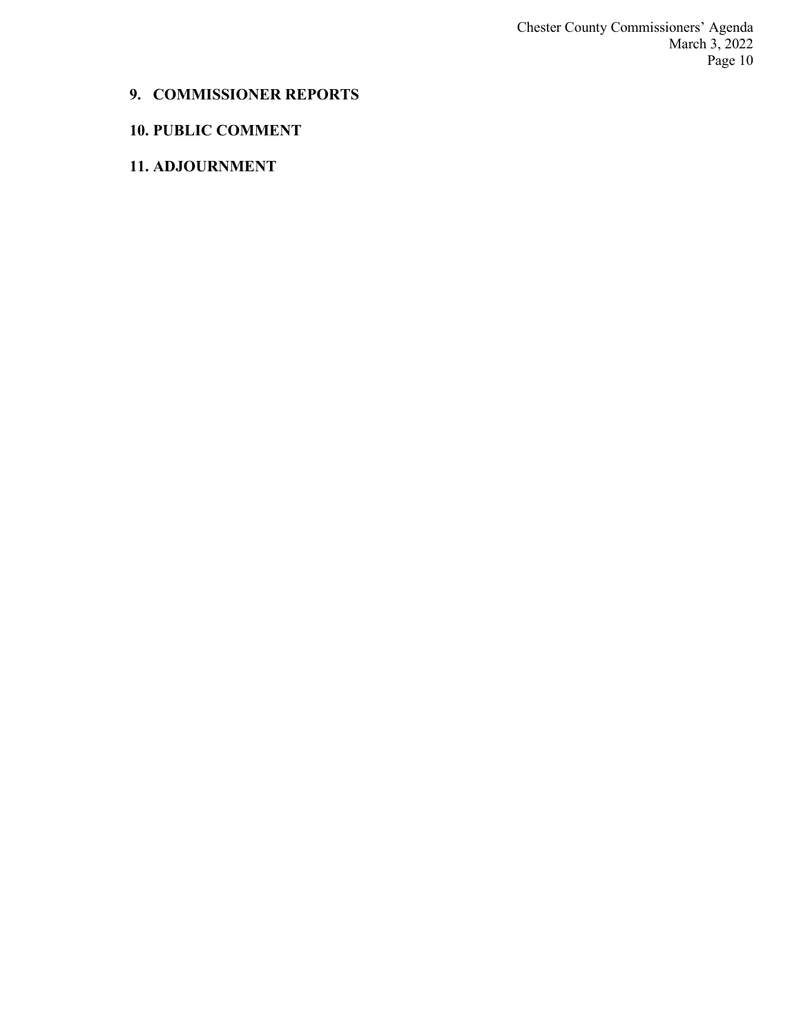## 9. COMMISSIONER REPORTS

## 10. PUBLIC COMMENT

## 11. ADJOURNMENT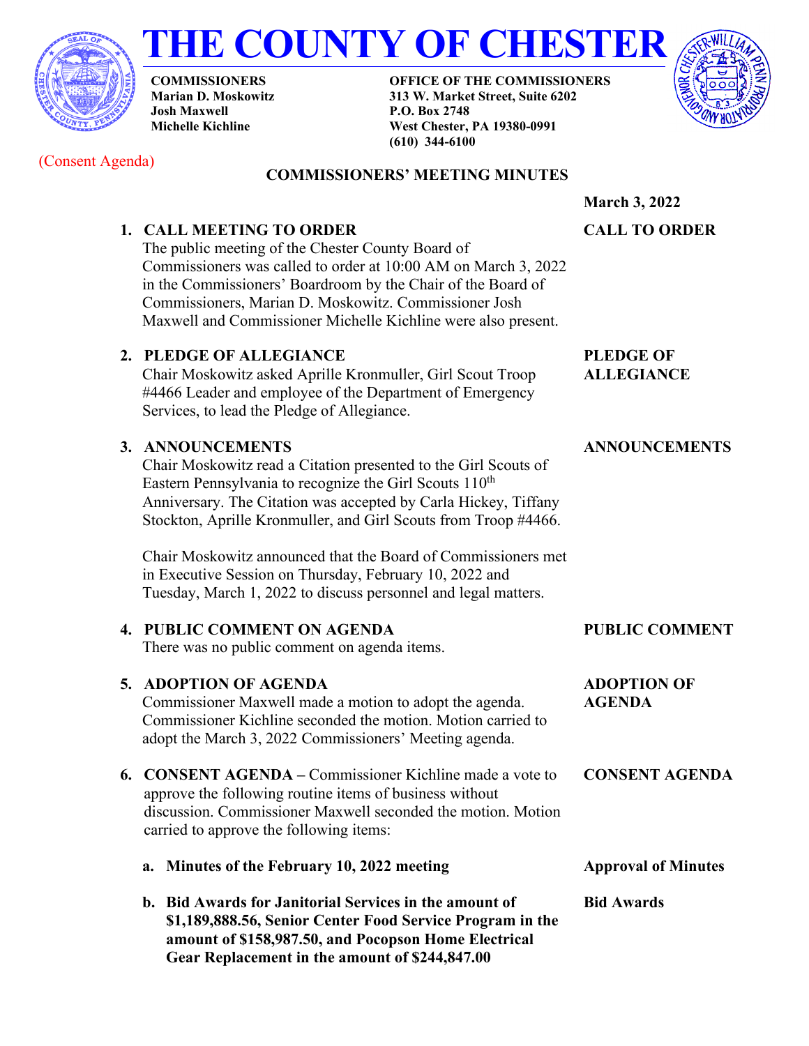# THE COUNTY OF CHESTER

**COMMISSIONERS**
**Marian D. Moskowitz**
**Josh Maxwell**
**Michelle Kichline**

**OFFICE OF THE COMMISSIONERS**
**313 W. Market Street, Suite 6202**
**P.O. Box 2748**
**West Chester, PA 19380-0991**
**(610) 344-6100**

(Consent Agenda)

## COMMISSIONERS' MEETING MINUTES

**March 3, 2022**

**1. CALL MEETING TO ORDER** — **CALL TO ORDER**

The public meeting of the Chester County Board of Commissioners was called to order at 10:00 AM on March 3, 2022 in the Commissioners' Boardroom by the Chair of the Board of Commissioners, Marian D. Moskowitz. Commissioner Josh Maxwell and Commissioner Michelle Kichline were also present.

**2. PLEDGE OF ALLEGIANCE** — **PLEDGE OF ALLEGIANCE**

Chair Moskowitz asked Aprille Kronmuller, Girl Scout Troop #4466 Leader and employee of the Department of Emergency Services, to lead the Pledge of Allegiance.

**3. ANNOUNCEMENTS** — **ANNOUNCEMENTS**

Chair Moskowitz read a Citation presented to the Girl Scouts of Eastern Pennsylvania to recognize the Girl Scouts 110th Anniversary. The Citation was accepted by Carla Hickey, Tiffany Stockton, Aprille Kronmuller, and Girl Scouts from Troop #4466.

Chair Moskowitz announced that the Board of Commissioners met in Executive Session on Thursday, February 10, 2022 and Tuesday, March 1, 2022 to discuss personnel and legal matters.

**4. PUBLIC COMMENT ON AGENDA** — **PUBLIC COMMENT**

There was no public comment on agenda items.

**5. ADOPTION OF AGENDA** — **ADOPTION OF AGENDA**

Commissioner Maxwell made a motion to adopt the agenda. Commissioner Kichline seconded the motion. Motion carried to adopt the March 3, 2022 Commissioners' Meeting agenda.

**6. CONSENT AGENDA –** Commissioner Kichline made a vote to approve the following routine items of business without discussion. Commissioner Maxwell seconded the motion. Motion carried to approve the following items: — **CONSENT AGENDA**

**a. Minutes of the February 10, 2022 meeting** — **Approval of Minutes**

**b. Bid Awards for Janitorial Services in the amount of $1,189,888.56, Senior Center Food Service Program in the amount of $158,987.50, and Pocopson Home Electrical Gear Replacement in the amount of $244,847.00** — **Bid Awards**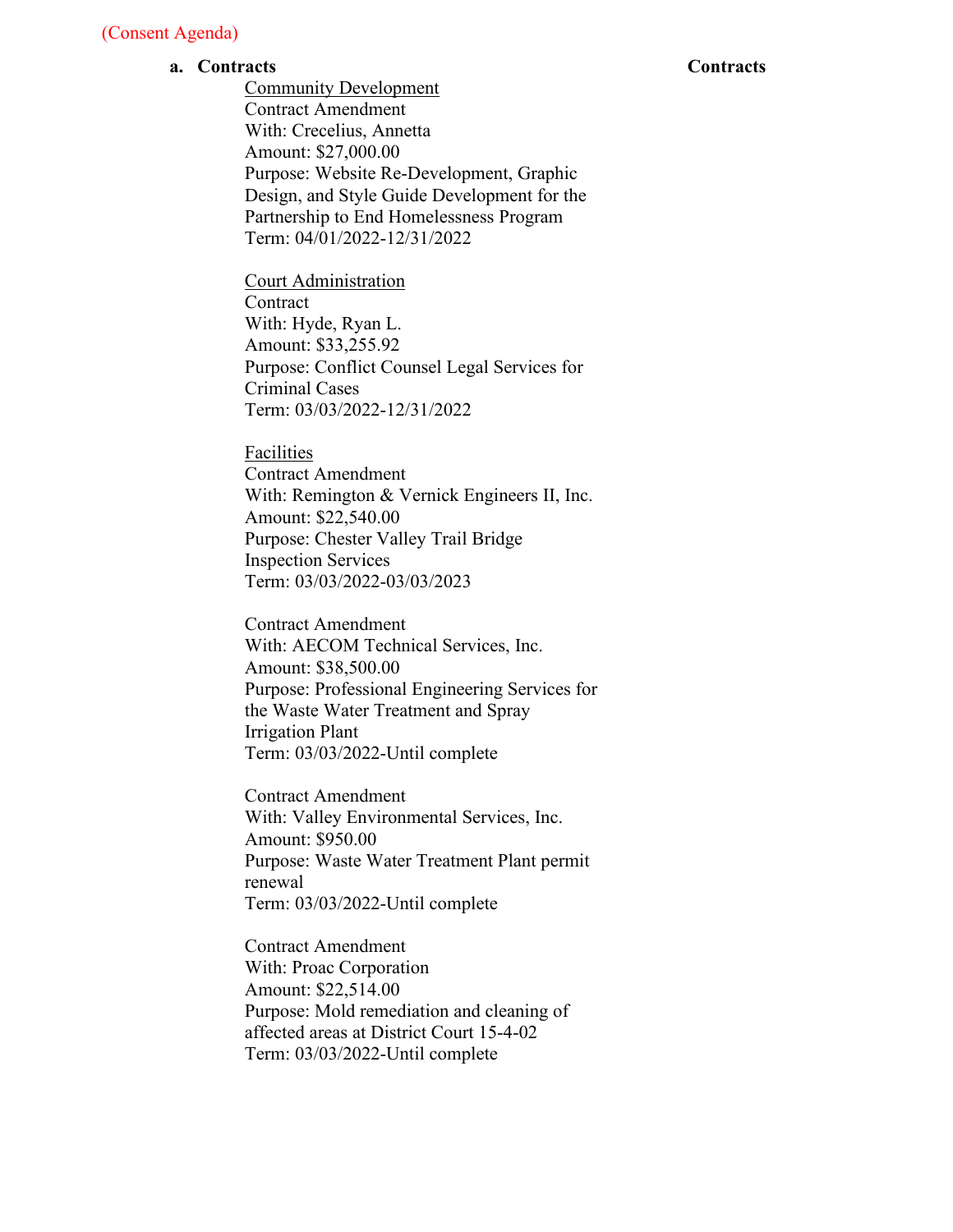(Consent Agenda)

**a. Contracts** **Contracts**

Community Development
Contract Amendment
With: Crecelius, Annetta
Amount: $27,000.00
Purpose: Website Re-Development, Graphic Design, and Style Guide Development for the Partnership to End Homelessness Program
Term: 04/01/2022-12/31/2022

Court Administration
Contract
With: Hyde, Ryan L.
Amount: $33,255.92
Purpose: Conflict Counsel Legal Services for Criminal Cases
Term: 03/03/2022-12/31/2022

Facilities
Contract Amendment
With: Remington & Vernick Engineers II, Inc.
Amount: $22,540.00
Purpose: Chester Valley Trail Bridge Inspection Services
Term: 03/03/2022-03/03/2023

Contract Amendment
With: AECOM Technical Services, Inc.
Amount: $38,500.00
Purpose: Professional Engineering Services for the Waste Water Treatment and Spray Irrigation Plant
Term: 03/03/2022-Until complete

Contract Amendment
With: Valley Environmental Services, Inc.
Amount: $950.00
Purpose: Waste Water Treatment Plant permit renewal
Term: 03/03/2022-Until complete

Contract Amendment
With: Proac Corporation
Amount: $22,514.00
Purpose: Mold remediation and cleaning of affected areas at District Court 15-4-02
Term: 03/03/2022-Until complete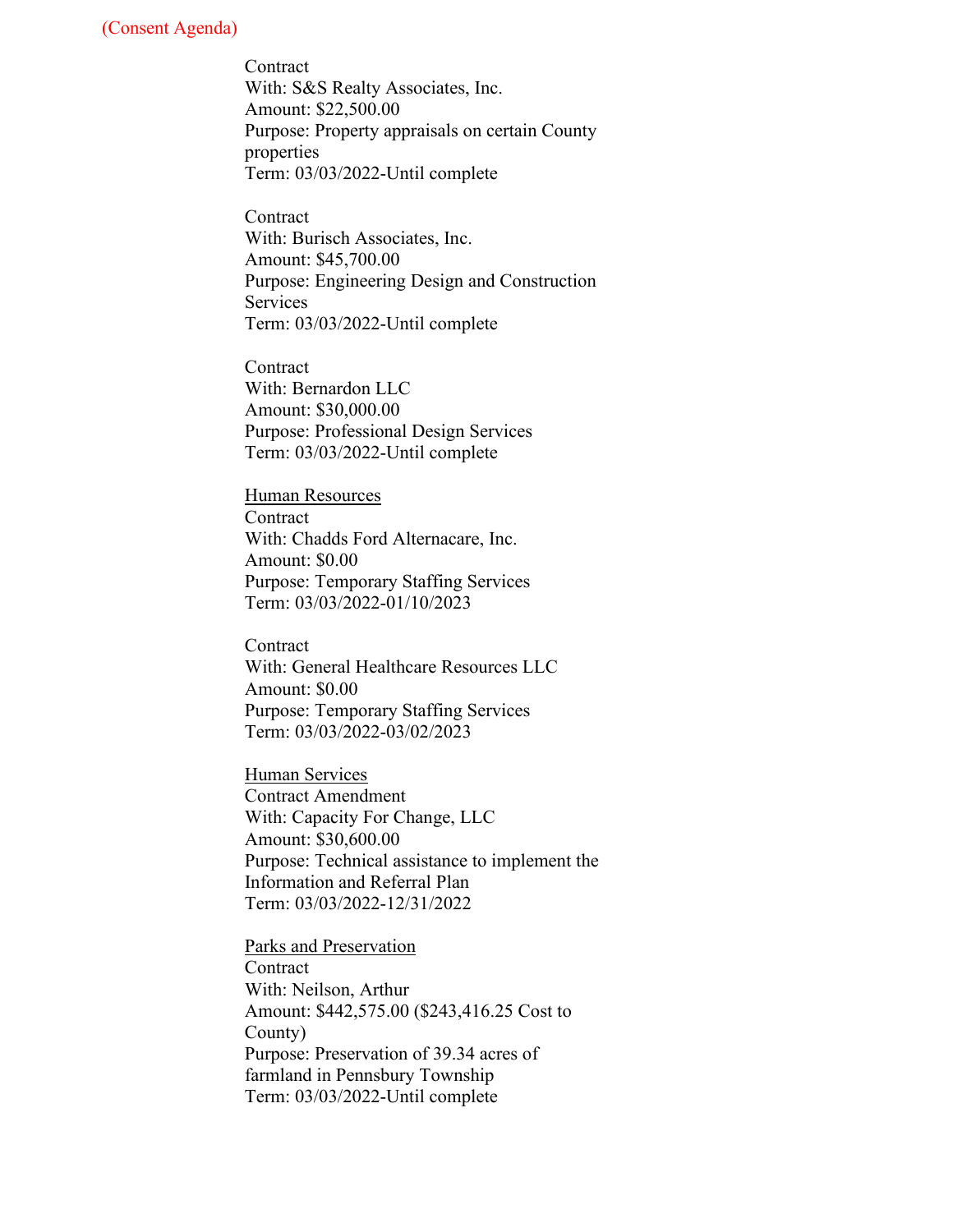(Consent Agenda)

Contract
With: S&S Realty Associates, Inc.
Amount: $22,500.00
Purpose: Property appraisals on certain County properties
Term: 03/03/2022-Until complete

Contract
With: Burisch Associates, Inc.
Amount: $45,700.00
Purpose: Engineering Design and Construction Services
Term: 03/03/2022-Until complete

Contract
With: Bernardon LLC
Amount: $30,000.00
Purpose: Professional Design Services
Term: 03/03/2022-Until complete

<u>Human Resources</u>
Contract
With: Chadds Ford Alternacare, Inc.
Amount: $0.00
Purpose: Temporary Staffing Services
Term: 03/03/2022-01/10/2023

Contract
With: General Healthcare Resources LLC
Amount: $0.00
Purpose: Temporary Staffing Services
Term: 03/03/2022-03/02/2023

<u>Human Services</u>
Contract Amendment
With: Capacity For Change, LLC
Amount: $30,600.00
Purpose: Technical assistance to implement the Information and Referral Plan
Term: 03/03/2022-12/31/2022

<u>Parks and Preservation</u>
Contract
With: Neilson, Arthur
Amount: $442,575.00 ($243,416.25 Cost to County)
Purpose: Preservation of 39.34 acres of farmland in Pennsbury Township
Term: 03/03/2022-Until complete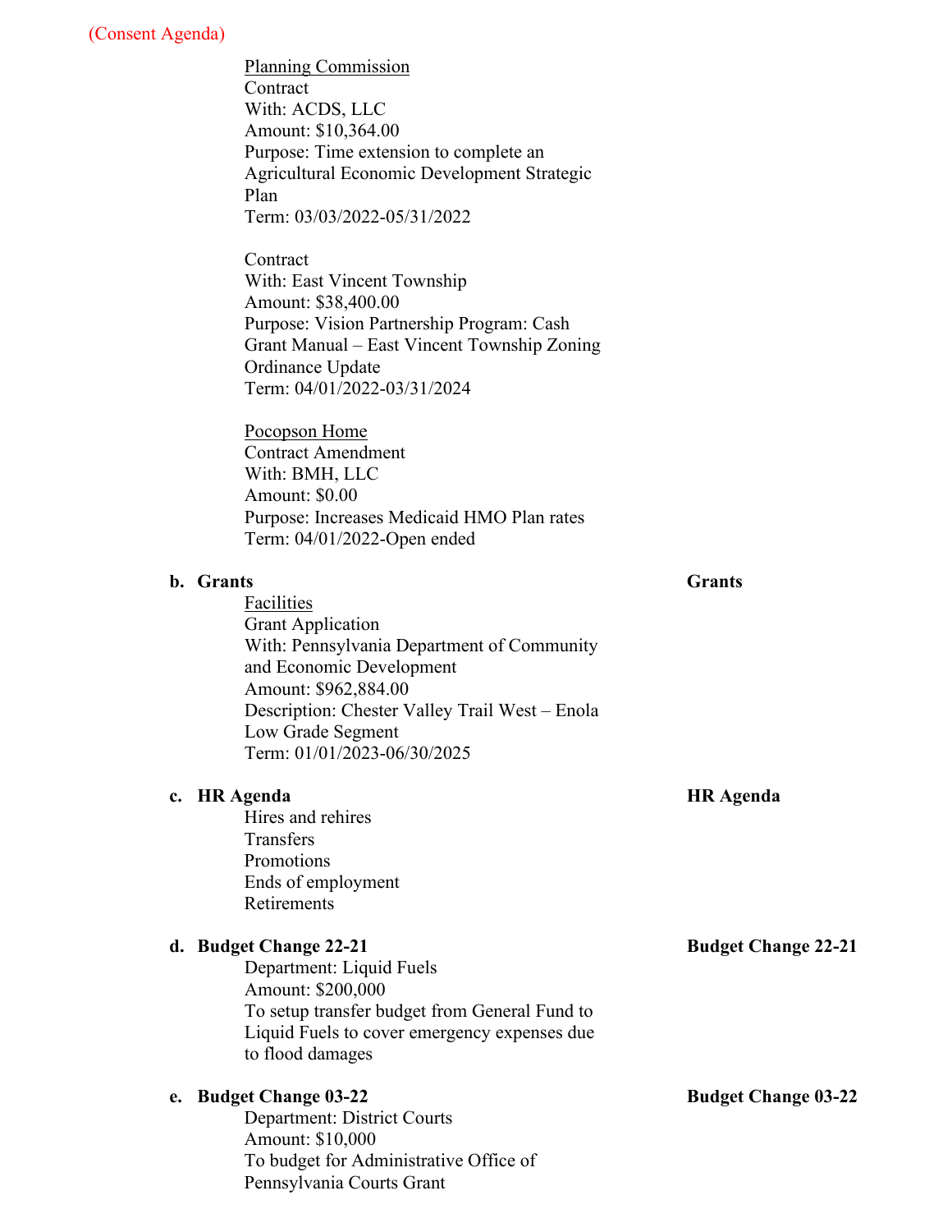(Consent Agenda)

<u>Planning Commission</u>
Contract
With: ACDS, LLC
Amount: $10,364.00
Purpose: Time extension to complete an Agricultural Economic Development Strategic Plan
Term: 03/03/2022-05/31/2022

Contract
With: East Vincent Township
Amount: $38,400.00
Purpose: Vision Partnership Program: Cash Grant Manual – East Vincent Township Zoning Ordinance Update
Term: 04/01/2022-03/31/2024

<u>Pocopson Home</u>
Contract Amendment
With: BMH, LLC
Amount: $0.00
Purpose: Increases Medicaid HMO Plan rates
Term: 04/01/2022-Open ended

**b. Grants** **Grants**

<u>Facilities</u>
Grant Application
With: Pennsylvania Department of Community and Economic Development
Amount: $962,884.00
Description: Chester Valley Trail West – Enola Low Grade Segment
Term: 01/01/2023-06/30/2025

**c. HR Agenda** **HR Agenda**

Hires and rehires
Transfers
Promotions
Ends of employment
Retirements

**d. Budget Change 22-21** **Budget Change 22-21**

Department: Liquid Fuels
Amount: $200,000
To setup transfer budget from General Fund to Liquid Fuels to cover emergency expenses due to flood damages

**e. Budget Change 03-22** **Budget Change 03-22**

Department: District Courts
Amount: $10,000
To budget for Administrative Office of Pennsylvania Courts Grant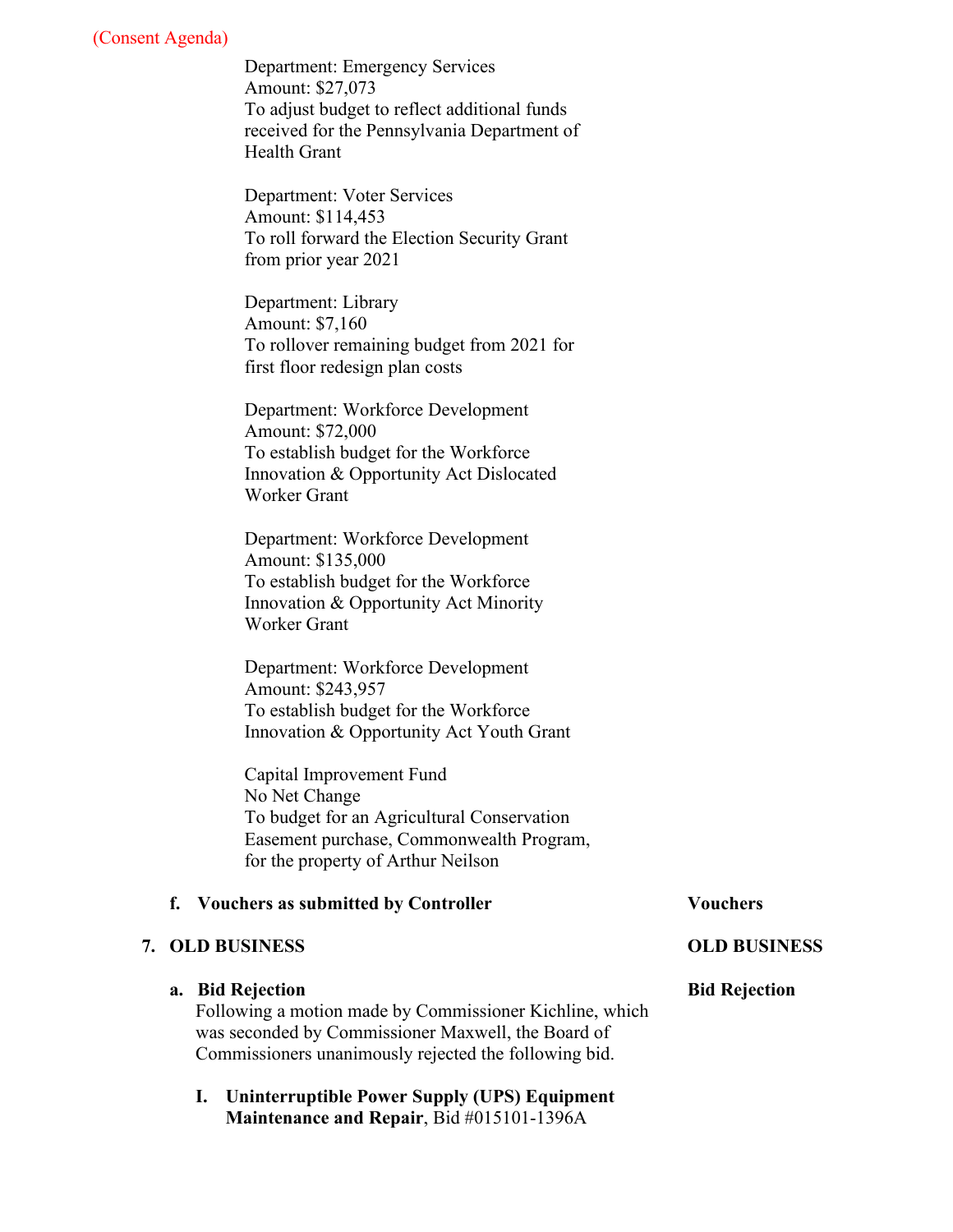(Consent Agenda)

Department: Emergency Services
Amount: $27,073
To adjust budget to reflect additional funds received for the Pennsylvania Department of Health Grant

Department: Voter Services
Amount: $114,453
To roll forward the Election Security Grant from prior year 2021

Department: Library
Amount: $7,160
To rollover remaining budget from 2021 for first floor redesign plan costs

Department: Workforce Development
Amount: $72,000
To establish budget for the Workforce Innovation & Opportunity Act Dislocated Worker Grant

Department: Workforce Development
Amount: $135,000
To establish budget for the Workforce Innovation & Opportunity Act Minority Worker Grant

Department: Workforce Development
Amount: $243,957
To establish budget for the Workforce Innovation & Opportunity Act Youth Grant

Capital Improvement Fund
No Net Change
To budget for an Agricultural Conservation Easement purchase, Commonwealth Program, for the property of Arthur Neilson

**f. Vouchers as submitted by Controller** — **Vouchers**

## 7. OLD BUSINESS — OLD BUSINESS

**a. Bid Rejection** — **Bid Rejection**

Following a motion made by Commissioner Kichline, which was seconded by Commissioner Maxwell, the Board of Commissioners unanimously rejected the following bid.

I. **Uninterruptible Power Supply (UPS) Equipment Maintenance and Repair**, Bid #015101-1396A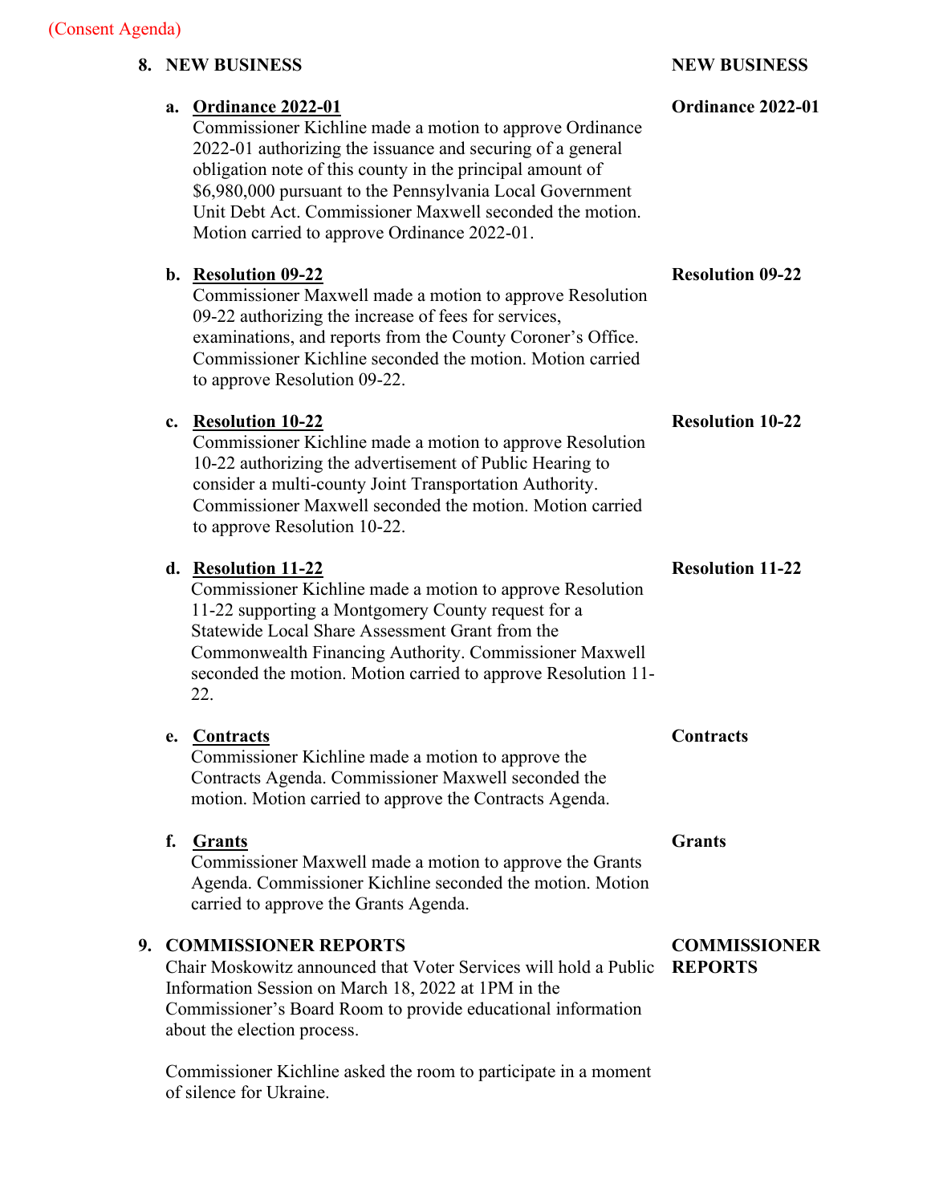(Consent Agenda)

## 8. NEW BUSINESS

**NEW BUSINESS**

### a. Ordinance 2022-01

**Ordinance 2022-01**

Commissioner Kichline made a motion to approve Ordinance 2022-01 authorizing the issuance and securing of a general obligation note of this county in the principal amount of $6,980,000 pursuant to the Pennsylvania Local Government Unit Debt Act. Commissioner Maxwell seconded the motion. Motion carried to approve Ordinance 2022-01.

### b. Resolution 09-22

**Resolution 09-22**

Commissioner Maxwell made a motion to approve Resolution 09-22 authorizing the increase of fees for services, examinations, and reports from the County Coroner's Office. Commissioner Kichline seconded the motion. Motion carried to approve Resolution 09-22.

### c. Resolution 10-22

**Resolution 10-22**

Commissioner Kichline made a motion to approve Resolution 10-22 authorizing the advertisement of Public Hearing to consider a multi-county Joint Transportation Authority. Commissioner Maxwell seconded the motion. Motion carried to approve Resolution 10-22.

### d. Resolution 11-22

**Resolution 11-22**

Commissioner Kichline made a motion to approve Resolution 11-22 supporting a Montgomery County request for a Statewide Local Share Assessment Grant from the Commonwealth Financing Authority. Commissioner Maxwell seconded the motion. Motion carried to approve Resolution 11-22.

### e. Contracts

**Contracts**

Commissioner Kichline made a motion to approve the Contracts Agenda. Commissioner Maxwell seconded the motion. Motion carried to approve the Contracts Agenda.

### f. Grants

**Grants**

Commissioner Maxwell made a motion to approve the Grants Agenda. Commissioner Kichline seconded the motion. Motion carried to approve the Grants Agenda.

## 9. COMMISSIONER REPORTS

**COMMISSIONER REPORTS**

Chair Moskowitz announced that Voter Services will hold a Public Information Session on March 18, 2022 at 1PM in the Commissioner's Board Room to provide educational information about the election process.

Commissioner Kichline asked the room to participate in a moment of silence for Ukraine.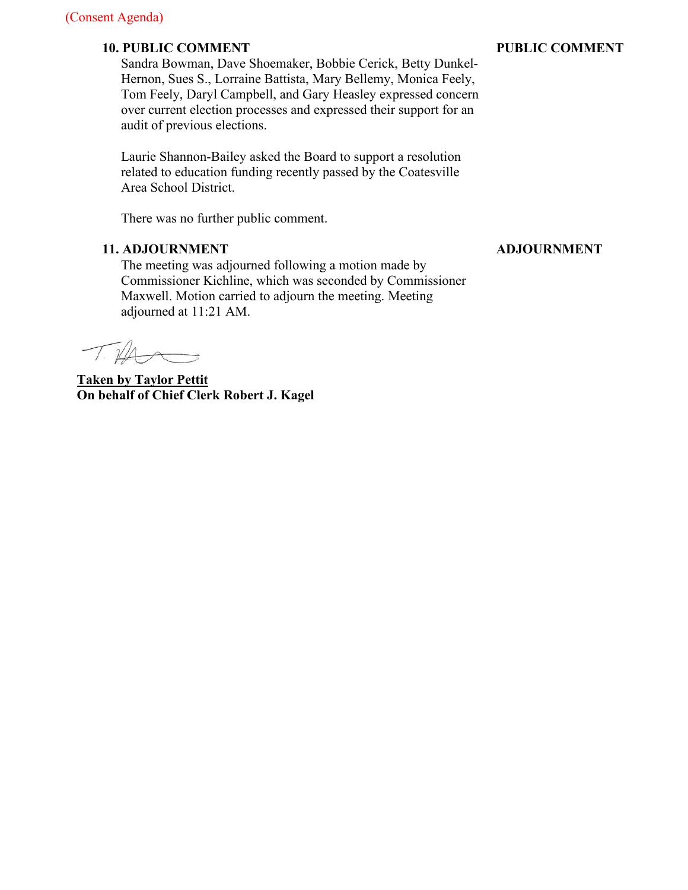(Consent Agenda)

**10. PUBLIC COMMENT** **PUBLIC COMMENT**

Sandra Bowman, Dave Shoemaker, Bobbie Cerick, Betty Dunkel-Hernon, Sues S., Lorraine Battista, Mary Bellemy, Monica Feely, Tom Feely, Daryl Campbell, and Gary Heasley expressed concern over current election processes and expressed their support for an audit of previous elections.

Laurie Shannon-Bailey asked the Board to support a resolution related to education funding recently passed by the Coatesville Area School District.

There was no further public comment.

**11. ADJOURNMENT** **ADJOURNMENT**

The meeting was adjourned following a motion made by Commissioner Kichline, which was seconded by Commissioner Maxwell. Motion carried to adjourn the meeting. Meeting adjourned at 11:21 AM.

**Taken by Taylor Pettit**
**On behalf of Chief Clerk Robert J. Kagel**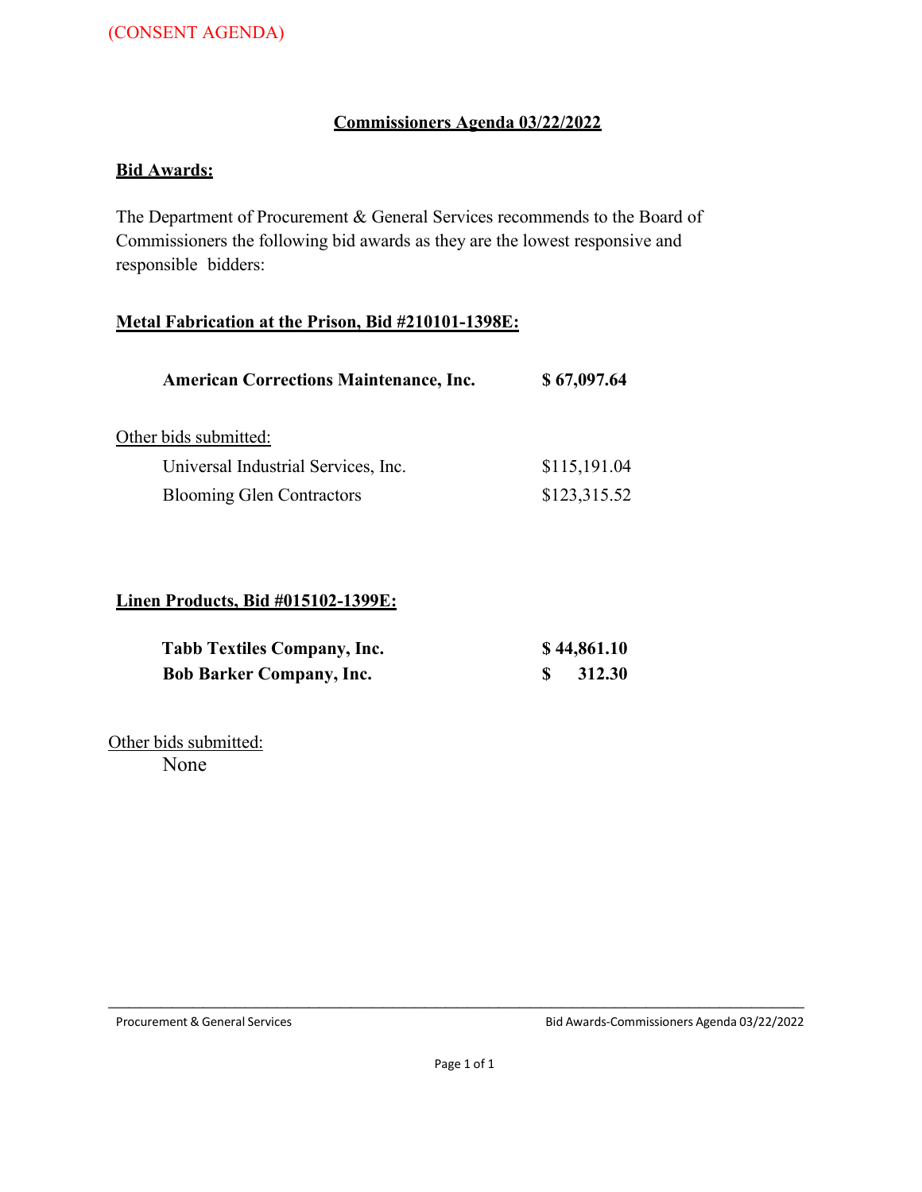(CONSENT AGENDA)

## Commissioners Agenda 03/22/2022

### Bid Awards:

The Department of Procurement & General Services recommends to the Board of Commissioners the following bid awards as they are the lowest responsive and responsible bidders:

### Metal Fabrication at the Prison, Bid #210101-1398E:

| | |
|---|---|
| **American Corrections Maintenance, Inc.** | **$ 67,097.64** |

Other bids submitted:

| | |
|---|---|
| Universal Industrial Services, Inc. | $115,191.04 |
| Blooming Glen Contractors | $123,315.52 |

### Linen Products, Bid #015102-1399E:

| | |
|---|---|
| **Tabb Textiles Company, Inc.** | **$ 44,861.10** |
| **Bob Barker Company, Inc.** | **$ 312.30** |

Other bids submitted:

None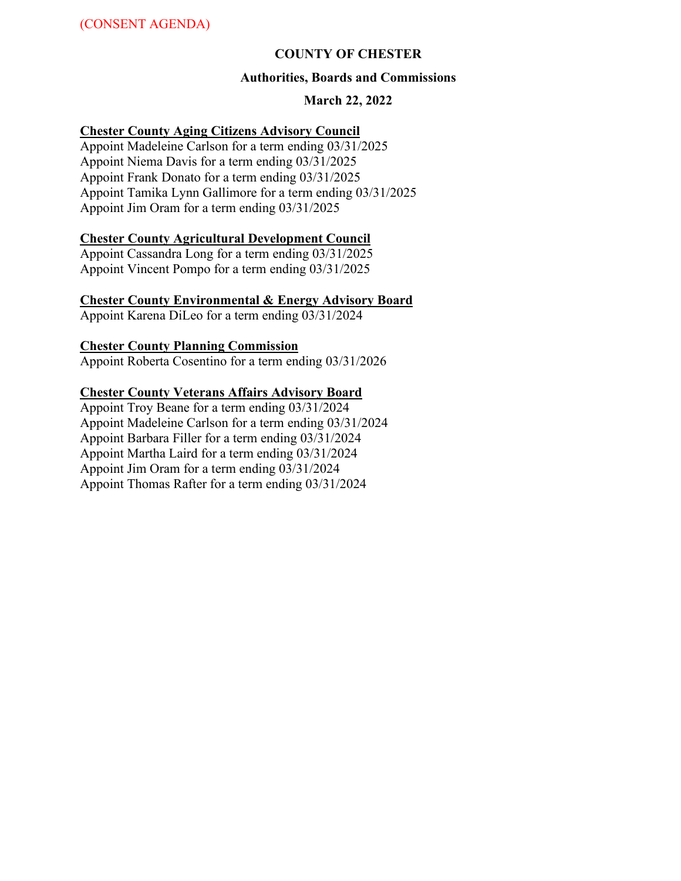(CONSENT AGENDA)

**COUNTY OF CHESTER**

**Authorities, Boards and Commissions**

**March 22, 2022**

**Chester County Aging Citizens Advisory Council**

Appoint Madeleine Carlson for a term ending 03/31/2025
Appoint Niema Davis for a term ending 03/31/2025
Appoint Frank Donato for a term ending 03/31/2025
Appoint Tamika Lynn Gallimore for a term ending 03/31/2025
Appoint Jim Oram for a term ending 03/31/2025

**Chester County Agricultural Development Council**

Appoint Cassandra Long for a term ending 03/31/2025
Appoint Vincent Pompo for a term ending 03/31/2025

**Chester County Environmental & Energy Advisory Board**

Appoint Karena DiLeo for a term ending 03/31/2024

**Chester County Planning Commission**

Appoint Roberta Cosentino for a term ending 03/31/2026

**Chester County Veterans Affairs Advisory Board**

Appoint Troy Beane for a term ending 03/31/2024
Appoint Madeleine Carlson for a term ending 03/31/2024
Appoint Barbara Filler for a term ending 03/31/2024
Appoint Martha Laird for a term ending 03/31/2024
Appoint Jim Oram for a term ending 03/31/2024
Appoint Thomas Rafter for a term ending 03/31/2024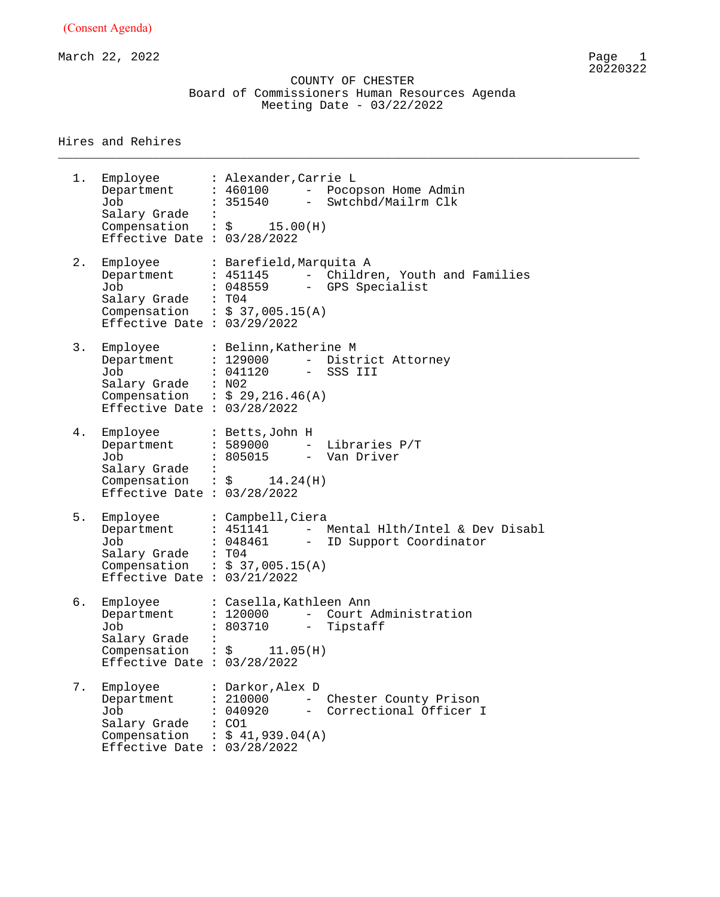(Consent Agenda)

March 22, 2022

20220322

COUNTY OF CHESTER
Board of Commissioners Human Resources Agenda
Meeting Date - 03/22/2022

## Hires and Rehires

1. Employee : Alexander,Carrie L
   Department : 460100 - Pocopson Home Admin
   Job : 351540 - Swtchbd/Mailrm Clk
   Salary Grade :
   Compensation : $ 15.00(H)
   Effective Date : 03/28/2022

2. Employee : Barefield,Marquita A
   Department : 451145 - Children, Youth and Families
   Job : 048559 - GPS Specialist
   Salary Grade : T04
   Compensation : $ 37,005.15(A)
   Effective Date : 03/29/2022

3. Employee : Belinn,Katherine M
   Department : 129000 - District Attorney
   Job : 041120 - SSS III
   Salary Grade : N02
   Compensation : $ 29,216.46(A)
   Effective Date : 03/28/2022

4. Employee : Betts,John H
   Department : 589000 - Libraries P/T
   Job : 805015 - Van Driver
   Salary Grade :
   Compensation : $ 14.24(H)
   Effective Date : 03/28/2022

5. Employee : Campbell,Ciera
   Department : 451141 - Mental Hlth/Intel & Dev Disabl
   Job : 048461 - ID Support Coordinator
   Salary Grade : T04
   Compensation : $ 37,005.15(A)
   Effective Date : 03/21/2022

6. Employee : Casella,Kathleen Ann
   Department : 120000 - Court Administration
   Job : 803710 - Tipstaff
   Salary Grade :
   Compensation : $ 11.05(H)
   Effective Date : 03/28/2022

7. Employee : Darkor,Alex D
   Department : 210000 - Chester County Prison
   Job : 040920 - Correctional Officer I
   Salary Grade : CO1
   Compensation : $ 41,939.04(A)
   Effective Date : 03/28/2022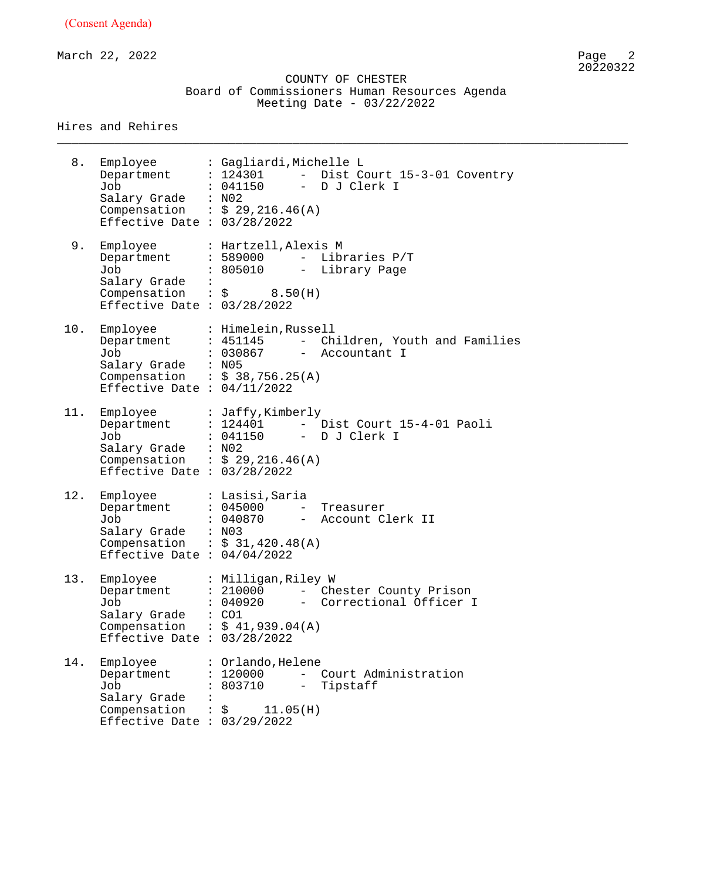(Consent Agenda)

March 22, 2022

COUNTY OF CHESTER
Board of Commissioners Human Resources Agenda
Meeting Date - 03/22/2022

Hires and Rehires

---

8. Employee : Gagliardi,Michelle L
   Department : 124301 - Dist Court 15-3-01 Coventry
   Job : 041150 - D J Clerk I
   Salary Grade : N02
   Compensation : $ 29,216.46(A)
   Effective Date : 03/28/2022

9. Employee : Hartzell,Alexis M
   Department : 589000 - Libraries P/T
   Job : 805010 - Library Page
   Salary Grade :
   Compensation : $ 8.50(H)
   Effective Date : 03/28/2022

10. Employee : Himelein,Russell
    Department : 451145 - Children, Youth and Families
    Job : 030867 - Accountant I
    Salary Grade : N05
    Compensation : $ 38,756.25(A)
    Effective Date : 04/11/2022

11. Employee : Jaffy,Kimberly
    Department : 124401 - Dist Court 15-4-01 Paoli
    Job : 041150 - D J Clerk I
    Salary Grade : N02
    Compensation : $ 29,216.46(A)
    Effective Date : 03/28/2022

12. Employee : Lasisi,Saria
    Department : 045000 - Treasurer
    Job : 040870 - Account Clerk II
    Salary Grade : N03
    Compensation : $ 31,420.48(A)
    Effective Date : 04/04/2022

13. Employee : Milligan,Riley W
    Department : 210000 - Chester County Prison
    Job : 040920 - Correctional Officer I
    Salary Grade : CO1
    Compensation : $ 41,939.04(A)
    Effective Date : 03/28/2022

14. Employee : Orlando,Helene
    Department : 120000 - Court Administration
    Job : 803710 - Tipstaff
    Salary Grade :
    Compensation : $ 11.05(H)
    Effective Date : 03/29/2022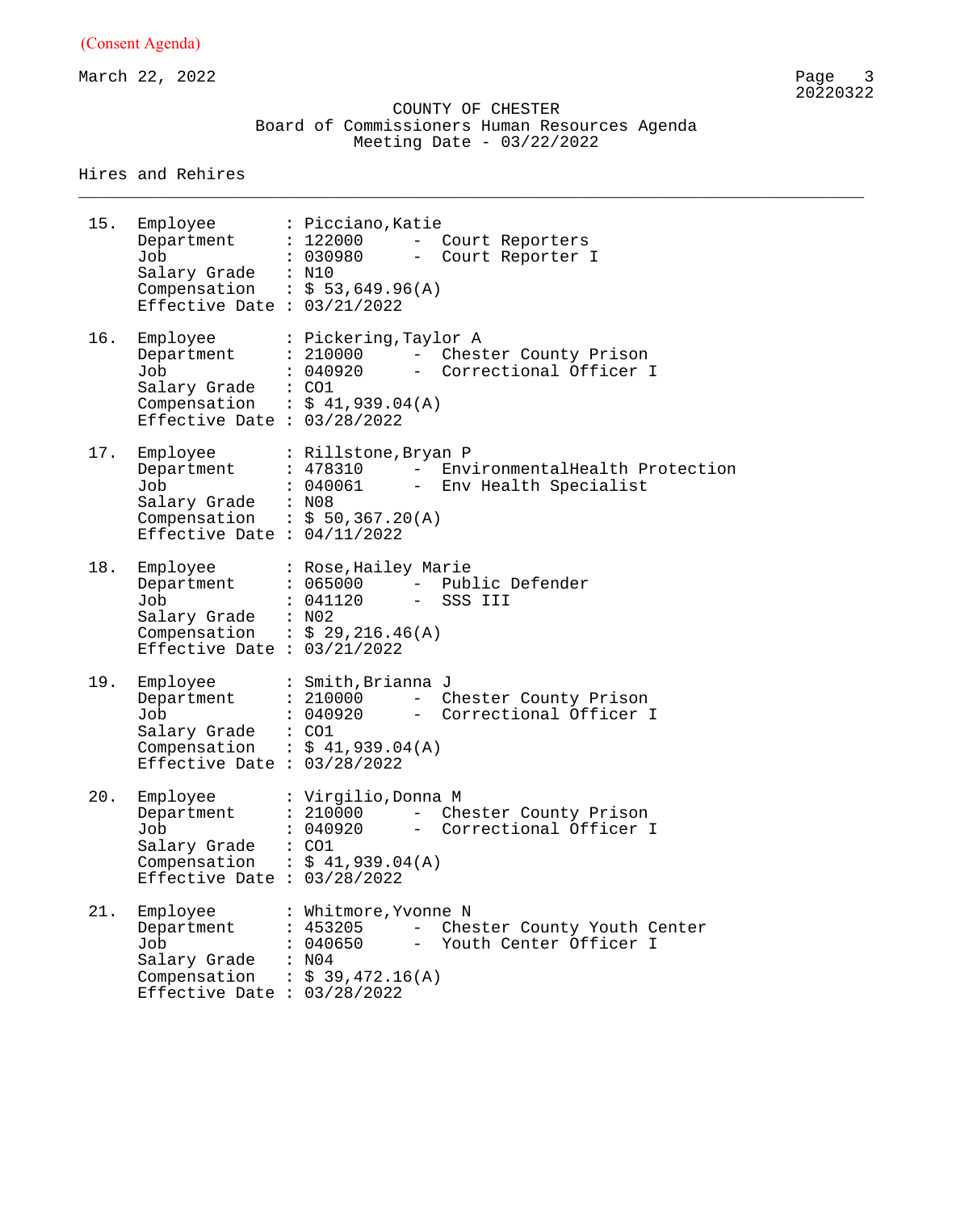(Consent Agenda)

March 22, 2022

COUNTY OF CHESTER
Board of Commissioners Human Resources Agenda
Meeting Date - 03/22/2022

Hires and Rehires

---

15. Employee : Picciano,Katie
    Department : 122000 - Court Reporters
    Job : 030980 - Court Reporter I
    Salary Grade : N10
    Compensation : $ 53,649.96(A)
    Effective Date : 03/21/2022

16. Employee : Pickering,Taylor A
    Department : 210000 - Chester County Prison
    Job : 040920 - Correctional Officer I
    Salary Grade : CO1
    Compensation : $ 41,939.04(A)
    Effective Date : 03/28/2022

17. Employee : Rillstone,Bryan P
    Department : 478310 - EnvironmentalHealth Protection
    Job : 040061 - Env Health Specialist
    Salary Grade : N08
    Compensation : $ 50,367.20(A)
    Effective Date : 04/11/2022

18. Employee : Rose,Hailey Marie
    Department : 065000 - Public Defender
    Job : 041120 - SSS III
    Salary Grade : N02
    Compensation : $ 29,216.46(A)
    Effective Date : 03/21/2022

19. Employee : Smith,Brianna J
    Department : 210000 - Chester County Prison
    Job : 040920 - Correctional Officer I
    Salary Grade : CO1
    Compensation : $ 41,939.04(A)
    Effective Date : 03/28/2022

20. Employee : Virgilio,Donna M
    Department : 210000 - Chester County Prison
    Job : 040920 - Correctional Officer I
    Salary Grade : CO1
    Compensation : $ 41,939.04(A)
    Effective Date : 03/28/2022

21. Employee : Whitmore,Yvonne N
    Department : 453205 - Chester County Youth Center
    Job : 040650 - Youth Center Officer I
    Salary Grade : N04
    Compensation : $ 39,472.16(A)
    Effective Date : 03/28/2022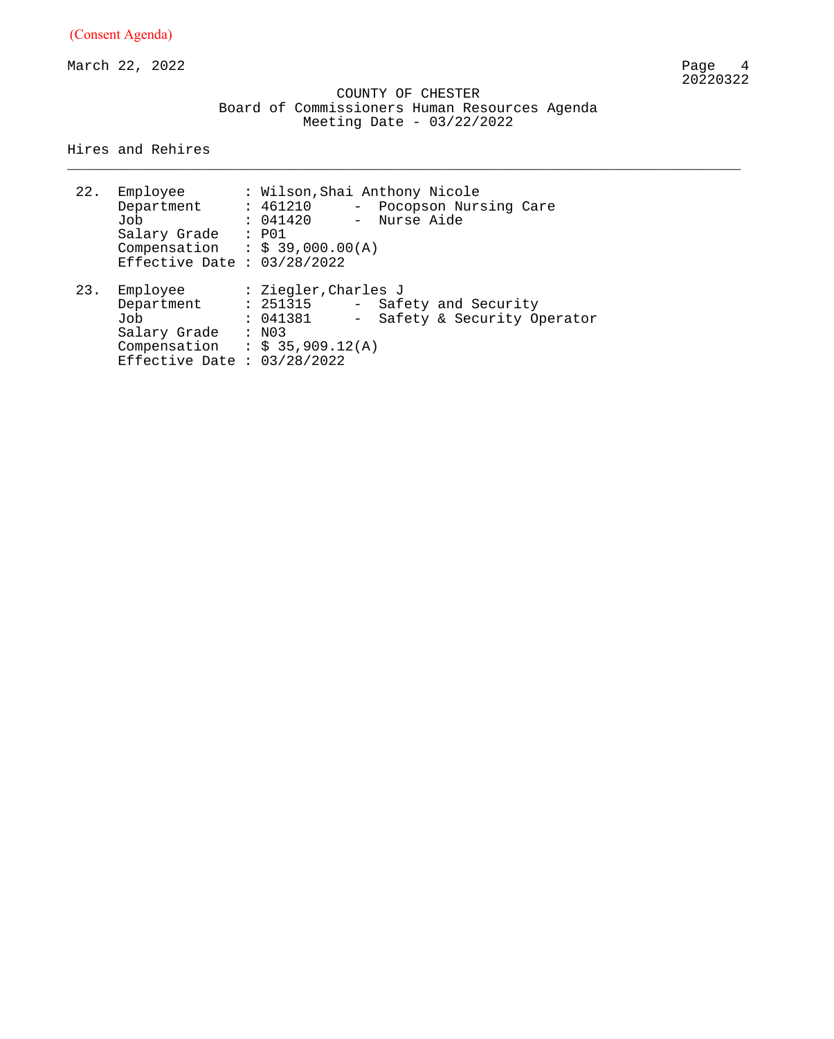(Consent Agenda)

March 22, 2022

COUNTY OF CHESTER
Board of Commissioners Human Resources Agenda
Meeting Date - 03/22/2022

## Hires and Rehires

22. Employee : Wilson,Shai Anthony Nicole
    Department : 461210 - Pocopson Nursing Care
    Job : 041420 - Nurse Aide
    Salary Grade : P01
    Compensation : $ 39,000.00(A)
    Effective Date : 03/28/2022

23. Employee : Ziegler,Charles J
    Department : 251315 - Safety and Security
    Job : 041381 - Safety & Security Operator
    Salary Grade : N03
    Compensation : $ 35,909.12(A)
    Effective Date : 03/28/2022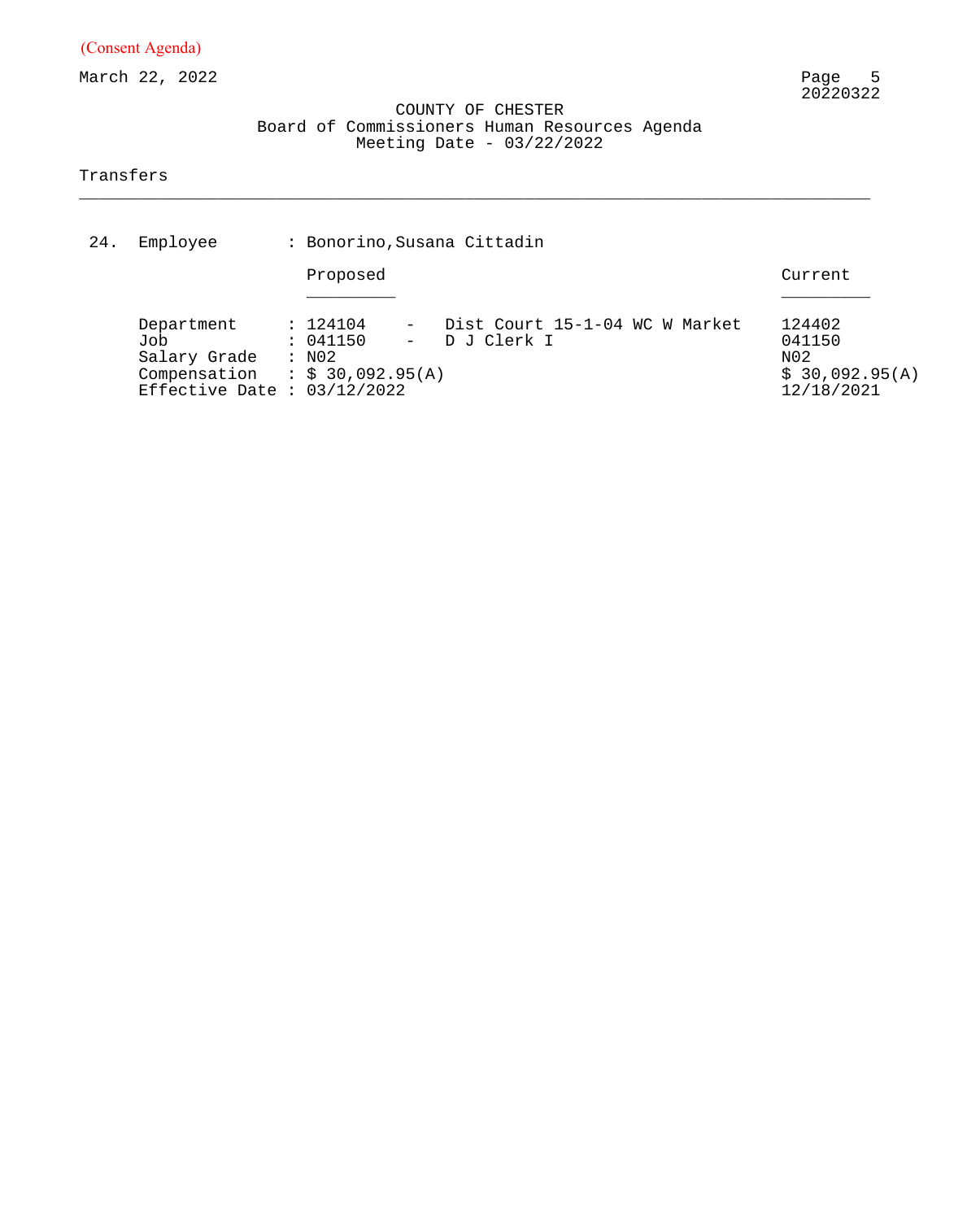(Consent Agenda)

March 22, 2022

COUNTY OF CHESTER
Board of Commissioners Human Resources Agenda
Meeting Date - 03/22/2022

Transfers

---

24. Employee : Bonorino,Susana Cittadin

| | Proposed | | Current |
|---|---|---|---|
| Department | : 124104 | - Dist Court 15-1-04 WC W Market | 124402 |
| Job | : 041150 | - D J Clerk I | 041150 |
| Salary Grade | : N02 | | N02 |
| Compensation | : $ 30,092.95(A) | | $ 30,092.95(A) |
| Effective Date | : 03/12/2022 | | 12/18/2021 |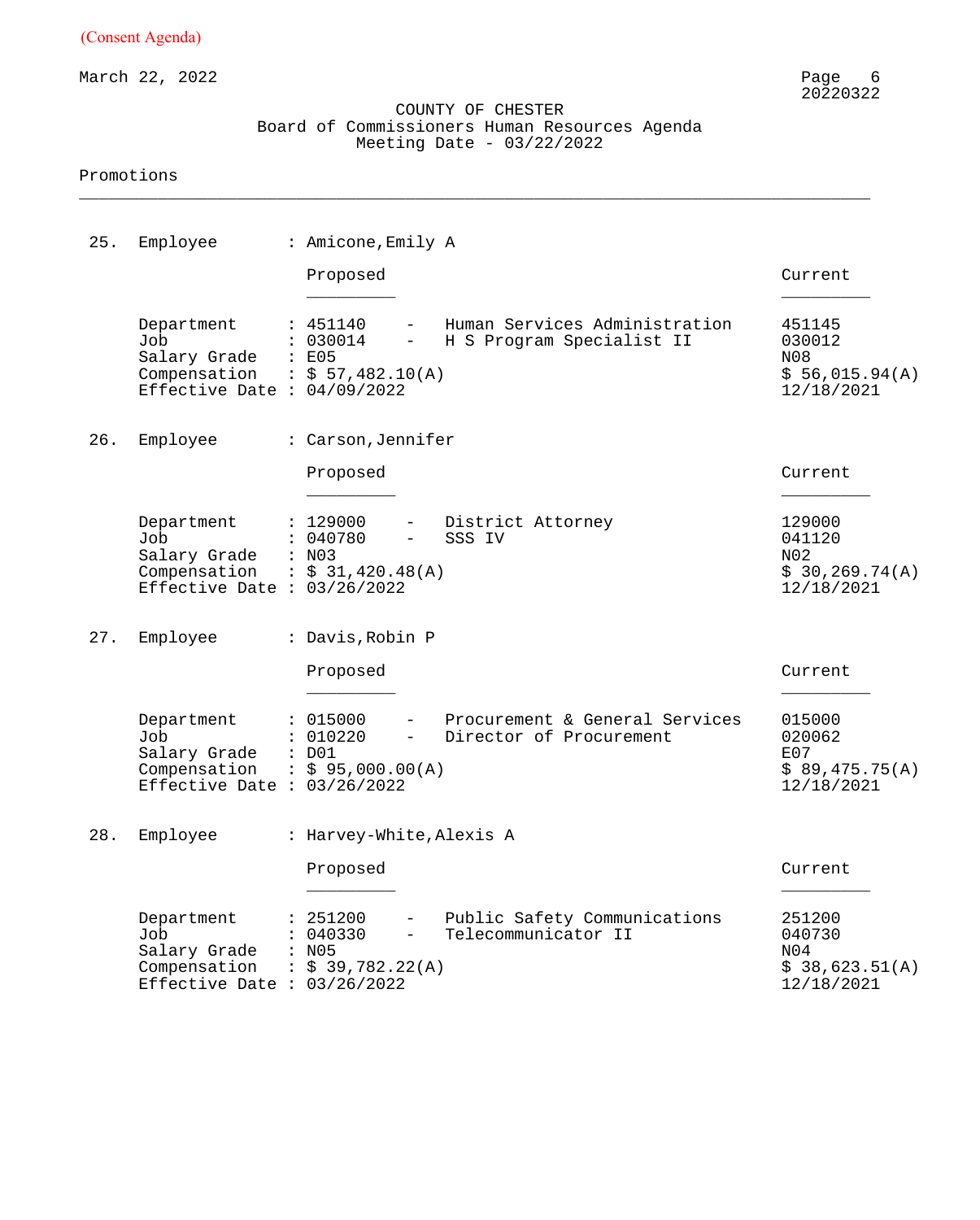(Consent Agenda)

March 22, 2022

COUNTY OF CHESTER
Board of Commissioners Human Resources Agenda
Meeting Date - 03/22/2022

## Promotions

**25.** Employee : Amicone,Emily A

| | Proposed | | Current |
|---|---|---|---|
| Department | 451140 | Human Services Administration | 451145 |
| Job | 030014 | H S Program Specialist II | 030012 |
| Salary Grade | E05 | | N08 |
| Compensation | $ 57,482.10(A) | | $ 56,015.94(A) |
| Effective Date | 04/09/2022 | | 12/18/2021 |

**26.** Employee : Carson,Jennifer

| | Proposed | | Current |
|---|---|---|---|
| Department | 129000 | District Attorney | 129000 |
| Job | 040780 | SSS IV | 041120 |
| Salary Grade | N03 | | N02 |
| Compensation | $ 31,420.48(A) | | $ 30,269.74(A) |
| Effective Date | 03/26/2022 | | 12/18/2021 |

**27.** Employee : Davis,Robin P

| | Proposed | | Current |
|---|---|---|---|
| Department | 015000 | Procurement & General Services | 015000 |
| Job | 010220 | Director of Procurement | 020062 |
| Salary Grade | D01 | | E07 |
| Compensation | $ 95,000.00(A) | | $ 89,475.75(A) |
| Effective Date | 03/26/2022 | | 12/18/2021 |

**28.** Employee : Harvey-White,Alexis A

| | Proposed | | Current |
|---|---|---|---|
| Department | 251200 | Public Safety Communications | 251200 |
| Job | 040330 | Telecommunicator II | 040730 |
| Salary Grade | N05 | | N04 |
| Compensation | $ 39,782.22(A) | | $ 38,623.51(A) |
| Effective Date | 03/26/2022 | | 12/18/2021 |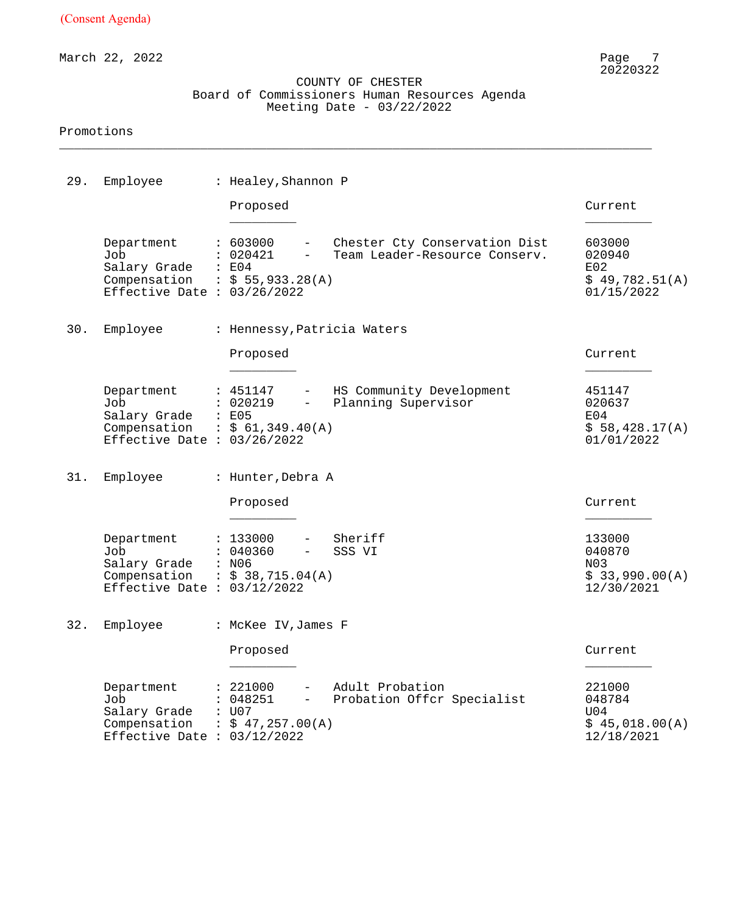(Consent Agenda)

March 22, 2022

COUNTY OF CHESTER
Board of Commissioners Human Resources Agenda
Meeting Date - 03/22/2022

Promotions

---

**29. Employee : Healey,Shannon P**

| | Proposed | | Current |
|---|---|---|---|
| Department | 603000 | Chester Cty Conservation Dist | 603000 |
| Job | 020421 | Team Leader-Resource Conserv. | 020940 |
| Salary Grade | E04 | | E02 |
| Compensation | $ 55,933.28(A) | | $ 49,782.51(A) |
| Effective Date | 03/26/2022 | | 01/15/2022 |

**30. Employee : Hennessy,Patricia Waters**

| | Proposed | | Current |
|---|---|---|---|
| Department | 451147 | HS Community Development | 451147 |
| Job | 020219 | Planning Supervisor | 020637 |
| Salary Grade | E05 | | E04 |
| Compensation | $ 61,349.40(A) | | $ 58,428.17(A) |
| Effective Date | 03/26/2022 | | 01/01/2022 |

**31. Employee : Hunter,Debra A**

| | Proposed | | Current |
|---|---|---|---|
| Department | 133000 | Sheriff | 133000 |
| Job | 040360 | SSS VI | 040870 |
| Salary Grade | N06 | | N03 |
| Compensation | $ 38,715.04(A) | | $ 33,990.00(A) |
| Effective Date | 03/12/2022 | | 12/30/2021 |

**32. Employee : McKee IV,James F**

| | Proposed | | Current |
|---|---|---|---|
| Department | 221000 | Adult Probation | 221000 |
| Job | 048251 | Probation Offcr Specialist | 048784 |
| Salary Grade | U07 | | U04 |
| Compensation | $ 47,257.00(A) | | $ 45,018.00(A) |
| Effective Date | 03/12/2022 | | 12/18/2021 |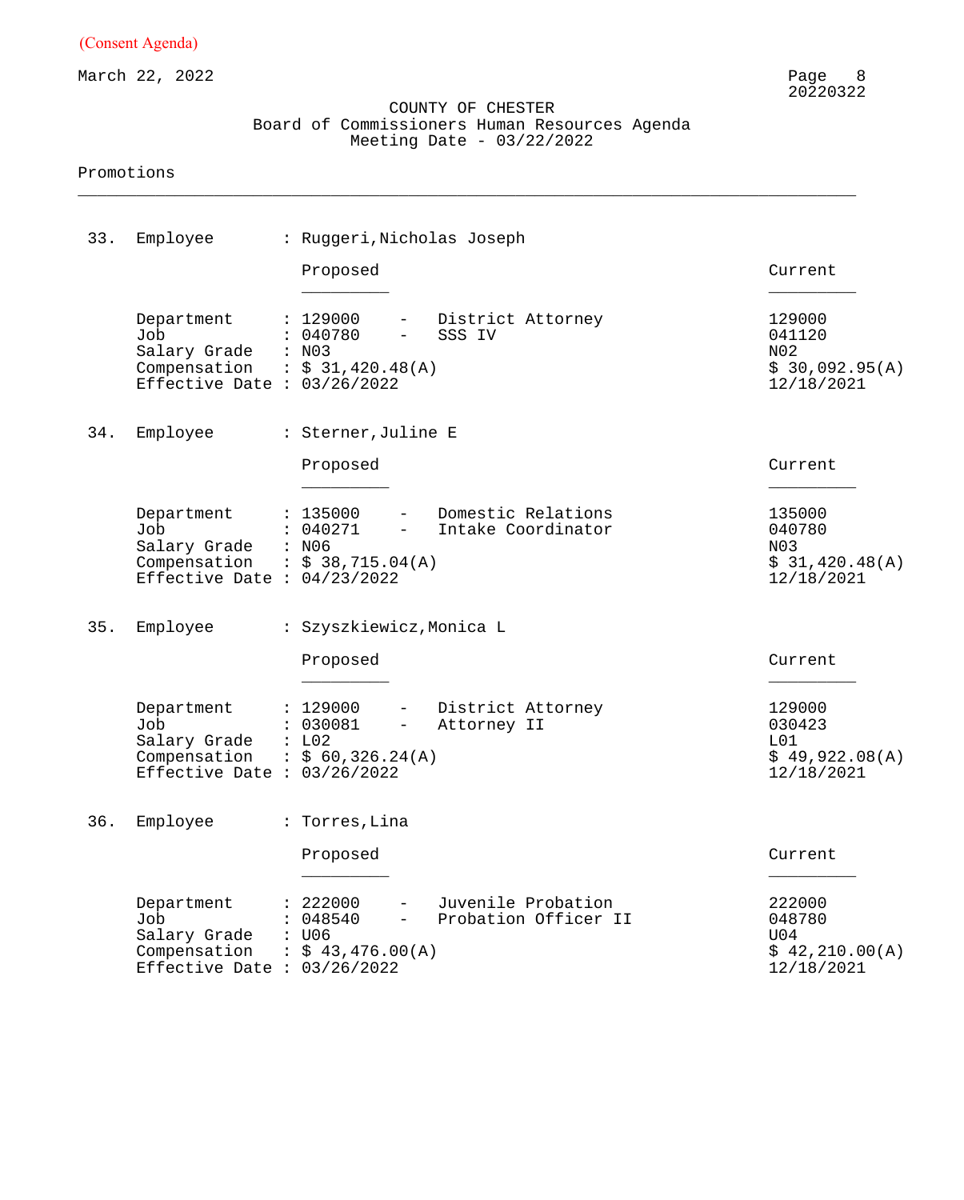(Consent Agenda)

March 22, 2022

COUNTY OF CHESTER
Board of Commissioners Human Resources Agenda
Meeting Date - 03/22/2022

Promotions

---

**33. Employee : Ruggeri,Nicholas Joseph**

| | Proposed | | Current |
|---|---|---|---|
| Department | 129000 | District Attorney | 129000 |
| Job | 040780 | SSS IV | 041120 |
| Salary Grade | N03 | | N02 |
| Compensation | $ 31,420.48(A) | | $ 30,092.95(A) |
| Effective Date | 03/26/2022 | | 12/18/2021 |

**34. Employee : Sterner,Juline E**

| | Proposed | | Current |
|---|---|---|---|
| Department | 135000 | Domestic Relations | 135000 |
| Job | 040271 | Intake Coordinator | 040780 |
| Salary Grade | N06 | | N03 |
| Compensation | $ 38,715.04(A) | | $ 31,420.48(A) |
| Effective Date | 04/23/2022 | | 12/18/2021 |

**35. Employee : Szyszkiewicz,Monica L**

| | Proposed | | Current |
|---|---|---|---|
| Department | 129000 | District Attorney | 129000 |
| Job | 030081 | Attorney II | 030423 |
| Salary Grade | L02 | | L01 |
| Compensation | $ 60,326.24(A) | | $ 49,922.08(A) |
| Effective Date | 03/26/2022 | | 12/18/2021 |

**36. Employee : Torres,Lina**

| | Proposed | | Current |
|---|---|---|---|
| Department | 222000 | Juvenile Probation | 222000 |
| Job | 048540 | Probation Officer II | 048780 |
| Salary Grade | U06 | | U04 |
| Compensation | $ 43,476.00(A) | | $ 42,210.00(A) |
| Effective Date | 03/26/2022 | | 12/18/2021 |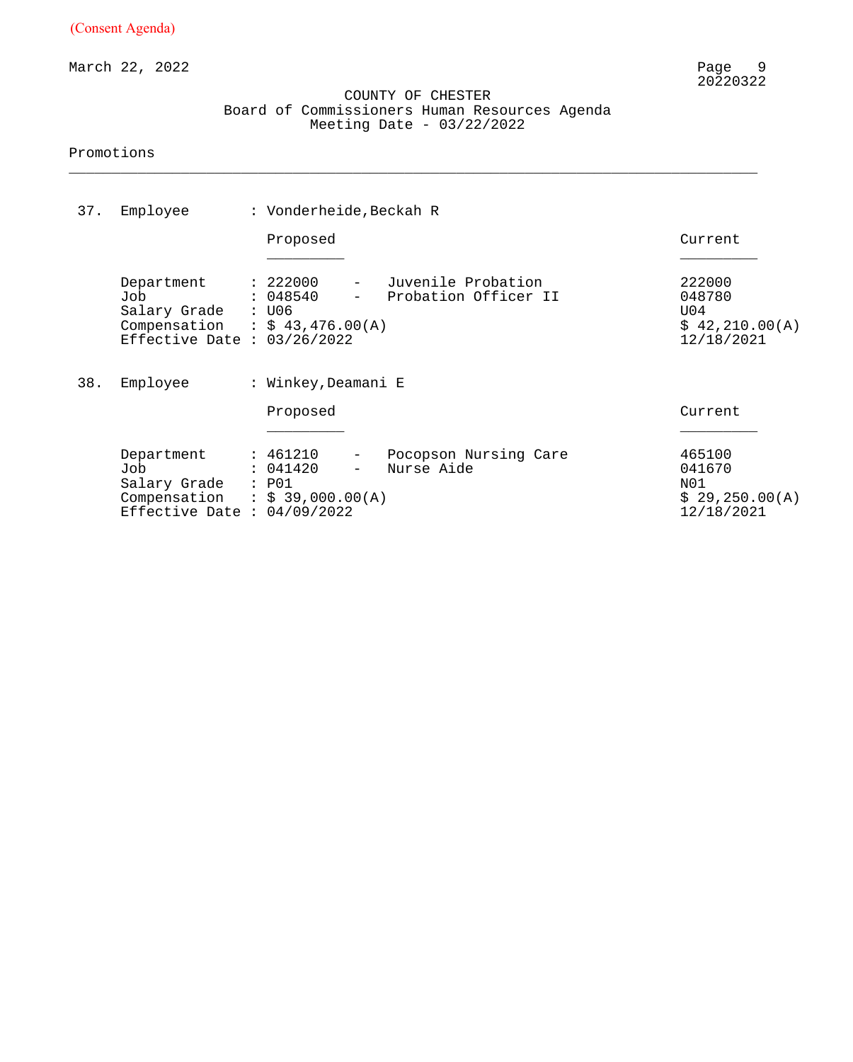(Consent Agenda)

March 22, 2022

COUNTY OF CHESTER
Board of Commissioners Human Resources Agenda
Meeting Date - 03/22/2022

## Promotions

**37. Employee : Vonderheide,Beckah R**

| | Proposed | Current |
|---|---|---|
| Department | 222000 - Juvenile Probation | 222000 |
| Job | 048540 - Probation Officer II | 048780 |
| Salary Grade | U06 | U04 |
| Compensation | $ 43,476.00(A) | $ 42,210.00(A) |
| Effective Date | 03/26/2022 | 12/18/2021 |

**38. Employee : Winkey,Deamani E**

| | Proposed | Current |
|---|---|---|
| Department | 461210 - Pocopson Nursing Care | 465100 |
| Job | 041420 - Nurse Aide | 041670 |
| Salary Grade | P01 | N01 |
| Compensation | $ 39,000.00(A) | $ 29,250.00(A) |
| Effective Date | 04/09/2022 | 12/18/2021 |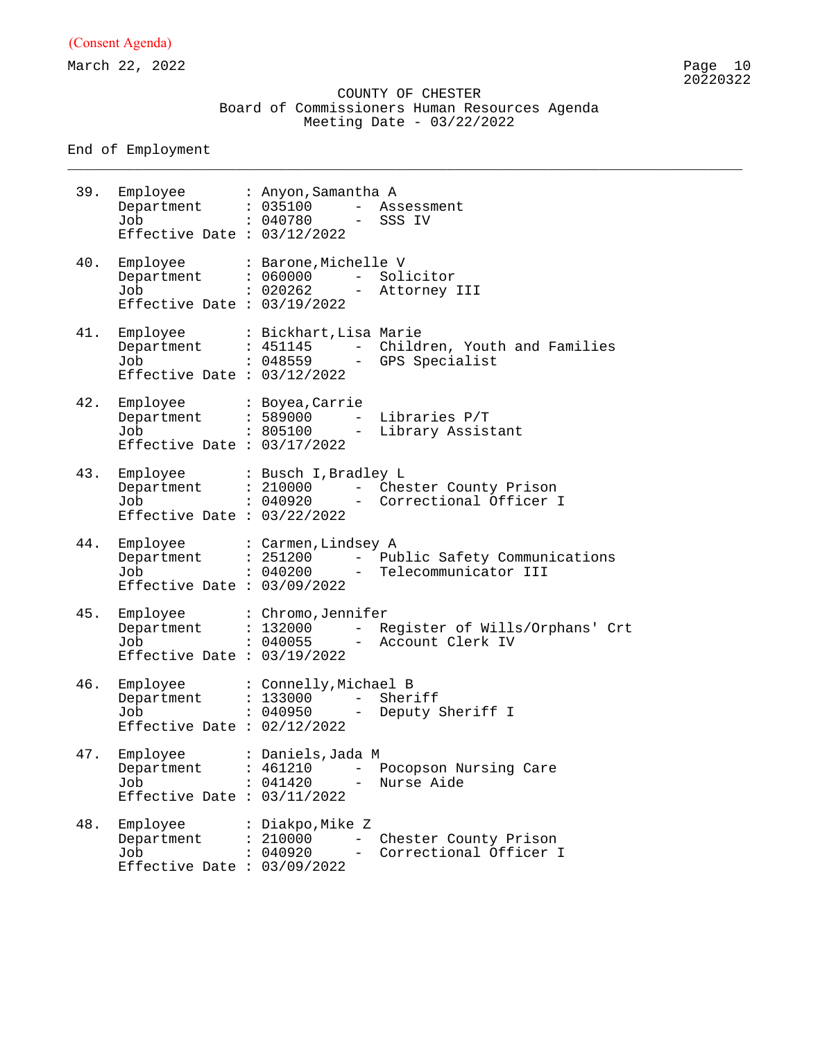(Consent Agenda)

March 22, 2022

COUNTY OF CHESTER
Board of Commissioners Human Resources Agenda
Meeting Date - 03/22/2022

End of Employment

---

39. Employee : Anyon,Samantha A
    Department : 035100 - Assessment
    Job : 040780 - SSS IV
    Effective Date : 03/12/2022

40. Employee : Barone,Michelle V
    Department : 060000 - Solicitor
    Job : 020262 - Attorney III
    Effective Date : 03/19/2022

41. Employee : Bickhart,Lisa Marie
    Department : 451145 - Children, Youth and Families
    Job : 048559 - GPS Specialist
    Effective Date : 03/12/2022

42. Employee : Boyea,Carrie
    Department : 589000 - Libraries P/T
    Job : 805100 - Library Assistant
    Effective Date : 03/17/2022

43. Employee : Busch I,Bradley L
    Department : 210000 - Chester County Prison
    Job : 040920 - Correctional Officer I
    Effective Date : 03/22/2022

44. Employee : Carmen,Lindsey A
    Department : 251200 - Public Safety Communications
    Job : 040200 - Telecommunicator III
    Effective Date : 03/09/2022

45. Employee : Chromo,Jennifer
    Department : 132000 - Register of Wills/Orphans' Crt
    Job : 040055 - Account Clerk IV
    Effective Date : 03/19/2022

46. Employee : Connelly,Michael B
    Department : 133000 - Sheriff
    Job : 040950 - Deputy Sheriff I
    Effective Date : 02/12/2022

47. Employee : Daniels,Jada M
    Department : 461210 - Pocopson Nursing Care
    Job : 041420 - Nurse Aide
    Effective Date : 03/11/2022

48. Employee : Diakpo,Mike Z
    Department : 210000 - Chester County Prison
    Job : 040920 - Correctional Officer I
    Effective Date : 03/09/2022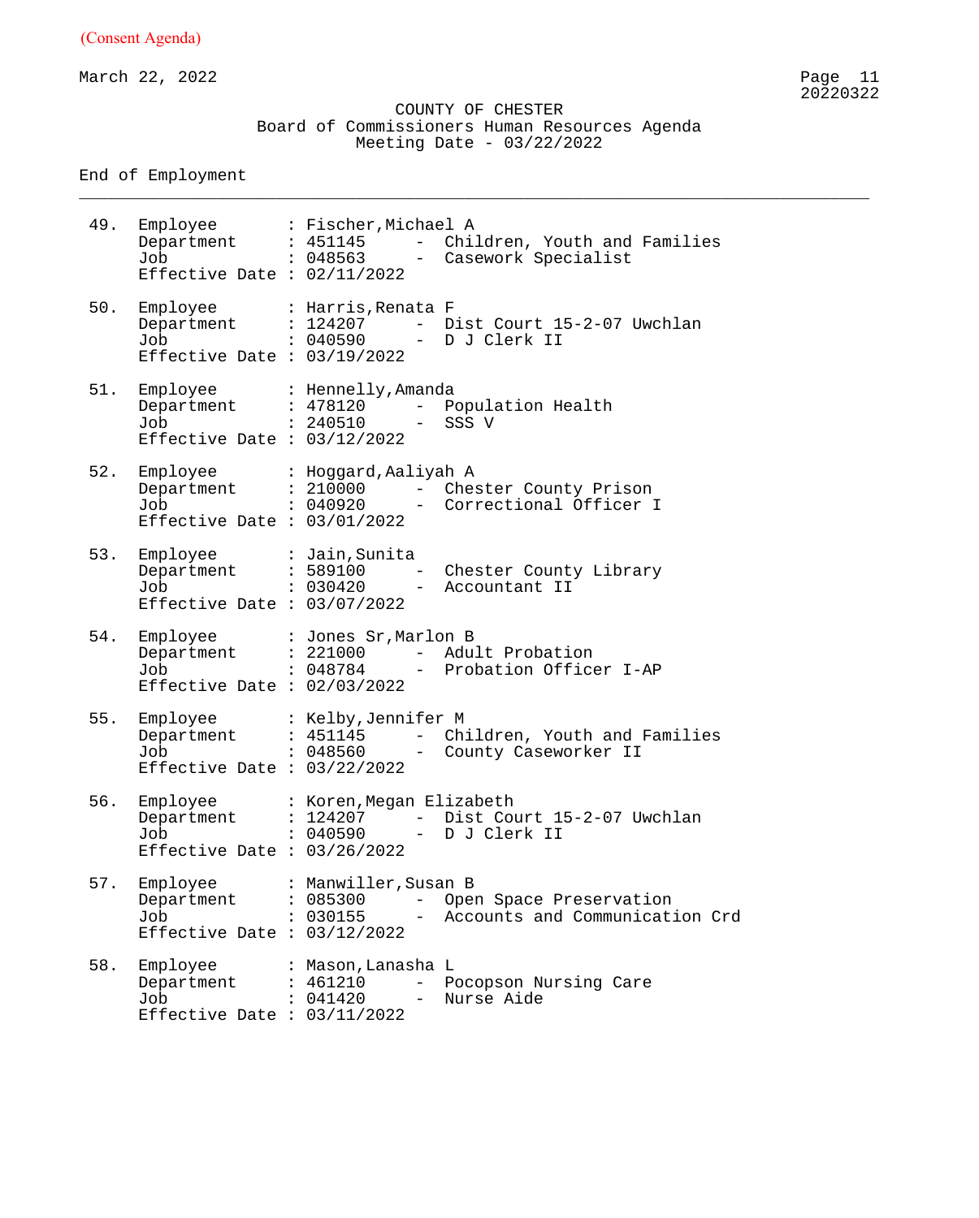(Consent Agenda)

March 22, 2022

COUNTY OF CHESTER
Board of Commissioners Human Resources Agenda
Meeting Date - 03/22/2022

## End of Employment

49. Employee : Fischer,Michael A
    Department : 451145 - Children, Youth and Families
    Job : 048563 - Casework Specialist
    Effective Date : 02/11/2022

50. Employee : Harris,Renata F
    Department : 124207 - Dist Court 15-2-07 Uwchlan
    Job : 040590 - D J Clerk II
    Effective Date : 03/19/2022

51. Employee : Hennelly,Amanda
    Department : 478120 - Population Health
    Job : 240510 - SSS V
    Effective Date : 03/12/2022

52. Employee : Hoggard,Aaliyah A
    Department : 210000 - Chester County Prison
    Job : 040920 - Correctional Officer I
    Effective Date : 03/01/2022

53. Employee : Jain,Sunita
    Department : 589100 - Chester County Library
    Job : 030420 - Accountant II
    Effective Date : 03/07/2022

54. Employee : Jones Sr,Marlon B
    Department : 221000 - Adult Probation
    Job : 048784 - Probation Officer I-AP
    Effective Date : 02/03/2022

55. Employee : Kelby,Jennifer M
    Department : 451145 - Children, Youth and Families
    Job : 048560 - County Caseworker II
    Effective Date : 03/22/2022

56. Employee : Koren,Megan Elizabeth
    Department : 124207 - Dist Court 15-2-07 Uwchlan
    Job : 040590 - D J Clerk II
    Effective Date : 03/26/2022

57. Employee : Manwiller,Susan B
    Department : 085300 - Open Space Preservation
    Job : 030155 - Accounts and Communication Crd
    Effective Date : 03/12/2022

58. Employee : Mason,Lanasha L
    Department : 461210 - Pocopson Nursing Care
    Job : 041420 - Nurse Aide
    Effective Date : 03/11/2022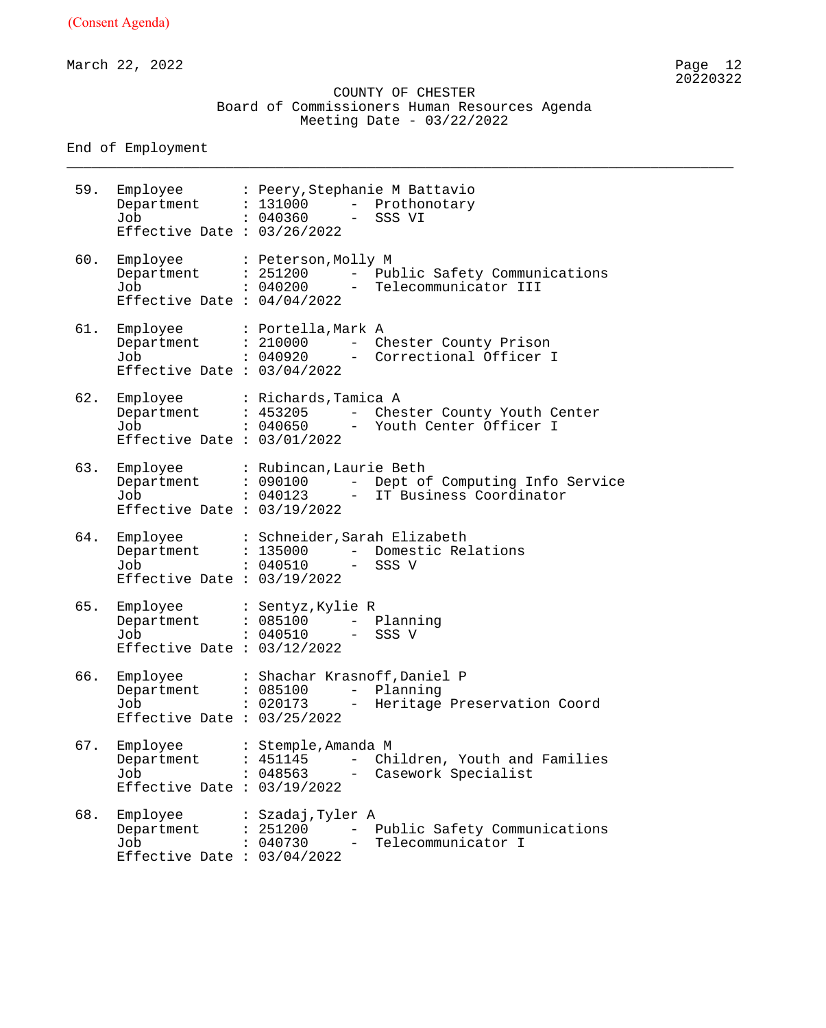(Consent Agenda)

March 22, 2022

COUNTY OF CHESTER
Board of Commissioners Human Resources Agenda
Meeting Date - 03/22/2022

End of Employment

---

59. Employee : Peery,Stephanie M Battavio
    Department : 131000 - Prothonotary
    Job : 040360 - SSS VI
    Effective Date : 03/26/2022

60. Employee : Peterson,Molly M
    Department : 251200 - Public Safety Communications
    Job : 040200 - Telecommunicator III
    Effective Date : 04/04/2022

61. Employee : Portella,Mark A
    Department : 210000 - Chester County Prison
    Job : 040920 - Correctional Officer I
    Effective Date : 03/04/2022

62. Employee : Richards,Tamica A
    Department : 453205 - Chester County Youth Center
    Job : 040650 - Youth Center Officer I
    Effective Date : 03/01/2022

63. Employee : Rubincan,Laurie Beth
    Department : 090100 - Dept of Computing Info Service
    Job : 040123 - IT Business Coordinator
    Effective Date : 03/19/2022

64. Employee : Schneider,Sarah Elizabeth
    Department : 135000 - Domestic Relations
    Job : 040510 - SSS V
    Effective Date : 03/19/2022

65. Employee : Sentyz,Kylie R
    Department : 085100 - Planning
    Job : 040510 - SSS V
    Effective Date : 03/12/2022

66. Employee : Shachar Krasnoff,Daniel P
    Department : 085100 - Planning
    Job : 020173 - Heritage Preservation Coord
    Effective Date : 03/25/2022

67. Employee : Stemple,Amanda M
    Department : 451145 - Children, Youth and Families
    Job : 048563 - Casework Specialist
    Effective Date : 03/19/2022

68. Employee : Szadaj,Tyler A
    Department : 251200 - Public Safety Communications
    Job : 040730 - Telecommunicator I
    Effective Date : 03/04/2022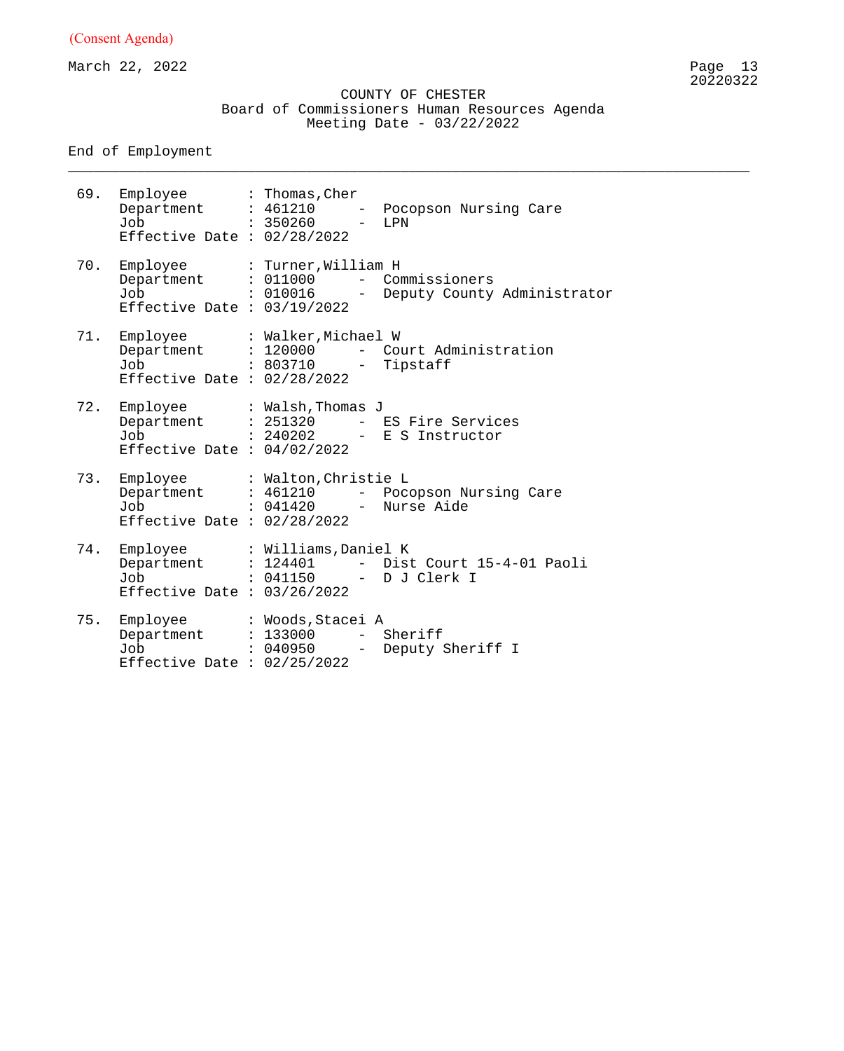(Consent Agenda)

March 22, 2022

COUNTY OF CHESTER
Board of Commissioners Human Resources Agenda
Meeting Date - 03/22/2022

End of Employment

---

69. Employee : Thomas,Cher
    Department : 461210 - Pocopson Nursing Care
    Job : 350260 - LPN
    Effective Date : 02/28/2022

70. Employee : Turner,William H
    Department : 011000 - Commissioners
    Job : 010016 - Deputy County Administrator
    Effective Date : 03/19/2022

71. Employee : Walker,Michael W
    Department : 120000 - Court Administration
    Job : 803710 - Tipstaff
    Effective Date : 02/28/2022

72. Employee : Walsh,Thomas J
    Department : 251320 - ES Fire Services
    Job : 240202 - E S Instructor
    Effective Date : 04/02/2022

73. Employee : Walton,Christie L
    Department : 461210 - Pocopson Nursing Care
    Job : 041420 - Nurse Aide
    Effective Date : 02/28/2022

74. Employee : Williams,Daniel K
    Department : 124401 - Dist Court 15-4-01 Paoli
    Job : 041150 - D J Clerk I
    Effective Date : 03/26/2022

75. Employee : Woods,Stacei A
    Department : 133000 - Sheriff
    Job : 040950 - Deputy Sheriff I
    Effective Date : 02/25/2022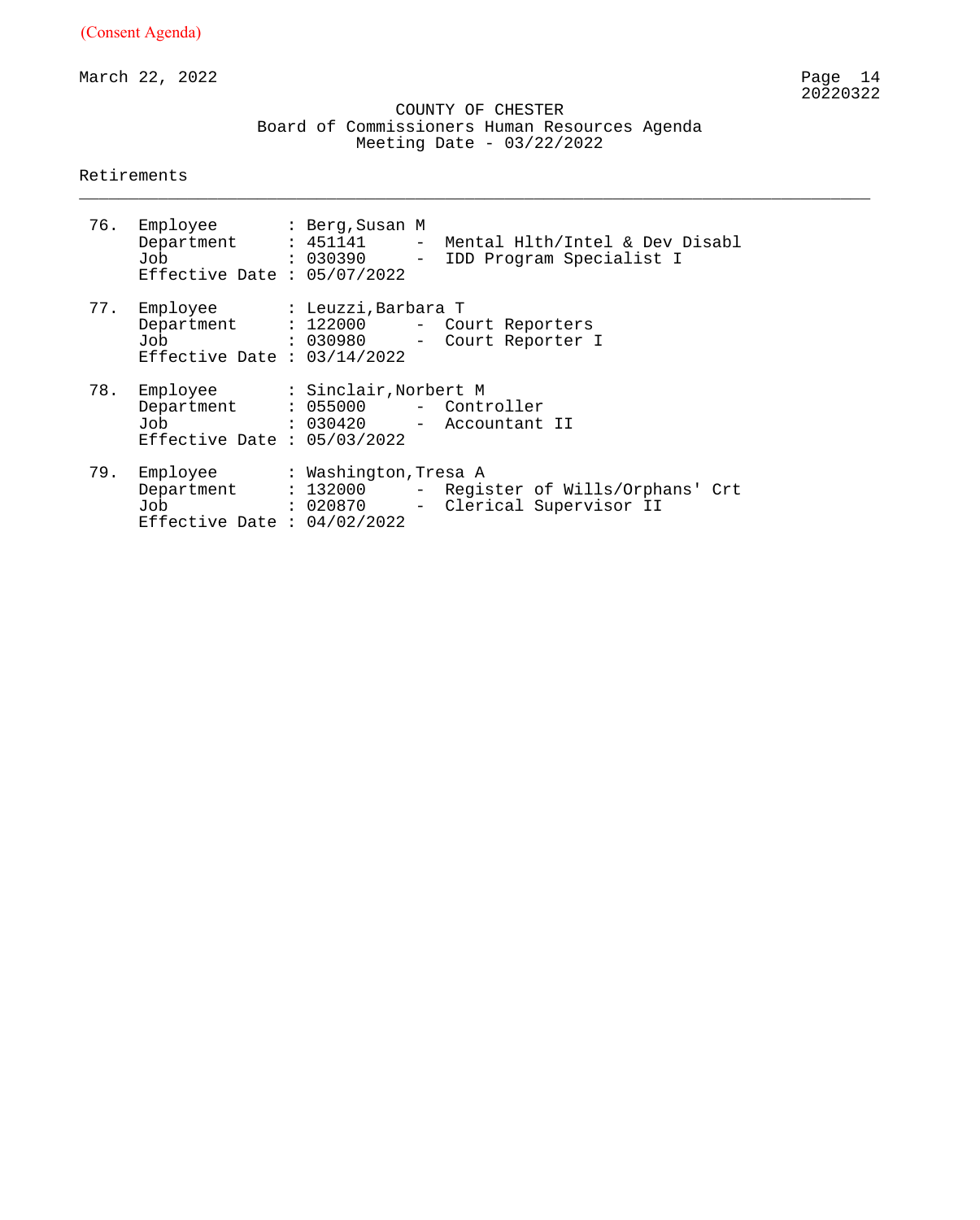(Consent Agenda)

March 22, 2022

COUNTY OF CHESTER
Board of Commissioners Human Resources Agenda
Meeting Date - 03/22/2022

Retirements

---

76. Employee : Berg,Susan M
    Department : 451141 - Mental Hlth/Intel & Dev Disabl
    Job : 030390 - IDD Program Specialist I
    Effective Date : 05/07/2022

77. Employee : Leuzzi,Barbara T
    Department : 122000 - Court Reporters
    Job : 030980 - Court Reporter I
    Effective Date : 03/14/2022

78. Employee : Sinclair,Norbert M
    Department : 055000 - Controller
    Job : 030420 - Accountant II
    Effective Date : 05/03/2022

79. Employee : Washington,Tresa A
    Department : 132000 - Register of Wills/Orphans' Crt
    Job : 020870 - Clerical Supervisor II
    Effective Date : 04/02/2022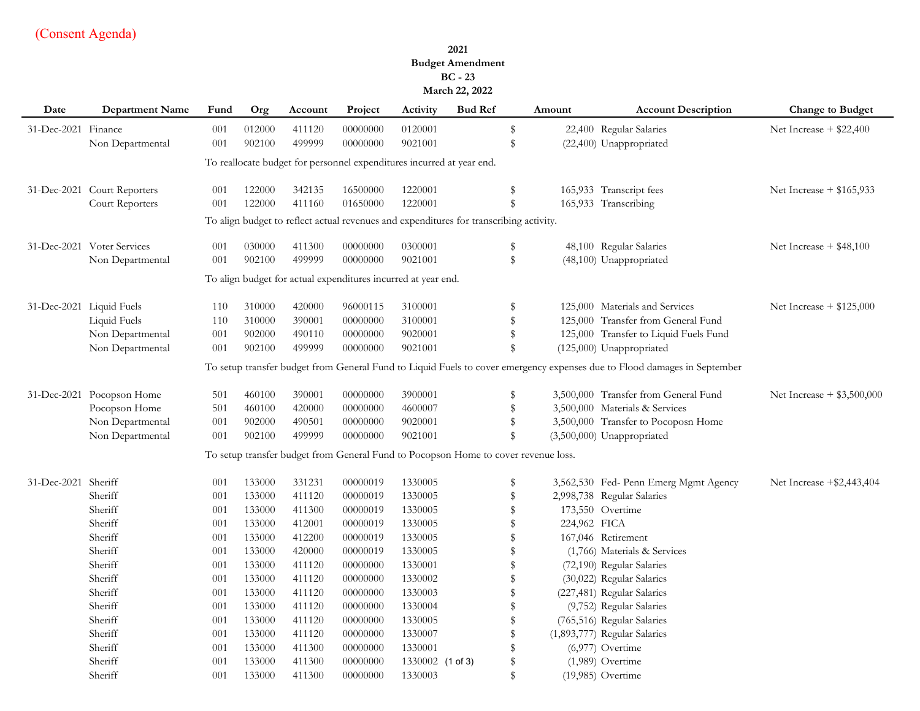(Consent Agenda)

**2021**
**Budget Amendment**
**BC - 23**
**March 22, 2022**

| Date | Department Name | Fund | Org | Account | Project | Activity | Bud Ref | Amount | Account Description | Change to Budget |
|---|---|---|---|---|---|---|---|---|---|---|
| 31-Dec-2021 | Finance | 001 | 012000 | 411120 | 00000000 | 0120001 | | $ 22,400 | Regular Salaries | Net Increase + $22,400 |
| | Non Departmental | 001 | 902100 | 499999 | 00000000 | 9021001 | | $ (22,400) | Unappropriated | |
| | | To reallocate budget for personnel expenditures incurred at year end. | | | | | | | | |
| 31-Dec-2021 | Court Reporters | 001 | 122000 | 342135 | 16500000 | 1220001 | | $ 165,933 | Transcript fees | Net Increase + $165,933 |
| | Court Reporters | 001 | 122000 | 411160 | 01650000 | 1220001 | | $ 165,933 | Transcribing | |
| | | To align budget to reflect actual revenues and expenditures for transcribing activity. | | | | | | | | |
| 31-Dec-2021 | Voter Services | 001 | 030000 | 411300 | 00000000 | 0300001 | | $ 48,100 | Regular Salaries | Net Increase + $48,100 |
| | Non Departmental | 001 | 902100 | 499999 | 00000000 | 9021001 | | $ (48,100) | Unappropriated | |
| | | To align budget for actual expenditures incurred at year end. | | | | | | | | |
| 31-Dec-2021 | Liquid Fuels | 110 | 310000 | 420000 | 96000115 | 3100001 | | $ 125,000 | Materials and Services | Net Increase + $125,000 |
| | Liquid Fuels | 110 | 310000 | 390001 | 00000000 | 3100001 | | $ 125,000 | Transfer from General Fund | |
| | Non Departmental | 001 | 902000 | 490110 | 00000000 | 9020001 | | $ 125,000 | Transfer to Liquid Fuels Fund | |
| | Non Departmental | 001 | 902100 | 499999 | 00000000 | 9021001 | | $ (125,000) | Unappropriated | |
| | | To setup transfer budget from General Fund to Liquid Fuels to cover emergency expenses due to Flood damages in September | | | | | | | | |
| 31-Dec-2021 | Pocopson Home | 501 | 460100 | 390001 | 00000000 | 3900001 | | $ 3,500,000 | Transfer from General Fund | Net Increase + $3,500,000 |
| | Pocopson Home | 501 | 460100 | 420000 | 00000000 | 4600007 | | $ 3,500,000 | Materials & Services | |
| | Non Departmental | 001 | 902000 | 490501 | 00000000 | 9020001 | | $ 3,500,000 | Transfer to Pocoposn Home | |
| | Non Departmental | 001 | 902100 | 499999 | 00000000 | 9021001 | | $ (3,500,000) | Unappropriated | |
| | | To setup transfer budget from General Fund to Pocopson Home to cover revenue loss. | | | | | | | | |
| 31-Dec-2021 | Sheriff | 001 | 133000 | 331231 | 00000019 | 1330005 | | $ 3,562,530 | Fed- Penn Emerg Mgmt Agency | Net Increase +$2,443,404 |
| | Sheriff | 001 | 133000 | 411120 | 00000019 | 1330005 | | $ 2,998,738 | Regular Salaries | |
| | Sheriff | 001 | 133000 | 411300 | 00000019 | 1330005 | | $ 173,550 | Overtime | |
| | Sheriff | 001 | 133000 | 412001 | 00000019 | 1330005 | | $ 224,962 | FICA | |
| | Sheriff | 001 | 133000 | 412200 | 00000019 | 1330005 | | $ 167,046 | Retirement | |
| | Sheriff | 001 | 133000 | 420000 | 00000019 | 1330005 | | $ (1,766) | Materials & Services | |
| | Sheriff | 001 | 133000 | 411120 | 00000000 | 1330001 | | $ (72,190) | Regular Salaries | |
| | Sheriff | 001 | 133000 | 411120 | 00000000 | 1330002 | | $ (30,022) | Regular Salaries | |
| | Sheriff | 001 | 133000 | 411120 | 00000000 | 1330003 | | $ (227,481) | Regular Salaries | |
| | Sheriff | 001 | 133000 | 411120 | 00000000 | 1330004 | | $ (9,752) | Regular Salaries | |
| | Sheriff | 001 | 133000 | 411120 | 00000000 | 1330005 | | $ (765,516) | Regular Salaries | |
| | Sheriff | 001 | 133000 | 411120 | 00000000 | 1330007 | | $ (1,893,777) | Regular Salaries | |
| | Sheriff | 001 | 133000 | 411300 | 00000000 | 1330001 | | $ (6,977) | Overtime | |
| | Sheriff | 001 | 133000 | 411300 | 00000000 | 1330002 | | $ (1,989) | Overtime | |
| | Sheriff | 001 | 133000 | 411300 | 00000000 | 1330003 | | $ (19,985) | Overtime | |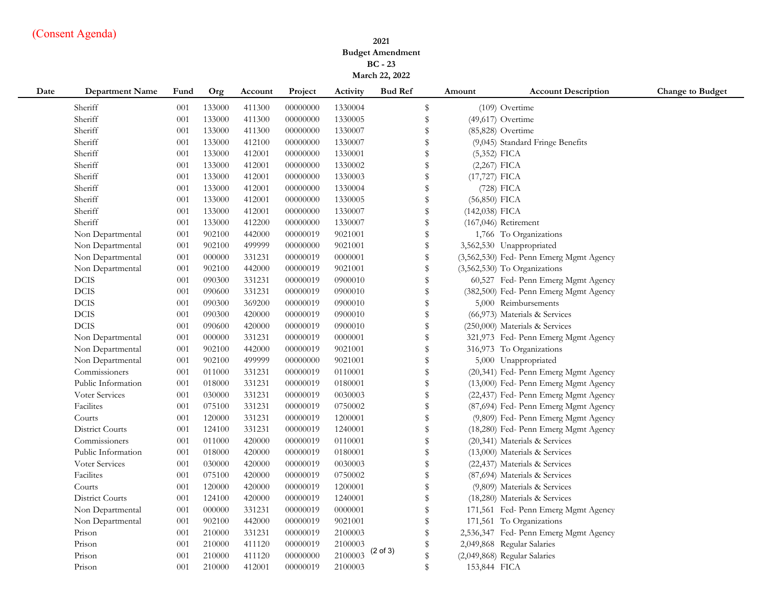(Consent Agenda)

**2021**
**Budget Amendment**
**BC - 23**
**March 22, 2022**

| Date | Department Name | Fund | Org | Account | Project | Activity | Bud Ref | Amount | Account Description | Change to Budget |
|---|---|---|---|---|---|---|---|---|---|---|
| | Sheriff | 001 | 133000 | 411300 | 00000000 | 1330004 | | $ (109) | Overtime | |
| | Sheriff | 001 | 133000 | 411300 | 00000000 | 1330005 | | $ (49,617) | Overtime | |
| | Sheriff | 001 | 133000 | 411300 | 00000000 | 1330007 | | $ (85,828) | Overtime | |
| | Sheriff | 001 | 133000 | 412100 | 00000000 | 1330007 | | $ (9,045) | Standard Fringe Benefits | |
| | Sheriff | 001 | 133000 | 412001 | 00000000 | 1330001 | | $ (5,352) | FICA | |
| | Sheriff | 001 | 133000 | 412001 | 00000000 | 1330002 | | $ (2,267) | FICA | |
| | Sheriff | 001 | 133000 | 412001 | 00000000 | 1330003 | | $ (17,727) | FICA | |
| | Sheriff | 001 | 133000 | 412001 | 00000000 | 1330004 | | $ (728) | FICA | |
| | Sheriff | 001 | 133000 | 412001 | 00000000 | 1330005 | | $ (56,850) | FICA | |
| | Sheriff | 001 | 133000 | 412001 | 00000000 | 1330007 | | $ (142,038) | FICA | |
| | Sheriff | 001 | 133000 | 412200 | 00000000 | 1330007 | | $ (167,046) | Retirement | |
| | Non Departmental | 001 | 902100 | 442000 | 00000019 | 9021001 | | $ 1,766 | To Organizations | |
| | Non Departmental | 001 | 902100 | 499999 | 00000000 | 9021001 | | $ 3,562,530 | Unappropriated | |
| | Non Departmental | 001 | 000000 | 331231 | 00000019 | 0000001 | | $ (3,562,530) | Fed- Penn Emerg Mgmt Agency | |
| | Non Departmental | 001 | 902100 | 442000 | 00000019 | 9021001 | | $ (3,562,530) | To Organizations | |
| | DCIS | 001 | 090300 | 331231 | 00000019 | 0900010 | | $ 60,527 | Fed- Penn Emerg Mgmt Agency | |
| | DCIS | 001 | 090600 | 331231 | 00000019 | 0900010 | | $ (382,500) | Fed- Penn Emerg Mgmt Agency | |
| | DCIS | 001 | 090300 | 369200 | 00000019 | 0900010 | | $ 5,000 | Reimbursements | |
| | DCIS | 001 | 090300 | 420000 | 00000019 | 0900010 | | $ (66,973) | Materials & Services | |
| | DCIS | 001 | 090600 | 420000 | 00000019 | 0900010 | | $ (250,000) | Materials & Services | |
| | Non Departmental | 001 | 000000 | 331231 | 00000019 | 0000001 | | $ 321,973 | Fed- Penn Emerg Mgmt Agency | |
| | Non Departmental | 001 | 902100 | 442000 | 00000019 | 9021001 | | $ 316,973 | To Organizations | |
| | Non Departmental | 001 | 902100 | 499999 | 00000000 | 9021001 | | $ 5,000 | Unappropriated | |
| | Commissioners | 001 | 011000 | 331231 | 00000019 | 0110001 | | $ (20,341) | Fed- Penn Emerg Mgmt Agency | |
| | Public Information | 001 | 018000 | 331231 | 00000019 | 0180001 | | $ (13,000) | Fed- Penn Emerg Mgmt Agency | |
| | Voter Services | 001 | 030000 | 331231 | 00000019 | 0030003 | | $ (22,437) | Fed- Penn Emerg Mgmt Agency | |
| | Facilites | 001 | 075100 | 331231 | 00000019 | 0750002 | | $ (87,694) | Fed- Penn Emerg Mgmt Agency | |
| | Courts | 001 | 120000 | 331231 | 00000019 | 1200001 | | $ (9,809) | Fed- Penn Emerg Mgmt Agency | |
| | District Courts | 001 | 124100 | 331231 | 00000019 | 1240001 | | $ (18,280) | Fed- Penn Emerg Mgmt Agency | |
| | Commissioners | 001 | 011000 | 420000 | 00000019 | 0110001 | | $ (20,341) | Materials & Services | |
| | Public Information | 001 | 018000 | 420000 | 00000019 | 0180001 | | $ (13,000) | Materials & Services | |
| | Voter Services | 001 | 030000 | 420000 | 00000019 | 0030003 | | $ (22,437) | Materials & Services | |
| | Facilites | 001 | 075100 | 420000 | 00000019 | 0750002 | | $ (87,694) | Materials & Services | |
| | Courts | 001 | 120000 | 420000 | 00000019 | 1200001 | | $ (9,809) | Materials & Services | |
| | District Courts | 001 | 124100 | 420000 | 00000019 | 1240001 | | $ (18,280) | Materials & Services | |
| | Non Departmental | 001 | 000000 | 331231 | 00000019 | 0000001 | | $ 171,561 | Fed- Penn Emerg Mgmt Agency | |
| | Non Departmental | 001 | 902100 | 442000 | 00000019 | 9021001 | | $ 171,561 | To Organizations | |
| | Prison | 001 | 210000 | 331231 | 00000019 | 2100003 | | $ 2,536,347 | Fed- Penn Emerg Mgmt Agency | |
| | Prison | 001 | 210000 | 411120 | 00000019 | 2100003 | | $ 2,049,868 | Regular Salaries | |
| | Prison | 001 | 210000 | 411120 | 00000000 | 2100003 | | $ (2,049,868) | Regular Salaries | |
| | Prison | 001 | 210000 | 412001 | 00000019 | 2100003 | | $ 153,844 | FICA | |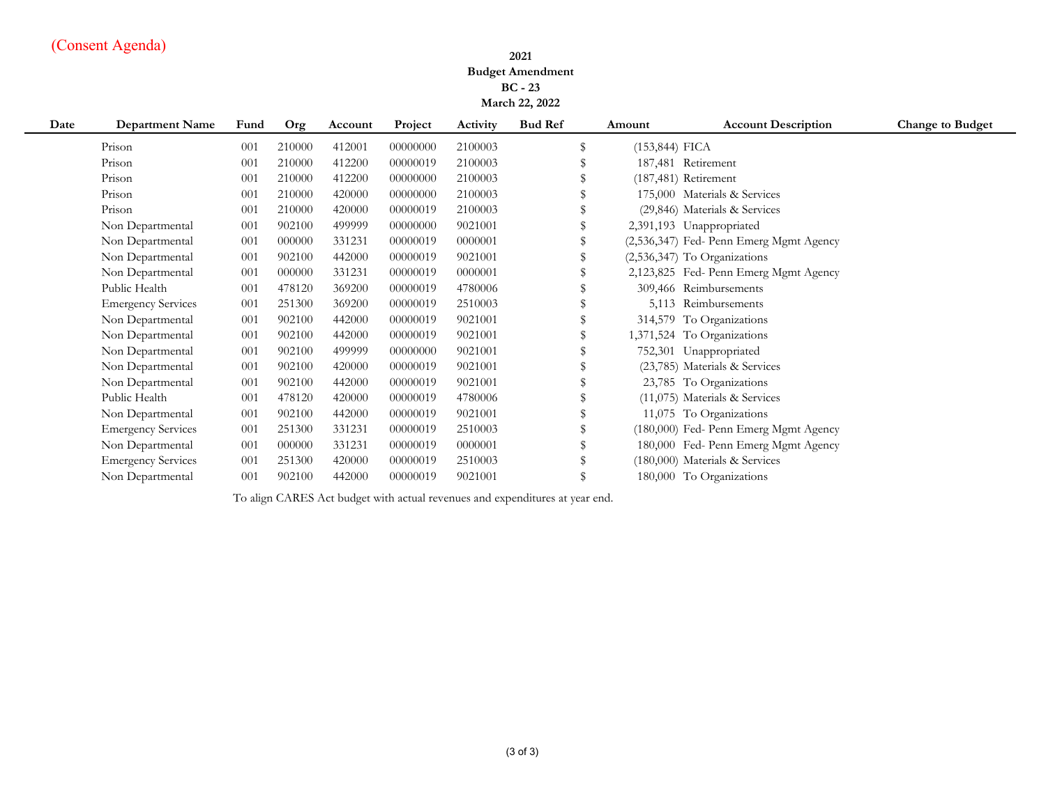(Consent Agenda)

**2021**
**Budget Amendment**
**BC - 23**
**March 22, 2022**

| Date | Department Name | Fund | Org | Account | Project | Activity | Bud Ref | Amount | Account Description | Change to Budget |
|---|---|---|---|---|---|---|---|---|---|---|
| | Prison | 001 | 210000 | 412001 | 00000000 | 2100003 | | $ (153,844) | FICA | |
| | Prison | 001 | 210000 | 412200 | 00000019 | 2100003 | | $ 187,481 | Retirement | |
| | Prison | 001 | 210000 | 412200 | 00000000 | 2100003 | | $ (187,481) | Retirement | |
| | Prison | 001 | 210000 | 420000 | 00000000 | 2100003 | | $ 175,000 | Materials & Services | |
| | Prison | 001 | 210000 | 420000 | 00000019 | 2100003 | | $ (29,846) | Materials & Services | |
| | Non Departmental | 001 | 902100 | 499999 | 00000000 | 9021001 | | $ 2,391,193 | Unappropriated | |
| | Non Departmental | 001 | 000000 | 331231 | 00000019 | 0000001 | | $ (2,536,347) | Fed- Penn Emerg Mgmt Agency | |
| | Non Departmental | 001 | 902100 | 442000 | 00000019 | 9021001 | | $ (2,536,347) | To Organizations | |
| | Non Departmental | 001 | 000000 | 331231 | 00000019 | 0000001 | | $ 2,123,825 | Fed- Penn Emerg Mgmt Agency | |
| | Public Health | 001 | 478120 | 369200 | 00000019 | 4780006 | | $ 309,466 | Reimbursements | |
| | Emergency Services | 001 | 251300 | 369200 | 00000019 | 2510003 | | $ 5,113 | Reimbursements | |
| | Non Departmental | 001 | 902100 | 442000 | 00000019 | 9021001 | | $ 314,579 | To Organizations | |
| | Non Departmental | 001 | 902100 | 442000 | 00000019 | 9021001 | | $ 1,371,524 | To Organizations | |
| | Non Departmental | 001 | 902100 | 499999 | 00000000 | 9021001 | | $ 752,301 | Unappropriated | |
| | Non Departmental | 001 | 902100 | 420000 | 00000019 | 9021001 | | $ (23,785) | Materials & Services | |
| | Non Departmental | 001 | 902100 | 442000 | 00000019 | 9021001 | | $ 23,785 | To Organizations | |
| | Public Health | 001 | 478120 | 420000 | 00000019 | 4780006 | | $ (11,075) | Materials & Services | |
| | Non Departmental | 001 | 902100 | 442000 | 00000019 | 9021001 | | $ 11,075 | To Organizations | |
| | Emergency Services | 001 | 251300 | 331231 | 00000019 | 2510003 | | $ (180,000) | Fed- Penn Emerg Mgmt Agency | |
| | Non Departmental | 001 | 000000 | 331231 | 00000019 | 0000001 | | $ 180,000 | Fed- Penn Emerg Mgmt Agency | |
| | Emergency Services | 001 | 251300 | 420000 | 00000019 | 2510003 | | $ (180,000) | Materials & Services | |
| | Non Departmental | 001 | 902100 | 442000 | 00000019 | 9021001 | | $ 180,000 | To Organizations | |

To align CARES Act budget with actual revenues and expenditures at year end.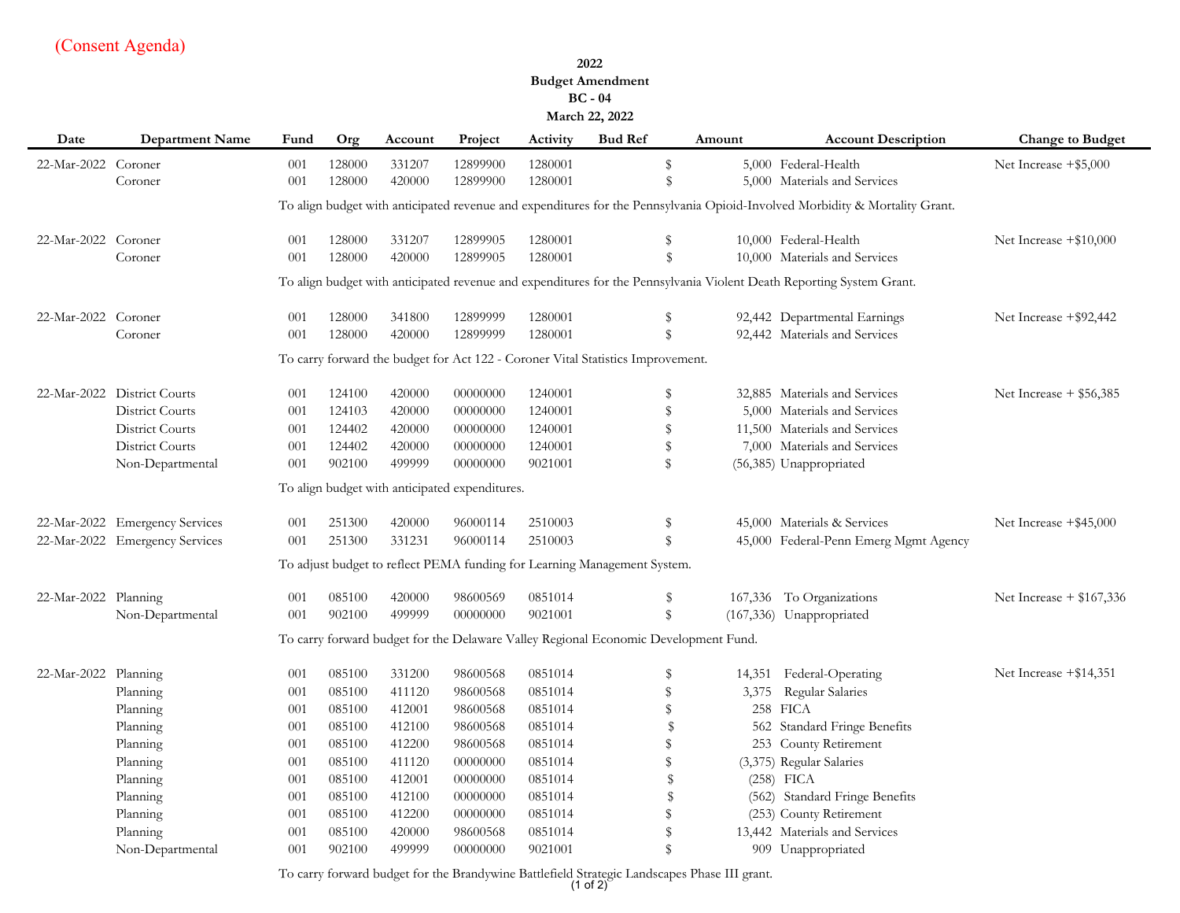(Consent Agenda)

**2022**
**Budget Amendment**
**BC - 04**
**March 22, 2022**

| Date | Department Name | Fund | Org | Account | Project | Activity | Bud Ref | Amount | Account Description | Change to Budget |
|---|---|---|---|---|---|---|---|---|---|---|
| 22-Mar-2022 | Coroner | 001 | 128000 | 331207 | 12899900 | 1280001 | | $ 5,000 | Federal-Health | Net Increase +$5,000 |
| | Coroner | 001 | 128000 | 420000 | 12899900 | 1280001 | | $ 5,000 | Materials and Services | |
| | | To align budget with anticipated revenue and expenditures for the Pennsylvania Opioid-Involved Morbidity & Mortality Grant. | | | | | | | | |
| 22-Mar-2022 | Coroner | 001 | 128000 | 331207 | 12899905 | 1280001 | | $ 10,000 | Federal-Health | Net Increase +$10,000 |
| | Coroner | 001 | 128000 | 420000 | 12899905 | 1280001 | | $ 10,000 | Materials and Services | |
| | | To align budget with anticipated revenue and expenditures for the Pennsylvania Violent Death Reporting System Grant. | | | | | | | | |
| 22-Mar-2022 | Coroner | 001 | 128000 | 341800 | 12899999 | 1280001 | | $ 92,442 | Departmental Earnings | Net Increase +$92,442 |
| | Coroner | 001 | 128000 | 420000 | 12899999 | 1280001 | | $ 92,442 | Materials and Services | |
| | | To carry forward the budget for Act 122 - Coroner Vital Statistics Improvement. | | | | | | | | |
| 22-Mar-2022 | District Courts | 001 | 124100 | 420000 | 00000000 | 1240001 | | $ 32,885 | Materials and Services | Net Increase + $56,385 |
| | District Courts | 001 | 124103 | 420000 | 00000000 | 1240001 | | $ 5,000 | Materials and Services | |
| | District Courts | 001 | 124402 | 420000 | 00000000 | 1240001 | | $ 11,500 | Materials and Services | |
| | District Courts | 001 | 124402 | 420000 | 00000000 | 1240001 | | $ 7,000 | Materials and Services | |
| | Non-Departmental | 001 | 902100 | 499999 | 00000000 | 9021001 | | $ (56,385) | Unappropriated | |
| | | To align budget with anticipated expenditures. | | | | | | | | |
| 22-Mar-2022 | Emergency Services | 001 | 251300 | 420000 | 96000114 | 2510003 | | $ 45,000 | Materials & Services | Net Increase +$45,000 |
| 22-Mar-2022 | Emergency Services | 001 | 251300 | 331231 | 96000114 | 2510003 | | $ 45,000 | Federal-Penn Emerg Mgmt Agency | |
| | | To adjust budget to reflect PEMA funding for Learning Management System. | | | | | | | | |
| 22-Mar-2022 | Planning | 001 | 085100 | 420000 | 98600569 | 0851014 | | $ 167,336 | To Organizations | Net Increase + $167,336 |
| | Non-Departmental | 001 | 902100 | 499999 | 00000000 | 9021001 | | $ (167,336) | Unappropriated | |
| | | To carry forward budget for the Delaware Valley Regional Economic Development Fund. | | | | | | | | |
| 22-Mar-2022 | Planning | 001 | 085100 | 331200 | 98600568 | 0851014 | | $ 14,351 | Federal-Operating | Net Increase +$14,351 |
| | Planning | 001 | 085100 | 411120 | 98600568 | 0851014 | | $ 3,375 | Regular Salaries | |
| | Planning | 001 | 085100 | 412001 | 98600568 | 0851014 | | $ 258 | FICA | |
| | Planning | 001 | 085100 | 412100 | 98600568 | 0851014 | | $ 562 | Standard Fringe Benefits | |
| | Planning | 001 | 085100 | 412200 | 98600568 | 0851014 | | $ 253 | County Retirement | |
| | Planning | 001 | 085100 | 411120 | 00000000 | 0851014 | | $ (3,375) | Regular Salaries | |
| | Planning | 001 | 085100 | 412001 | 00000000 | 0851014 | | $ (258) | FICA | |
| | Planning | 001 | 085100 | 412100 | 00000000 | 0851014 | | $ (562) | Standard Fringe Benefits | |
| | Planning | 001 | 085100 | 412200 | 00000000 | 0851014 | | $ (253) | County Retirement | |
| | Planning | 001 | 085100 | 420000 | 98600568 | 0851014 | | $ 13,442 | Materials and Services | |
| | Non-Departmental | 001 | 902100 | 499999 | 00000000 | 9021001 | | $ 909 | Unappropriated | |
| | | To carry forward budget for the Brandywine Battlefield Strategic Landscapes Phase III grant. | | | | | | | | |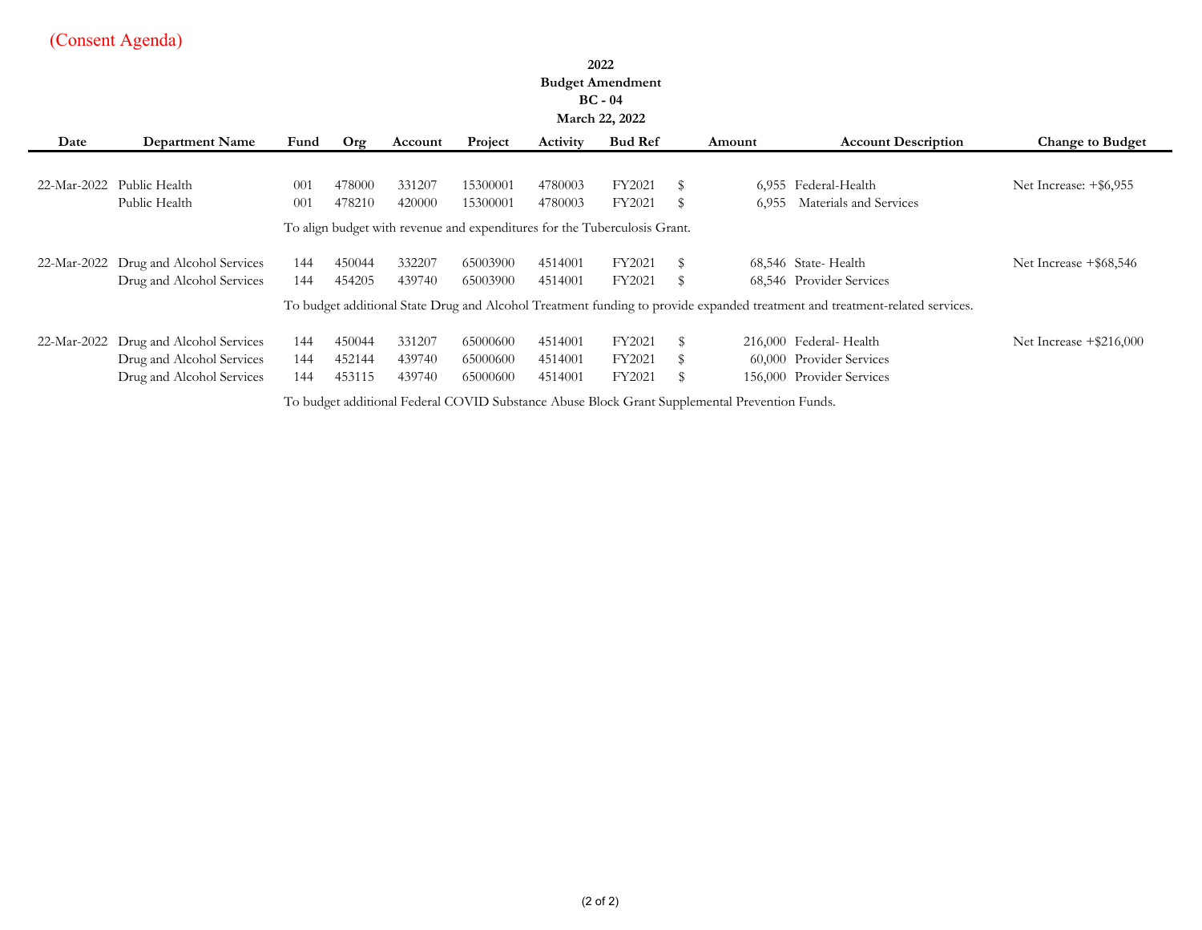(Consent Agenda)

**2022**
**Budget Amendment**
**BC - 04**
**March 22, 2022**

| Date | Department Name | Fund | Org | Account | Project | Activity | Bud Ref | Amount | Account Description | Change to Budget |
|---|---|---|---|---|---|---|---|---|---|---|
| 22-Mar-2022 | Public Health | 001 | 478000 | 331207 | 15300001 | 4780003 | FY2021 | $ 6,955 | Federal-Health | Net Increase: +$6,955 |
| | Public Health | 001 | 478210 | 420000 | 15300001 | 4780003 | FY2021 | $ 6,955 | Materials and Services | |
| | | To align budget with revenue and expenditures for the Tuberculosis Grant. | | | | | | | | |
| 22-Mar-2022 | Drug and Alcohol Services | 144 | 450044 | 332207 | 65003900 | 4514001 | FY2021 | $ 68,546 | State- Health | Net Increase +$68,546 |
| | Drug and Alcohol Services | 144 | 454205 | 439740 | 65003900 | 4514001 | FY2021 | $ 68,546 | Provider Services | |
| | | To budget additional State Drug and Alcohol Treatment funding to provide expanded treatment and treatment-related services. | | | | | | | | |
| 22-Mar-2022 | Drug and Alcohol Services | 144 | 450044 | 331207 | 65000600 | 4514001 | FY2021 | $ 216,000 | Federal- Health | Net Increase +$216,000 |
| | Drug and Alcohol Services | 144 | 452144 | 439740 | 65000600 | 4514001 | FY2021 | $ 60,000 | Provider Services | |
| | Drug and Alcohol Services | 144 | 453115 | 439740 | 65000600 | 4514001 | FY2021 | $ 156,000 | Provider Services | |
| | | To budget additional Federal COVID Substance Abuse Block Grant Supplemental Prevention Funds. | | | | | | | | |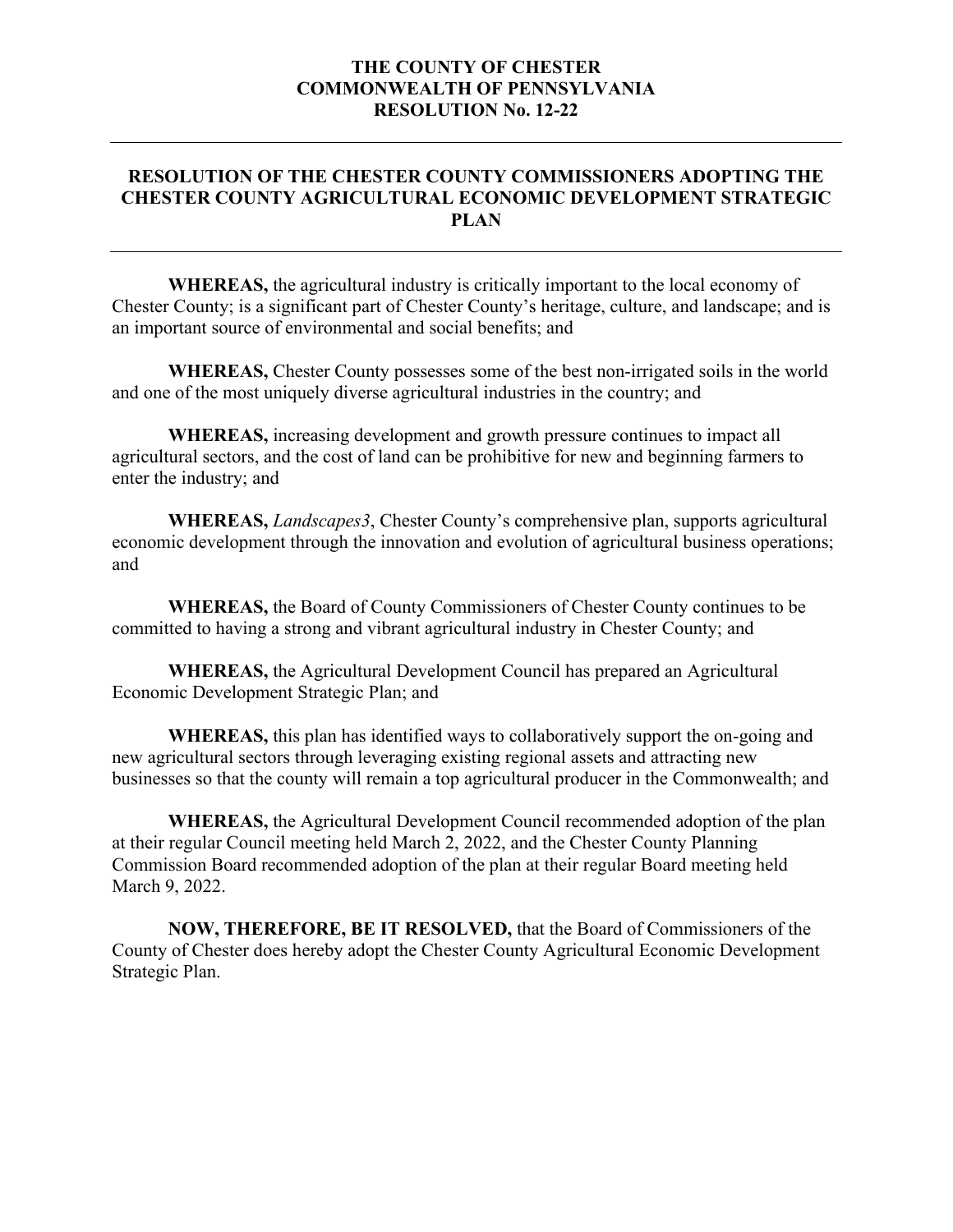**THE COUNTY OF CHESTER**
**COMMONWEALTH OF PENNSYLVANIA**
**RESOLUTION No. 12-22**

---

# RESOLUTION OF THE CHESTER COUNTY COMMISSIONERS ADOPTING THE CHESTER COUNTY AGRICULTURAL ECONOMIC DEVELOPMENT STRATEGIC PLAN

---

**WHEREAS,** the agricultural industry is critically important to the local economy of Chester County; is a significant part of Chester County's heritage, culture, and landscape; and is an important source of environmental and social benefits; and

**WHEREAS,** Chester County possesses some of the best non-irrigated soils in the world and one of the most uniquely diverse agricultural industries in the country; and

**WHEREAS,** increasing development and growth pressure continues to impact all agricultural sectors, and the cost of land can be prohibitive for new and beginning farmers to enter the industry; and

**WHEREAS,** *Landscapes3*, Chester County's comprehensive plan, supports agricultural economic development through the innovation and evolution of agricultural business operations; and

**WHEREAS,** the Board of County Commissioners of Chester County continues to be committed to having a strong and vibrant agricultural industry in Chester County; and

**WHEREAS,** the Agricultural Development Council has prepared an Agricultural Economic Development Strategic Plan; and

**WHEREAS,** this plan has identified ways to collaboratively support the on-going and new agricultural sectors through leveraging existing regional assets and attracting new businesses so that the county will remain a top agricultural producer in the Commonwealth; and

**WHEREAS,** the Agricultural Development Council recommended adoption of the plan at their regular Council meeting held March 2, 2022, and the Chester County Planning Commission Board recommended adoption of the plan at their regular Board meeting held March 9, 2022.

**NOW, THEREFORE, BE IT RESOLVED,** that the Board of Commissioners of the County of Chester does hereby adopt the Chester County Agricultural Economic Development Strategic Plan.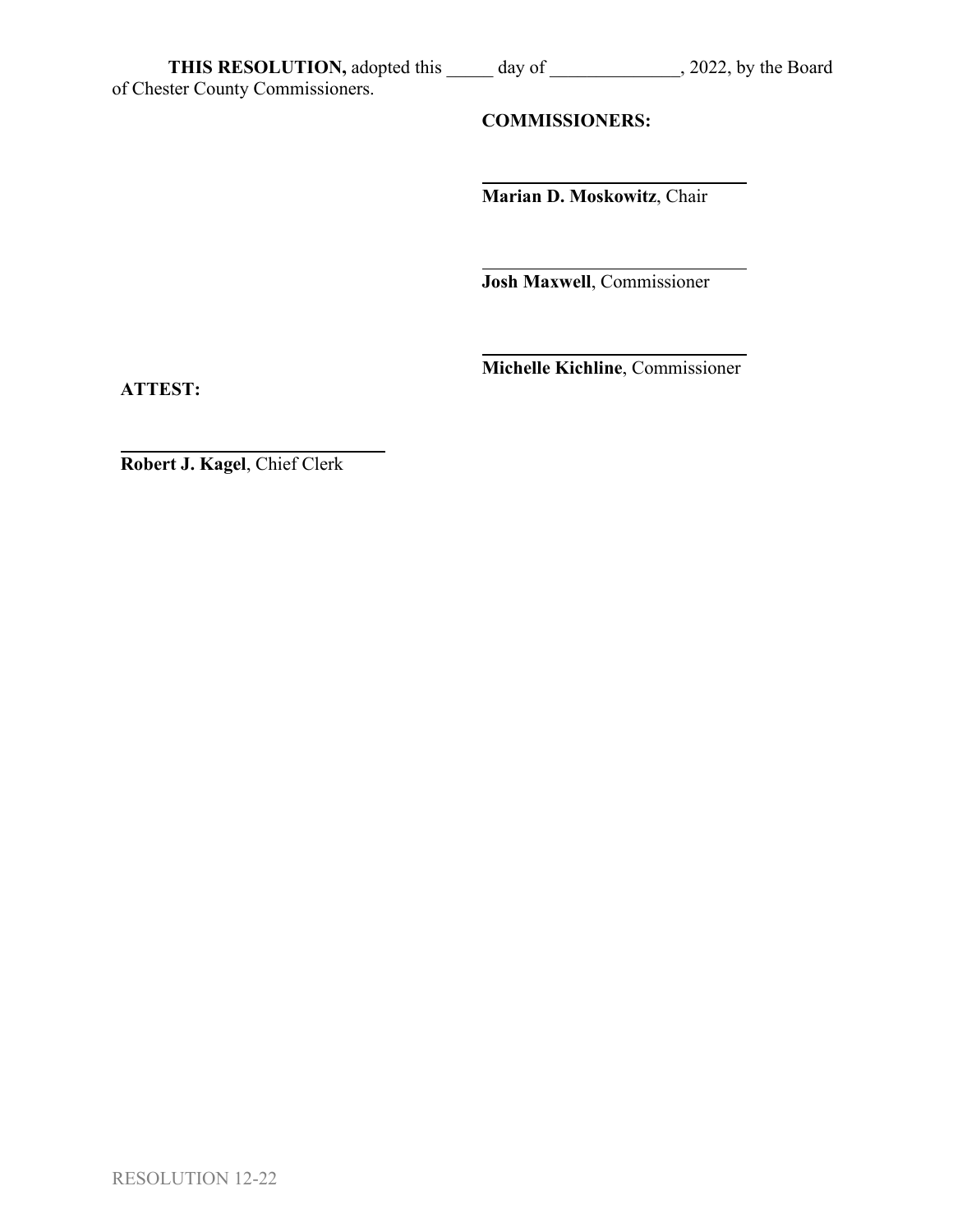**THIS RESOLUTION,** adopted this _____ day of ______________, 2022, by the Board of Chester County Commissioners.

**COMMISSIONERS:**

______________________________
**Marian D. Moskowitz**, Chair

______________________________
**Josh Maxwell**, Commissioner

______________________________
**Michelle Kichline**, Commissioner

**ATTEST:**

______________________________
**Robert J. Kagel**, Chief Clerk

RESOLUTION 12-22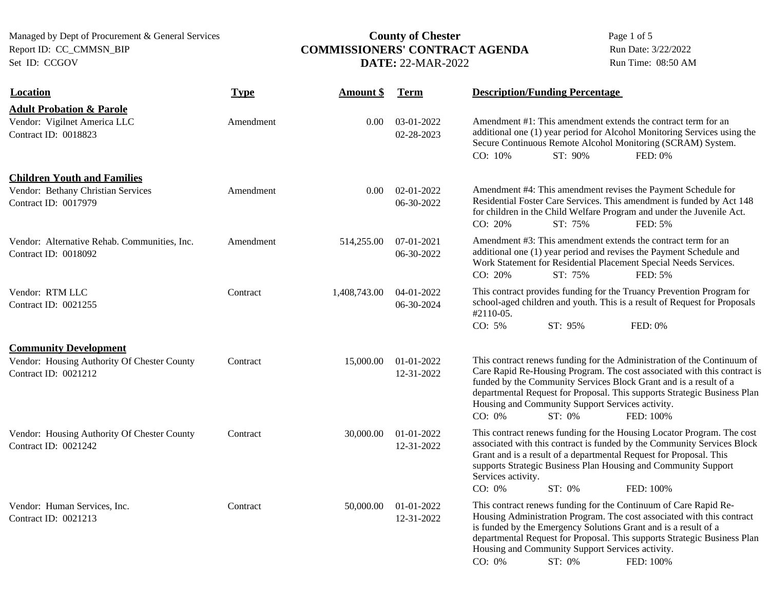Managed by Dept of Procurement & General Services
Report ID: CC_CMMSN_BIP
Set ID: CCGOV

# County of Chester
## COMMISSIONERS' CONTRACT AGENDA
**DATE:** 22-MAR-2022

Run Date: 3/22/2022
Run Time: 08:50 AM

| Location | Type | Amount $ | Term | Description/Funding Percentage |
|---|---|---|---|---|
| **Adult Probation & Parole** | | | | |
| Vendor: Vigilnet America LLC<br>Contract ID: 0018823 | Amendment | 0.00 | 03-01-2022<br>02-28-2023 | Amendment #1: This amendment extends the contract term for an additional one (1) year period for Alcohol Monitoring Services using the Secure Continuous Remote Alcohol Monitoring (SCRAM) System.<br>CO: 10% ST: 90% FED: 0% |
| **Children Youth and Families** | | | | |
| Vendor: Bethany Christian Services<br>Contract ID: 0017979 | Amendment | 0.00 | 02-01-2022<br>06-30-2022 | Amendment #4: This amendment revises the Payment Schedule for Residential Foster Care Services. This amendment is funded by Act 148 for children in the Child Welfare Program and under the Juvenile Act.<br>CO: 20% ST: 75% FED: 5% |
| Vendor: Alternative Rehab. Communities, Inc.<br>Contract ID: 0018092 | Amendment | 514,255.00 | 07-01-2021<br>06-30-2022 | Amendment #3: This amendment extends the contract term for an additional one (1) year period and revises the Payment Schedule and Work Statement for Residential Placement Special Needs Services.<br>CO: 20% ST: 75% FED: 5% |
| Vendor: RTM LLC<br>Contract ID: 0021255 | Contract | 1,408,743.00 | 04-01-2022<br>06-30-2024 | This contract provides funding for the Truancy Prevention Program for school-aged children and youth. This is a result of Request for Proposals #2110-05.<br>CO: 5% ST: 95% FED: 0% |
| **Community Development** | | | | |
| Vendor: Housing Authority Of Chester County<br>Contract ID: 0021212 | Contract | 15,000.00 | 01-01-2022<br>12-31-2022 | This contract renews funding for the Administration of the Continuum of Care Rapid Re-Housing Program. The cost associated with this contract is funded by the Community Services Block Grant and is a result of a departmental Request for Proposal. This supports Strategic Business Plan Housing and Community Support Services activity.<br>CO: 0% ST: 0% FED: 100% |
| Vendor: Housing Authority Of Chester County<br>Contract ID: 0021242 | Contract | 30,000.00 | 01-01-2022<br>12-31-2022 | This contract renews funding for the Housing Locator Program. The cost associated with this contract is funded by the Community Services Block Grant and is a result of a departmental Request for Proposal. This supports Strategic Business Plan Housing and Community Support Services activity.<br>CO: 0% ST: 0% FED: 100% |
| Vendor: Human Services, Inc.<br>Contract ID: 0021213 | Contract | 50,000.00 | 01-01-2022<br>12-31-2022 | This contract renews funding for the Continuum of Care Rapid Re-Housing Administration Program. The cost associated with this contract is funded by the Emergency Solutions Grant and is a result of a departmental Request for Proposal. This supports Strategic Business Plan Housing and Community Support Services activity.<br>CO: 0% ST: 0% FED: 100% |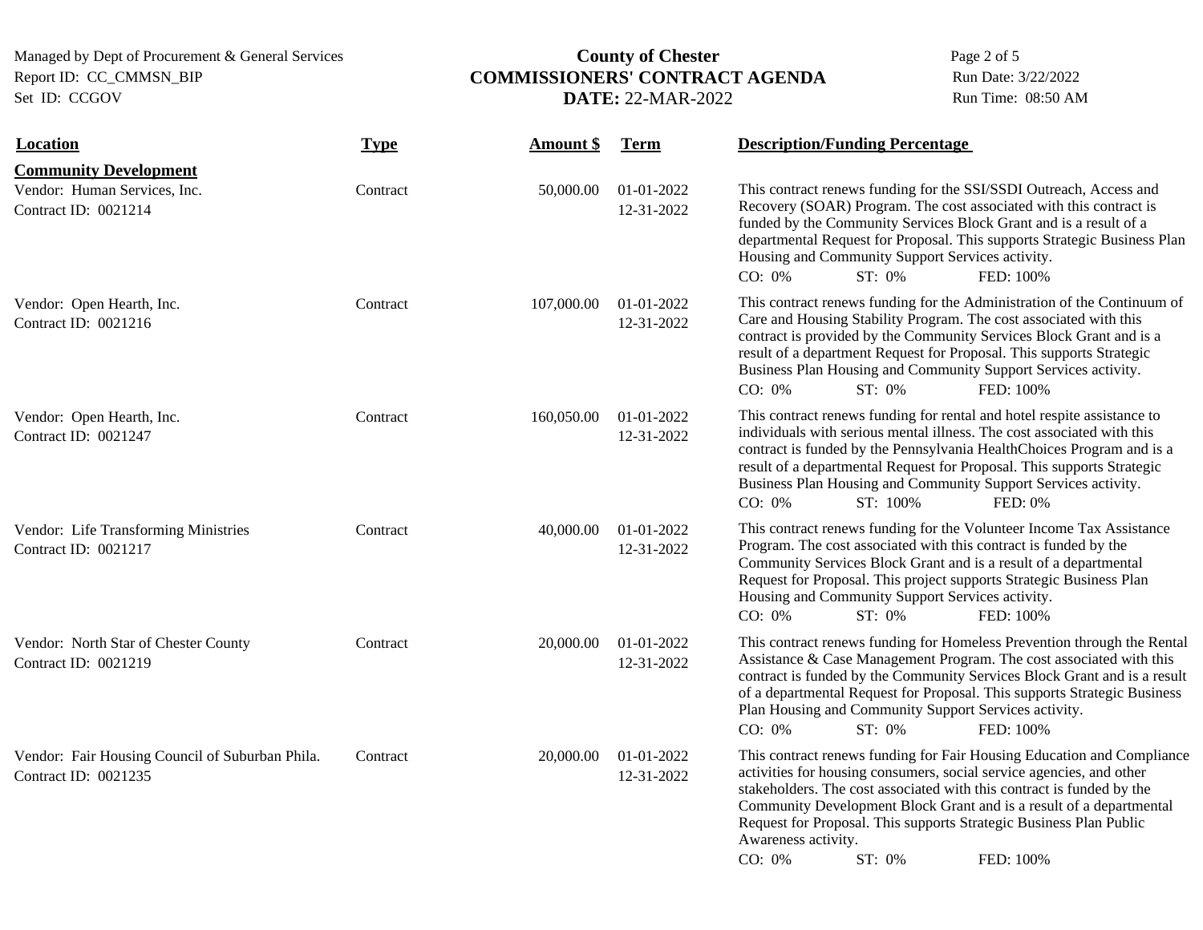Managed by Dept of Procurement & General Services
Report ID: CC_CMMSN_BIP
Set ID: CCGOV

**County of Chester**
**COMMISSIONERS' CONTRACT AGENDA**
**DATE:** 22-MAR-2022

Run Date: 3/22/2022
Run Time: 08:50 AM

| Location | Type | Amount $ | Term | Description/Funding Percentage |
|---|---|---|---|---|
| **Community Development** | | | | |
| Vendor: Human Services, Inc.<br>Contract ID: 0021214 | Contract | 50,000.00 | 01-01-2022<br>12-31-2022 | This contract renews funding for the SSI/SSDI Outreach, Access and Recovery (SOAR) Program. The cost associated with this contract is funded by the Community Services Block Grant and is a result of a departmental Request for Proposal. This supports Strategic Business Plan Housing and Community Support Services activity.<br>CO: 0% ST: 0% FED: 100% |
| Vendor: Open Hearth, Inc.<br>Contract ID: 0021216 | Contract | 107,000.00 | 01-01-2022<br>12-31-2022 | This contract renews funding for the Administration of the Continuum of Care and Housing Stability Program. The cost associated with this contract is provided by the Community Services Block Grant and is a result of a department Request for Proposal. This supports Strategic Business Plan Housing and Community Support Services activity.<br>CO: 0% ST: 0% FED: 100% |
| Vendor: Open Hearth, Inc.<br>Contract ID: 0021247 | Contract | 160,050.00 | 01-01-2022<br>12-31-2022 | This contract renews funding for rental and hotel respite assistance to individuals with serious mental illness. The cost associated with this contract is funded by the Pennsylvania HealthChoices Program and is a result of a departmental Request for Proposal. This supports Strategic Business Plan Housing and Community Support Services activity.<br>CO: 0% ST: 100% FED: 0% |
| Vendor: Life Transforming Ministries<br>Contract ID: 0021217 | Contract | 40,000.00 | 01-01-2022<br>12-31-2022 | This contract renews funding for the Volunteer Income Tax Assistance Program. The cost associated with this contract is funded by the Community Services Block Grant and is a result of a departmental Request for Proposal. This project supports Strategic Business Plan Housing and Community Support Services activity.<br>CO: 0% ST: 0% FED: 100% |
| Vendor: North Star of Chester County<br>Contract ID: 0021219 | Contract | 20,000.00 | 01-01-2022<br>12-31-2022 | This contract renews funding for Homeless Prevention through the Rental Assistance & Case Management Program. The cost associated with this contract is funded by the Community Services Block Grant and is a result of a departmental Request for Proposal. This supports Strategic Business Plan Housing and Community Support Services activity.<br>CO: 0% ST: 0% FED: 100% |
| Vendor: Fair Housing Council of Suburban Phila.<br>Contract ID: 0021235 | Contract | 20,000.00 | 01-01-2022<br>12-31-2022 | This contract renews funding for Fair Housing Education and Compliance activities for housing consumers, social service agencies, and other stakeholders. The cost associated with this contract is funded by the Community Development Block Grant and is a result of a departmental Request for Proposal. This supports Strategic Business Plan Public Awareness activity.<br>CO: 0% ST: 0% FED: 100% |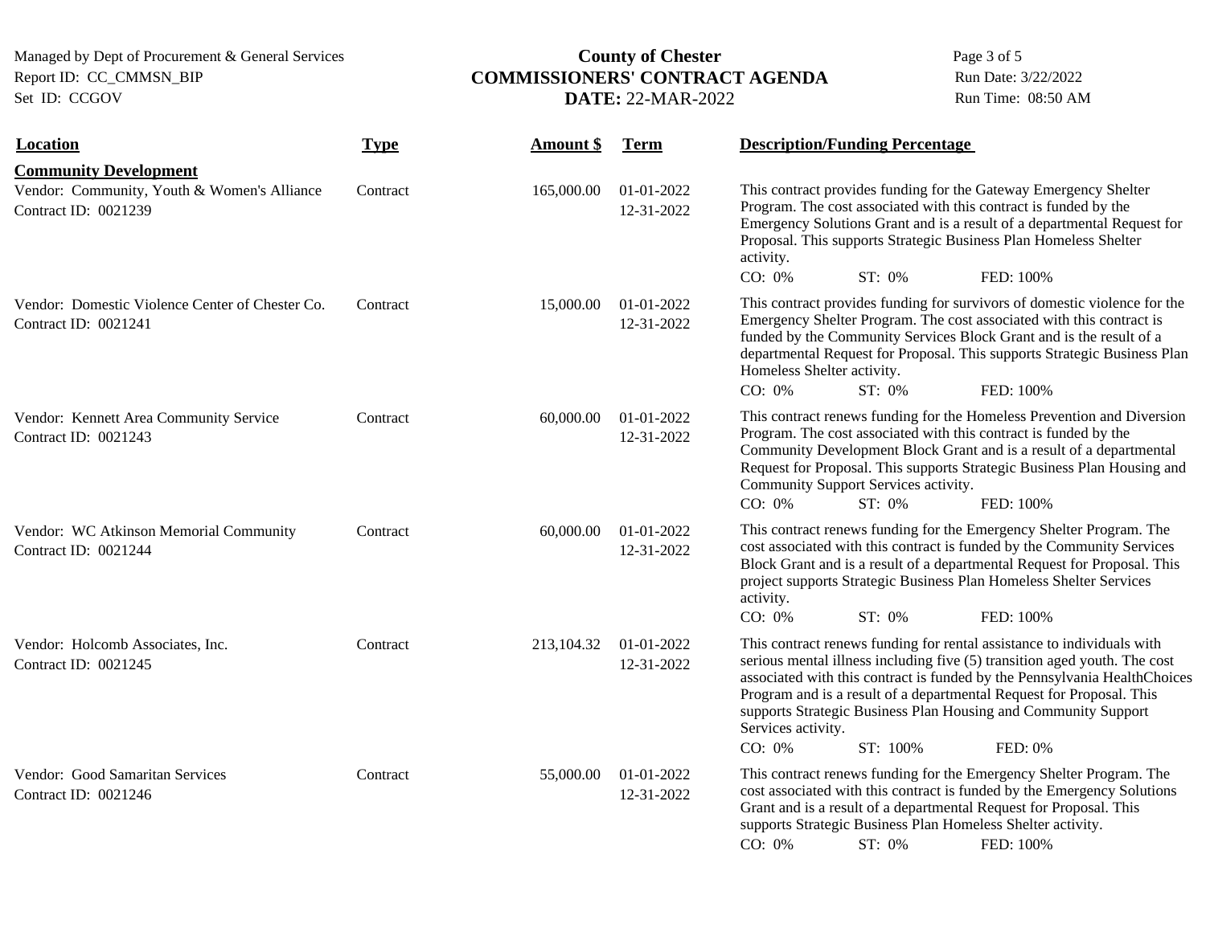**County of Chester**
**COMMISSIONERS' CONTRACT AGENDA**
**DATE:** 22-MAR-2022

Managed by Dept of Procurement & General Services
Report ID: CC_CMMSN_BIP
Set ID: CCGOV

Run Date: 3/22/2022
Run Time: 08:50 AM

| Location | Type | Amount $ | Term | Description/Funding Percentage |
|---|---|---|---|---|
| **Community Development** | | | | |
| Vendor: Community, Youth & Women's Alliance<br>Contract ID: 0021239 | Contract | 165,000.00 | 01-01-2022<br>12-31-2022 | This contract provides funding for the Gateway Emergency Shelter Program. The cost associated with this contract is funded by the Emergency Solutions Grant and is a result of a departmental Request for Proposal. This supports Strategic Business Plan Homeless Shelter activity.<br>CO: 0% ST: 0% FED: 100% |
| Vendor: Domestic Violence Center of Chester Co.<br>Contract ID: 0021241 | Contract | 15,000.00 | 01-01-2022<br>12-31-2022 | This contract provides funding for survivors of domestic violence for the Emergency Shelter Program. The cost associated with this contract is funded by the Community Services Block Grant and is the result of a departmental Request for Proposal. This supports Strategic Business Plan Homeless Shelter activity.<br>CO: 0% ST: 0% FED: 100% |
| Vendor: Kennett Area Community Service<br>Contract ID: 0021243 | Contract | 60,000.00 | 01-01-2022<br>12-31-2022 | This contract renews funding for the Homeless Prevention and Diversion Program. The cost associated with this contract is funded by the Community Development Block Grant and is a result of a departmental Request for Proposal. This supports Strategic Business Plan Housing and Community Support Services activity.<br>CO: 0% ST: 0% FED: 100% |
| Vendor: WC Atkinson Memorial Community<br>Contract ID: 0021244 | Contract | 60,000.00 | 01-01-2022<br>12-31-2022 | This contract renews funding for the Emergency Shelter Program. The cost associated with this contract is funded by the Community Services Block Grant and is a result of a departmental Request for Proposal. This project supports Strategic Business Plan Homeless Shelter Services activity.<br>CO: 0% ST: 0% FED: 100% |
| Vendor: Holcomb Associates, Inc.<br>Contract ID: 0021245 | Contract | 213,104.32 | 01-01-2022<br>12-31-2022 | This contract renews funding for rental assistance to individuals with serious mental illness including five (5) transition aged youth. The cost associated with this contract is funded by the Pennsylvania HealthChoices Program and is a result of a departmental Request for Proposal. This supports Strategic Business Plan Housing and Community Support Services activity.<br>CO: 0% ST: 100% FED: 0% |
| Vendor: Good Samaritan Services<br>Contract ID: 0021246 | Contract | 55,000.00 | 01-01-2022<br>12-31-2022 | This contract renews funding for the Emergency Shelter Program. The cost associated with this contract is funded by the Emergency Solutions Grant and is a result of a departmental Request for Proposal. This supports Strategic Business Plan Homeless Shelter activity.<br>CO: 0% ST: 0% FED: 100% |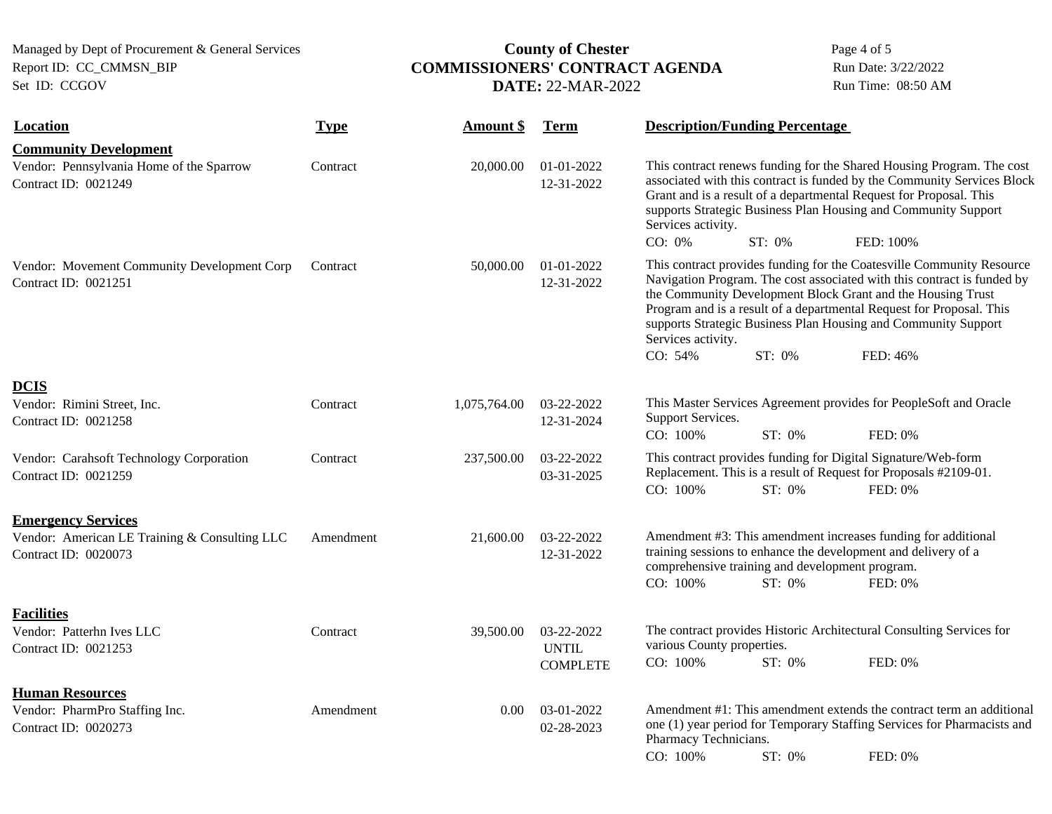Managed by Dept of Procurement & General Services
Report ID: CC_CMMSN_BIP
Set ID: CCGOV

# County of Chester
## COMMISSIONERS' CONTRACT AGENDA
**DATE:** 22-MAR-2022

Run Date: 3/22/2022
Run Time: 08:50 AM

| Location | Type | Amount $ | Term | Description/Funding Percentage |
|---|---|---|---|---|
| **Community Development** | | | | |
| Vendor: Pennsylvania Home of the Sparrow<br>Contract ID: 0021249 | Contract | 20,000.00 | 01-01-2022<br>12-31-2022 | This contract renews funding for the Shared Housing Program. The cost associated with this contract is funded by the Community Services Block Grant and is a result of a departmental Request for Proposal. This supports Strategic Business Plan Housing and Community Support Services activity.<br>CO: 0% ST: 0% FED: 100% |
| Vendor: Movement Community Development Corp<br>Contract ID: 0021251 | Contract | 50,000.00 | 01-01-2022<br>12-31-2022 | This contract provides funding for the Coatesville Community Resource Navigation Program. The cost associated with this contract is funded by the Community Development Block Grant and the Housing Trust Program and is a result of a departmental Request for Proposal. This supports Strategic Business Plan Housing and Community Support Services activity.<br>CO: 54% ST: 0% FED: 46% |
| **DCIS** | | | | |
| Vendor: Rimini Street, Inc.<br>Contract ID: 0021258 | Contract | 1,075,764.00 | 03-22-2022<br>12-31-2024 | This Master Services Agreement provides for PeopleSoft and Oracle Support Services.<br>CO: 100% ST: 0% FED: 0% |
| Vendor: Carahsoft Technology Corporation<br>Contract ID: 0021259 | Contract | 237,500.00 | 03-22-2022<br>03-31-2025 | This contract provides funding for Digital Signature/Web-form Replacement. This is a result of Request for Proposals #2109-01.<br>CO: 100% ST: 0% FED: 0% |
| **Emergency Services** | | | | |
| Vendor: American LE Training & Consulting LLC<br>Contract ID: 0020073 | Amendment | 21,600.00 | 03-22-2022<br>12-31-2022 | Amendment #3: This amendment increases funding for additional training sessions to enhance the development and delivery of a comprehensive training and development program.<br>CO: 100% ST: 0% FED: 0% |
| **Facilities** | | | | |
| Vendor: Patterhn Ives LLC<br>Contract ID: 0021253 | Contract | 39,500.00 | 03-22-2022<br>UNTIL COMPLETE | The contract provides Historic Architectural Consulting Services for various County properties.<br>CO: 100% ST: 0% FED: 0% |
| **Human Resources** | | | | |
| Vendor: PharmPro Staffing Inc.<br>Contract ID: 0020273 | Amendment | 0.00 | 03-01-2022<br>02-28-2023 | Amendment #1: This amendment extends the contract term an additional one (1) year period for Temporary Staffing Services for Pharmacists and Pharmacy Technicians.<br>CO: 100% ST: 0% FED: 0% |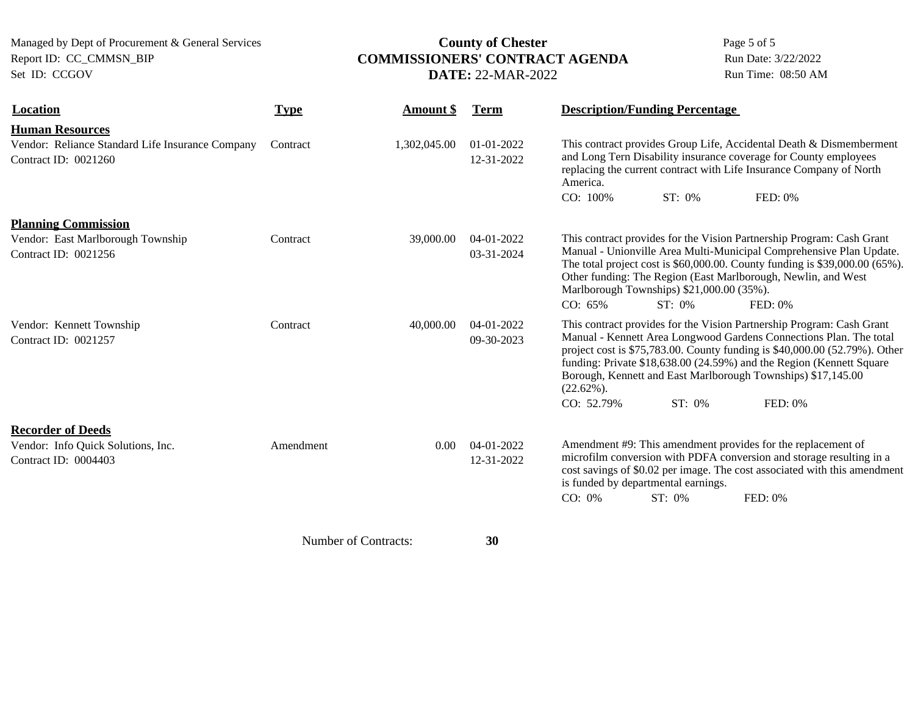Managed by Dept of Procurement & General Services
Report ID: CC_CMMSN_BIP
Set ID: CCGOV

# County of Chester
## COMMISSIONERS' CONTRACT AGENDA
### DATE: 22-MAR-2022

Run Date: 3/22/2022
Run Time: 08:50 AM

| Location | Type | Amount $ | Term | Description/Funding Percentage |
|---|---|---|---|---|
| **Human Resources** | | | | |
| Vendor: Reliance Standard Life Insurance Company<br>Contract ID: 0021260 | Contract | 1,302,045.00 | 01-01-2022<br>12-31-2022 | This contract provides Group Life, Accidental Death & Dismemberment and Long Tern Disability insurance coverage for County employees replacing the current contract with Life Insurance Company of North America.<br>CO: 100% ST: 0% FED: 0% |
| **Planning Commission** | | | | |
| Vendor: East Marlborough Township<br>Contract ID: 0021256 | Contract | 39,000.00 | 04-01-2022<br>03-31-2024 | This contract provides for the Vision Partnership Program: Cash Grant Manual - Unionville Area Multi-Municipal Comprehensive Plan Update. The total project cost is $60,000.00. County funding is $39,000.00 (65%). Other funding: The Region (East Marlborough, Newlin, and West Marlborough Townships) $21,000.00 (35%).<br>CO: 65% ST: 0% FED: 0% |
| Vendor: Kennett Township<br>Contract ID: 0021257 | Contract | 40,000.00 | 04-01-2022<br>09-30-2023 | This contract provides for the Vision Partnership Program: Cash Grant Manual - Kennett Area Longwood Gardens Connections Plan. The total project cost is $75,783.00. County funding is $40,000.00 (52.79%). Other funding: Private $18,638.00 (24.59%) and the Region (Kennett Square Borough, Kennett and East Marlborough Townships) $17,145.00 (22.62%).<br>CO: 52.79% ST: 0% FED: 0% |
| **Recorder of Deeds** | | | | |
| Vendor: Info Quick Solutions, Inc.<br>Contract ID: 0004403 | Amendment | 0.00 | 04-01-2022<br>12-31-2022 | Amendment #9: This amendment provides for the replacement of microfilm conversion with PDFA conversion and storage resulting in a cost savings of $0.02 per image. The cost associated with this amendment is funded by departmental earnings.<br>CO: 0% ST: 0% FED: 0% |

Number of Contracts: **30**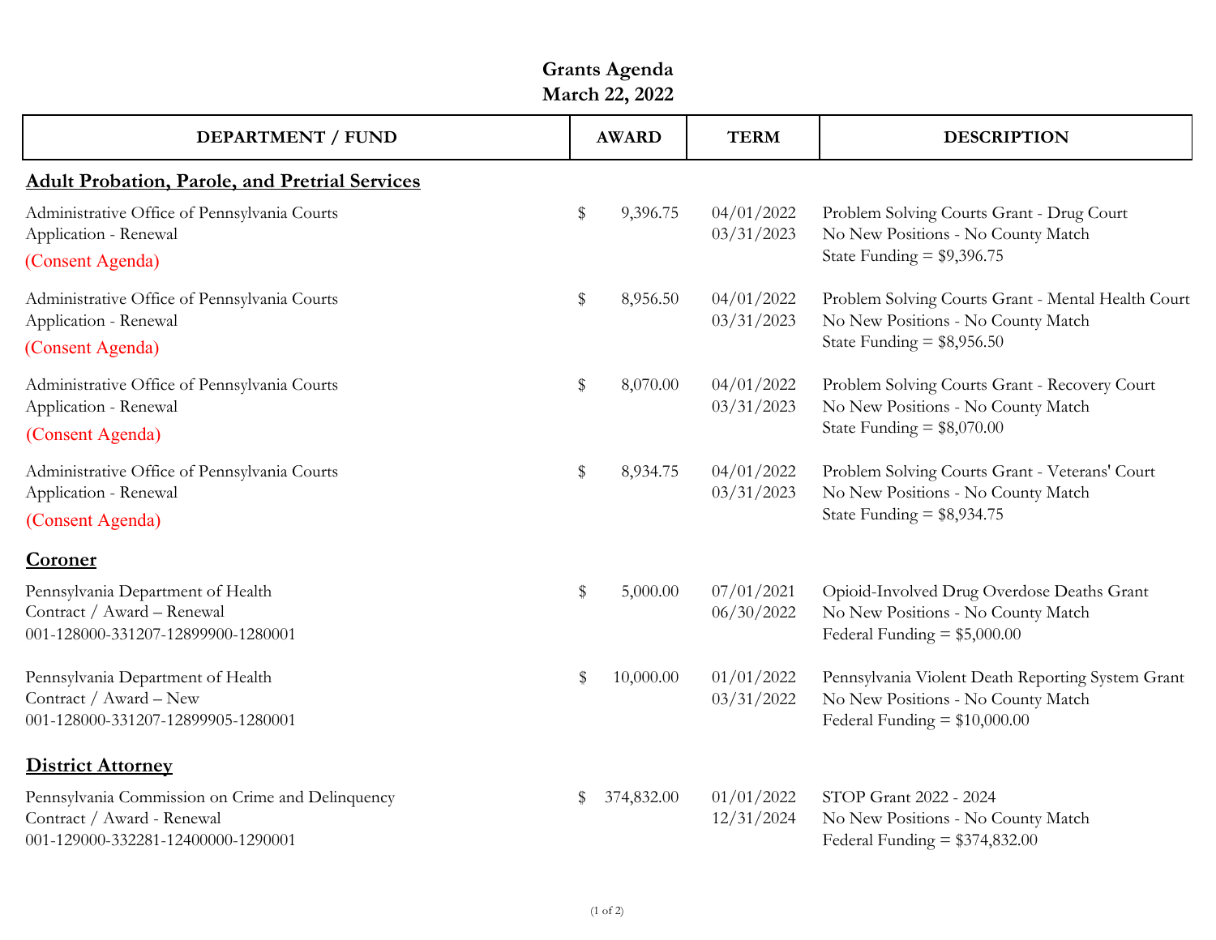# Grants Agenda
## March 22, 2022

| DEPARTMENT / FUND | AWARD | TERM | DESCRIPTION |
|---|---|---|---|
| **Adult Probation, Parole, and Pretrial Services** | | | |
| Administrative Office of Pennsylvania Courts<br>Application - Renewal<br>(Consent Agenda) | $ 9,396.75 | 04/01/2022<br>03/31/2023 | Problem Solving Courts Grant - Drug Court<br>No New Positions - No County Match<br>State Funding = $9,396.75 |
| Administrative Office of Pennsylvania Courts<br>Application - Renewal<br>(Consent Agenda) | $ 8,956.50 | 04/01/2022<br>03/31/2023 | Problem Solving Courts Grant - Mental Health Court<br>No New Positions - No County Match<br>State Funding = $8,956.50 |
| Administrative Office of Pennsylvania Courts<br>Application - Renewal<br>(Consent Agenda) | $ 8,070.00 | 04/01/2022<br>03/31/2023 | Problem Solving Courts Grant - Recovery Court<br>No New Positions - No County Match<br>State Funding = $8,070.00 |
| Administrative Office of Pennsylvania Courts<br>Application - Renewal<br>(Consent Agenda) | $ 8,934.75 | 04/01/2022<br>03/31/2023 | Problem Solving Courts Grant - Veterans' Court<br>No New Positions - No County Match<br>State Funding = $8,934.75 |
| **Coroner** | | | |
| Pennsylvania Department of Health<br>Contract / Award – Renewal<br>001-128000-331207-12899900-1280001 | $ 5,000.00 | 07/01/2021<br>06/30/2022 | Opioid-Involved Drug Overdose Deaths Grant<br>No New Positions - No County Match<br>Federal Funding = $5,000.00 |
| Pennsylvania Department of Health<br>Contract / Award – New<br>001-128000-331207-12899905-1280001 | $ 10,000.00 | 01/01/2022<br>03/31/2022 | Pennsylvania Violent Death Reporting System Grant<br>No New Positions - No County Match<br>Federal Funding = $10,000.00 |
| **District Attorney** | | | |
| Pennsylvania Commission on Crime and Delinquency<br>Contract / Award - Renewal<br>001-129000-332281-12400000-1290001 | $ 374,832.00 | 01/01/2022<br>12/31/2024 | STOP Grant 2022 - 2024<br>No New Positions - No County Match<br>Federal Funding = $374,832.00 |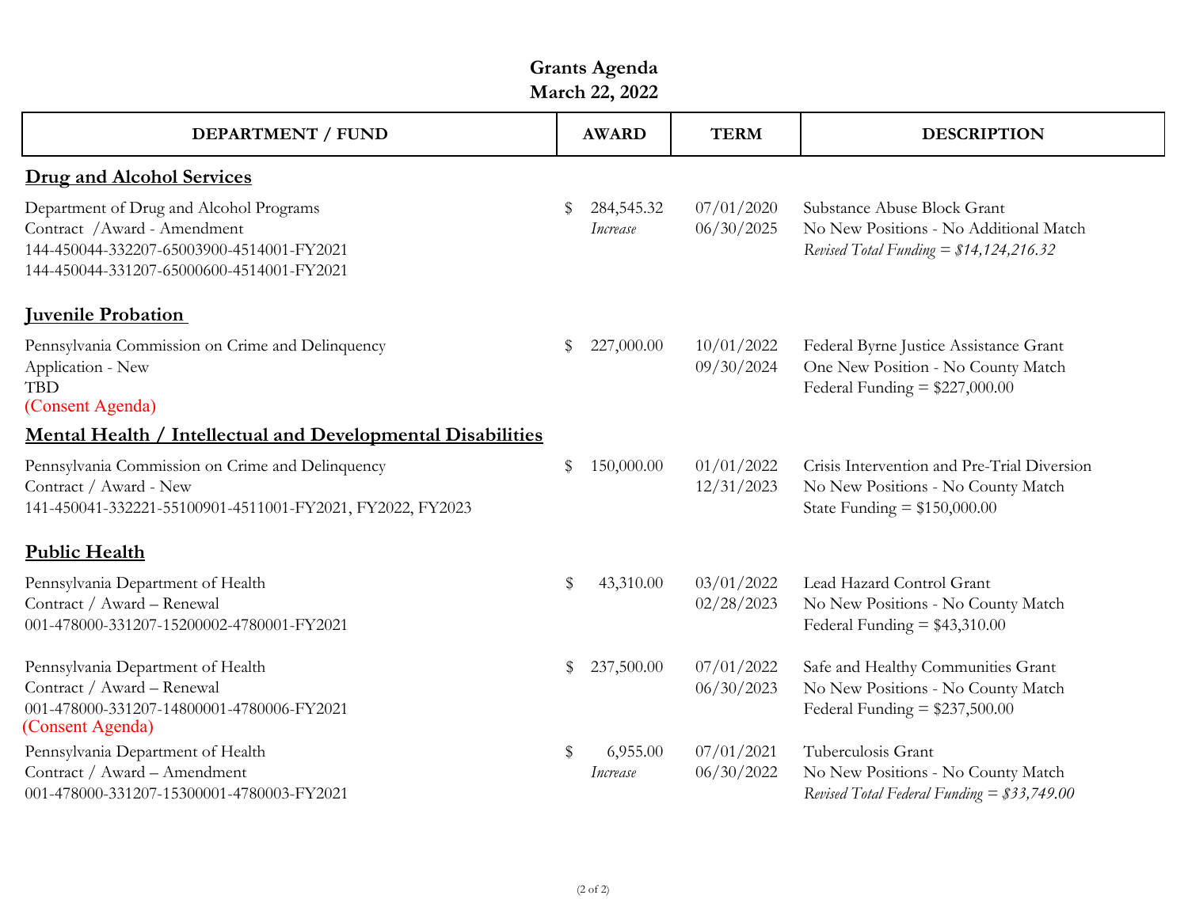# Grants Agenda
## March 22, 2022

| DEPARTMENT / FUND | AWARD | TERM | DESCRIPTION |
|---|---|---|---|
| **Drug and Alcohol Services** | | | |
| Department of Drug and Alcohol Programs<br>Contract /Award - Amendment<br>144-450044-332207-65003900-4514001-FY2021<br>144-450044-331207-65000600-4514001-FY2021 | $ 284,545.32<br>*Increase* | 07/01/2020<br>06/30/2025 | Substance Abuse Block Grant<br>No New Positions - No Additional Match<br>*Revised Total Funding = $14,124,216.32* |
| **Juvenile Probation** | | | |
| Pennsylvania Commission on Crime and Delinquency<br>Application - New<br>TBD<br>(Consent Agenda) | $ 227,000.00 | 10/01/2022<br>09/30/2024 | Federal Byrne Justice Assistance Grant<br>One New Position - No County Match<br>Federal Funding = $227,000.00 |
| **Mental Health / Intellectual and Developmental Disabilities** | | | |
| Pennsylvania Commission on Crime and Delinquency<br>Contract / Award - New<br>141-450041-332221-55100901-4511001-FY2021, FY2022, FY2023 | $ 150,000.00 | 01/01/2022<br>12/31/2023 | Crisis Intervention and Pre-Trial Diversion<br>No New Positions - No County Match<br>State Funding = $150,000.00 |
| **Public Health** | | | |
| Pennsylvania Department of Health<br>Contract / Award – Renewal<br>001-478000-331207-15200002-4780001-FY2021 | $ 43,310.00 | 03/01/2022<br>02/28/2023 | Lead Hazard Control Grant<br>No New Positions - No County Match<br>Federal Funding = $43,310.00 |
| Pennsylvania Department of Health<br>Contract / Award – Renewal<br>001-478000-331207-14800001-4780006-FY2021<br>(Consent Agenda) | $ 237,500.00 | 07/01/2022<br>06/30/2023 | Safe and Healthy Communities Grant<br>No New Positions - No County Match<br>Federal Funding = $237,500.00 |
| Pennsylvania Department of Health<br>Contract / Award – Amendment<br>001-478000-331207-15300001-4780003-FY2021 | $ 6,955.00<br>*Increase* | 07/01/2021<br>06/30/2022 | Tuberculosis Grant<br>No New Positions - No County Match<br>*Revised Total Federal Funding = $33,749.00* |